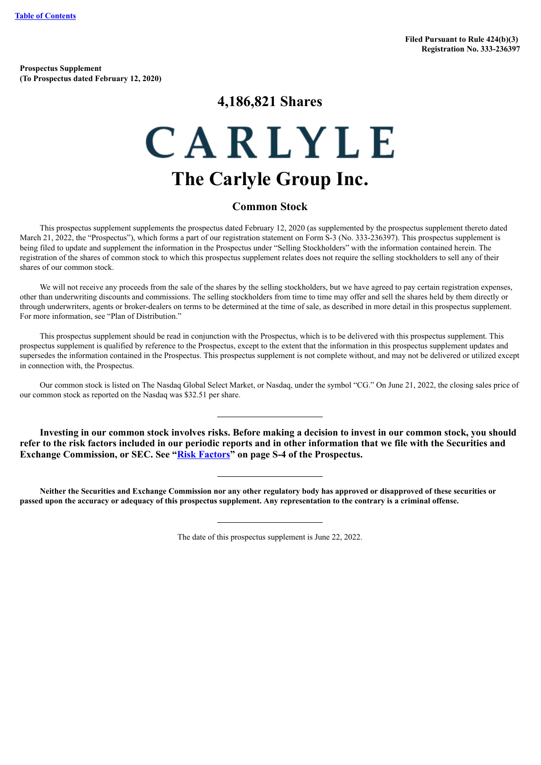Filed Pursuant to Rule 424(b)(3)
Registration No. 333-236397

**Prospectus Supplement**
**(To Prospectus dated February 12, 2020)**

# 4,186,821 Shares

CARLYLE

# The Carlyle Group Inc.

## Common Stock

This prospectus supplement supplements the prospectus dated February 12, 2020 (as supplemented by the prospectus supplement thereto dated March 21, 2022, the "Prospectus"), which forms a part of our registration statement on Form S-3 (No. 333-236397). This prospectus supplement is being filed to update and supplement the information in the Prospectus under "Selling Stockholders" with the information contained herein. The registration of the shares of common stock to which this prospectus supplement relates does not require the selling stockholders to sell any of their shares of our common stock.

We will not receive any proceeds from the sale of the shares by the selling stockholders, but we have agreed to pay certain registration expenses, other than underwriting discounts and commissions. The selling stockholders from time to time may offer and sell the shares held by them directly or through underwriters, agents or broker-dealers on terms to be determined at the time of sale, as described in more detail in this prospectus supplement. For more information, see "Plan of Distribution."

This prospectus supplement should be read in conjunction with the Prospectus, which is to be delivered with this prospectus supplement. This prospectus supplement is qualified by reference to the Prospectus, except to the extent that the information in this prospectus supplement updates and supersedes the information contained in the Prospectus. This prospectus supplement is not complete without, and may not be delivered or utilized except in connection with, the Prospectus.

Our common stock is listed on The Nasdaq Global Select Market, or Nasdaq, under the symbol "CG." On June 21, 2022, the closing sales price of our common stock as reported on the Nasdaq was $32.51 per share.

---

**Investing in our common stock involves risks. Before making a decision to invest in our common stock, you should refer to the risk factors included in our periodic reports and in other information that we file with the Securities and Exchange Commission, or SEC. See "Risk Factors" on page S-4 of the Prospectus.**

---

**Neither the Securities and Exchange Commission nor any other regulatory body has approved or disapproved of these securities or passed upon the accuracy or adequacy of this prospectus supplement. Any representation to the contrary is a criminal offense.**

---

The date of this prospectus supplement is June 22, 2022.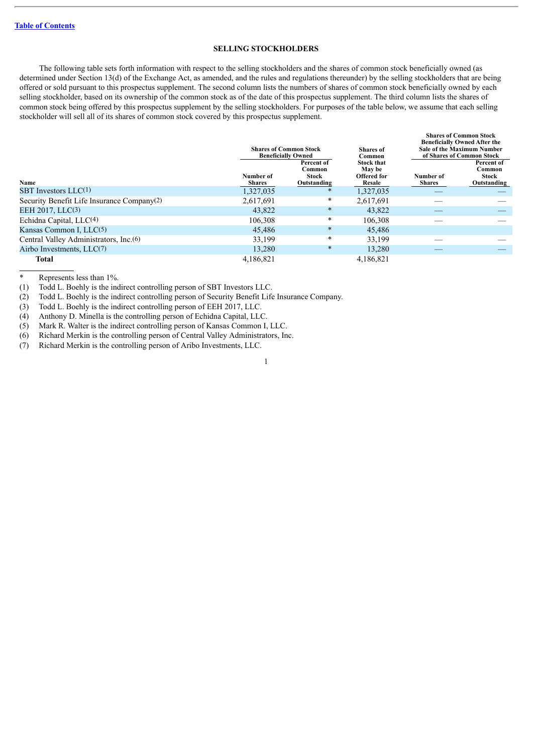[Table of Contents](#)

## SELLING STOCKHOLDERS

The following table sets forth information with respect to the selling stockholders and the shares of common stock beneficially owned (as determined under Section 13(d) of the Exchange Act, as amended, and the rules and regulations thereunder) by the selling stockholders that are being offered or sold pursuant to this prospectus supplement. The second column lists the numbers of shares of common stock beneficially owned by each selling stockholder, based on its ownership of the common stock as of the date of this prospectus supplement. The third column lists the shares of common stock being offered by this prospectus supplement by the selling stockholders. For purposes of the table below, we assume that each selling stockholder will sell all of its shares of common stock covered by this prospectus supplement.

| | Shares of Common Stock Beneficially Owned | | Shares of Common Stock that May be Offered for Resale | Shares of Common Stock Beneficially Owned After the Sale of the Maximum Number of Shares of Common Stock | |
|---|---|---|---|---|---|
| **Name** | **Number of Shares** | **Percent of Common Stock Outstanding** | | **Number of Shares** | **Percent of Common Stock Outstanding** |
| SBT Investors LLC(1) | 1,327,035 | * | 1,327,035 | — | — |
| Security Benefit Life Insurance Company(2) | 2,617,691 | * | 2,617,691 | — | — |
| EEH 2017, LLC(3) | 43,822 | * | 43,822 | — | — |
| Echidna Capital, LLC(4) | 106,308 | * | 106,308 | — | — |
| Kansas Common I, LLC(5) | 45,486 | * | 45,486 | | |
| Central Valley Administrators, Inc.(6) | 33,199 | * | 33,199 | — | — |
| Airbo Investments, LLC(7) | 13,280 | * | 13,280 | — | — |
| **Total** | 4,186,821 | | 4,186,821 | | |

\* Represents less than 1%.

(1) Todd L. Boehly is the indirect controlling person of SBT Investors LLC.

(2) Todd L. Boehly is the indirect controlling person of Security Benefit Life Insurance Company.

(3) Todd L. Boehly is the indirect controlling person of EEH 2017, LLC.

(4) Anthony D. Minella is the controlling person of Echidna Capital, LLC.

(5) Mark R. Walter is the indirect controlling person of Kansas Common I, LLC.

(6) Richard Merkin is the controlling person of Central Valley Administrators, Inc.

(7) Richard Merkin is the controlling person of Aribo Investments, LLC.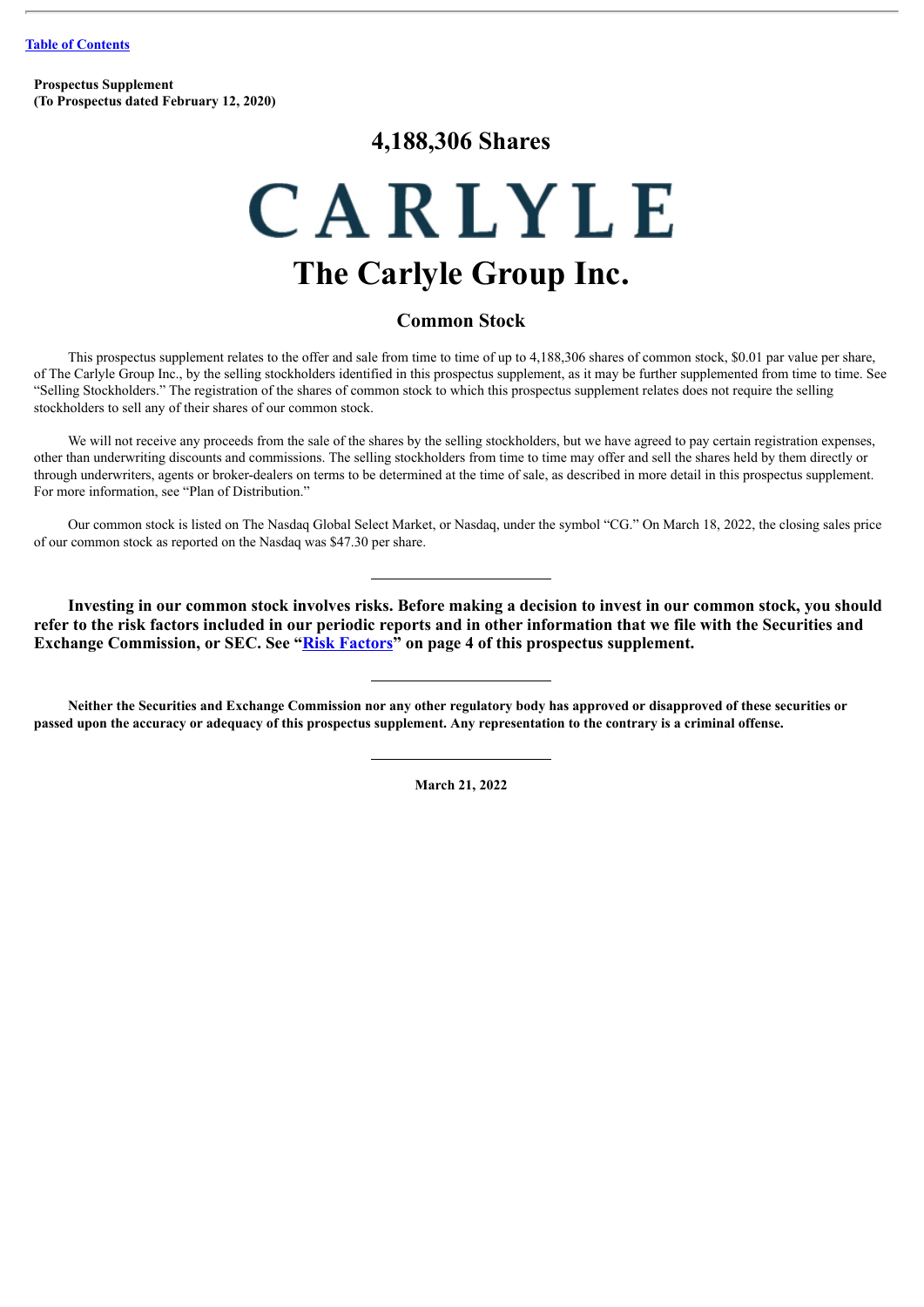**Prospectus Supplement**
**(To Prospectus dated February 12, 2020)**

# 4,188,306 Shares

# CARLYLE

# The Carlyle Group Inc.

## Common Stock

This prospectus supplement relates to the offer and sale from time to time of up to 4,188,306 shares of common stock, $0.01 par value per share, of The Carlyle Group Inc., by the selling stockholders identified in this prospectus supplement, as it may be further supplemented from time to time. See "Selling Stockholders." The registration of the shares of common stock to which this prospectus supplement relates does not require the selling stockholders to sell any of their shares of our common stock.

We will not receive any proceeds from the sale of the shares by the selling stockholders, but we have agreed to pay certain registration expenses, other than underwriting discounts and commissions. The selling stockholders from time to time may offer and sell the shares held by them directly or through underwriters, agents or broker-dealers on terms to be determined at the time of sale, as described in more detail in this prospectus supplement. For more information, see "Plan of Distribution."

Our common stock is listed on The Nasdaq Global Select Market, or Nasdaq, under the symbol "CG." On March 18, 2022, the closing sales price of our common stock as reported on the Nasdaq was $47.30 per share.

---

**Investing in our common stock involves risks. Before making a decision to invest in our common stock, you should refer to the risk factors included in our periodic reports and in other information that we file with the Securities and Exchange Commission, or SEC. See "Risk Factors" on page 4 of this prospectus supplement.**

---

**Neither the Securities and Exchange Commission nor any other regulatory body has approved or disapproved of these securities or passed upon the accuracy or adequacy of this prospectus supplement. Any representation to the contrary is a criminal offense.**

---

**March 21, 2022**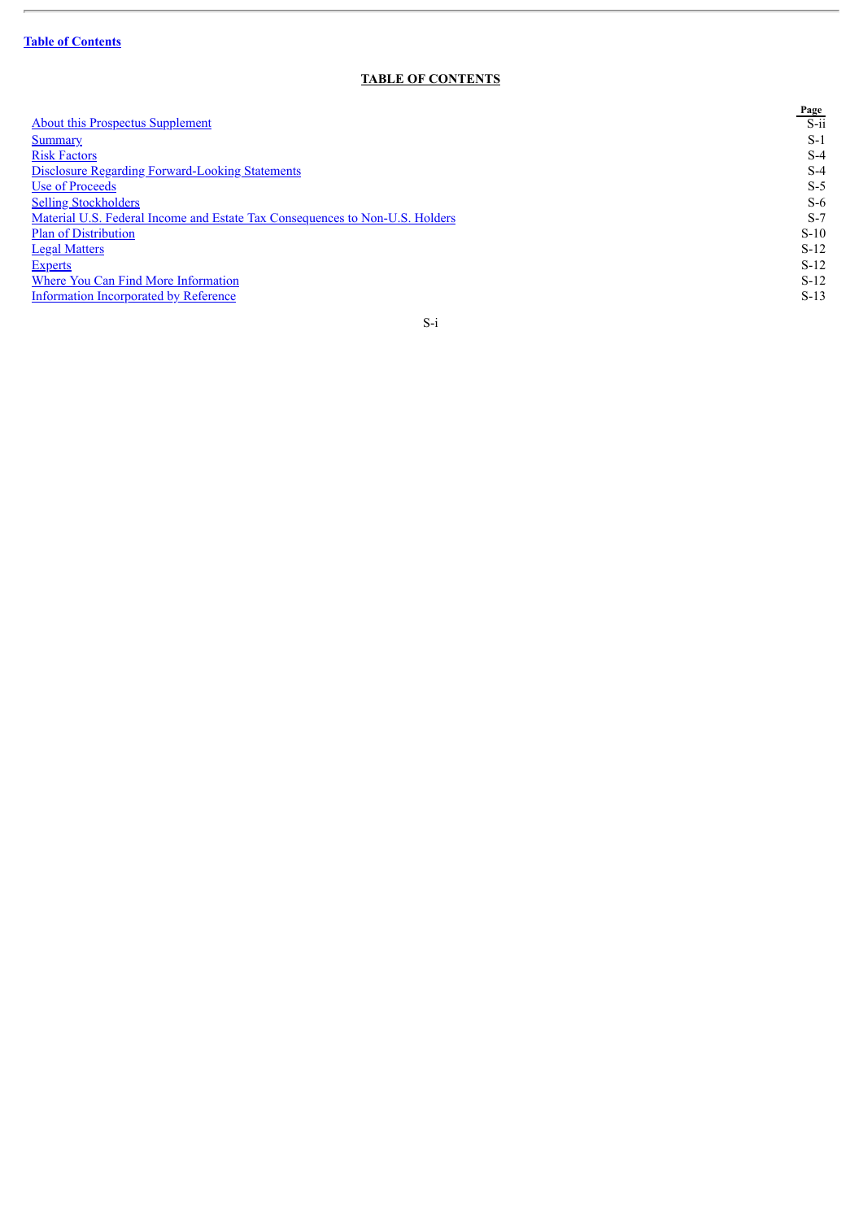## TABLE OF CONTENTS

| | Page |
|---|---|
| About this Prospectus Supplement | S-ii |
| Summary | S-1 |
| Risk Factors | S-4 |
| Disclosure Regarding Forward-Looking Statements | S-4 |
| Use of Proceeds | S-5 |
| Selling Stockholders | S-6 |
| Material U.S. Federal Income and Estate Tax Consequences to Non-U.S. Holders | S-7 |
| Plan of Distribution | S-10 |
| Legal Matters | S-12 |
| Experts | S-12 |
| Where You Can Find More Information | S-12 |
| Information Incorporated by Reference | S-13 |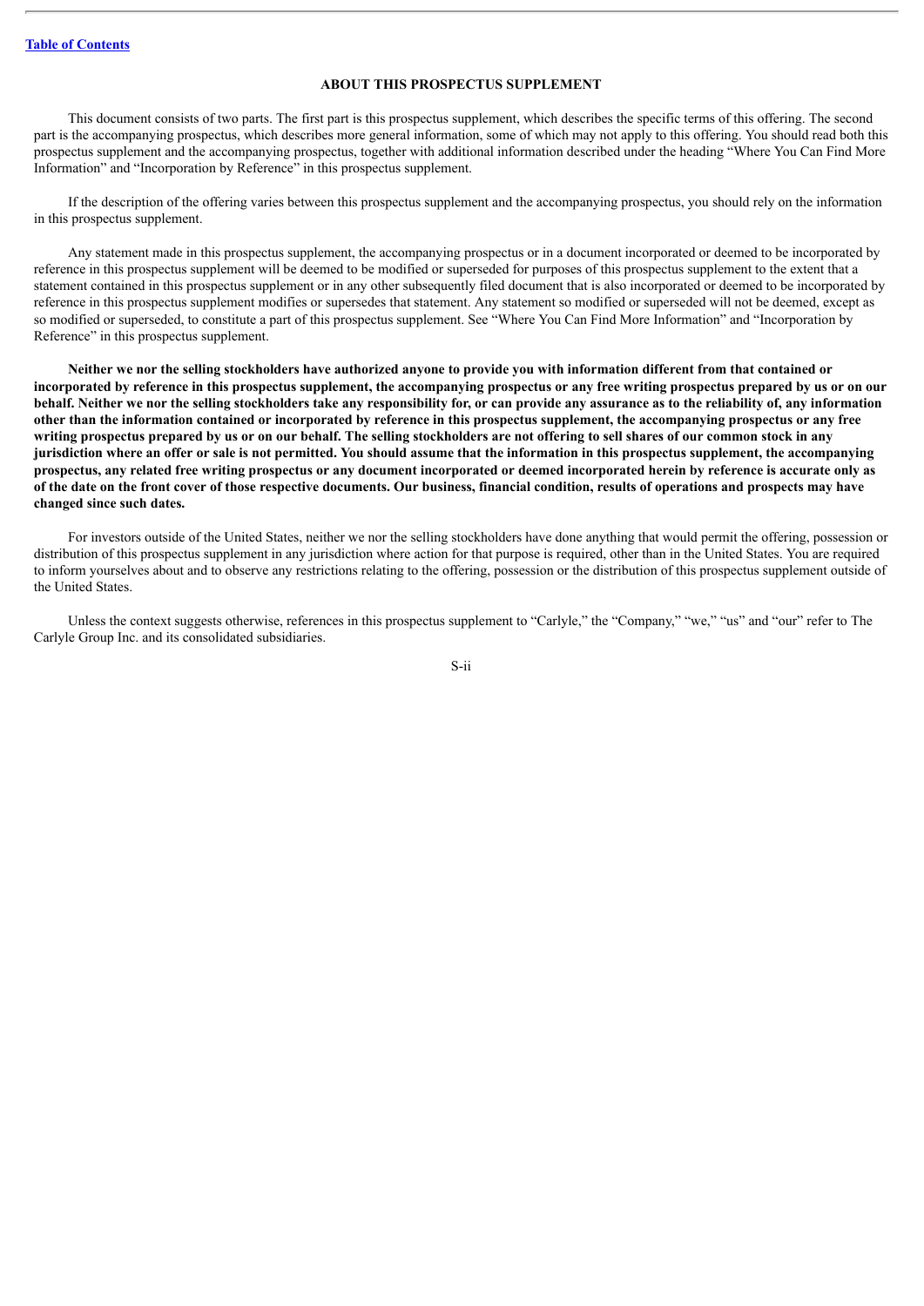## ABOUT THIS PROSPECTUS SUPPLEMENT

This document consists of two parts. The first part is this prospectus supplement, which describes the specific terms of this offering. The second part is the accompanying prospectus, which describes more general information, some of which may not apply to this offering. You should read both this prospectus supplement and the accompanying prospectus, together with additional information described under the heading "Where You Can Find More Information" and "Incorporation by Reference" in this prospectus supplement.

If the description of the offering varies between this prospectus supplement and the accompanying prospectus, you should rely on the information in this prospectus supplement.

Any statement made in this prospectus supplement, the accompanying prospectus or in a document incorporated or deemed to be incorporated by reference in this prospectus supplement will be deemed to be modified or superseded for purposes of this prospectus supplement to the extent that a statement contained in this prospectus supplement or in any other subsequently filed document that is also incorporated or deemed to be incorporated by reference in this prospectus supplement modifies or supersedes that statement. Any statement so modified or superseded will not be deemed, except as so modified or superseded, to constitute a part of this prospectus supplement. See "Where You Can Find More Information" and "Incorporation by Reference" in this prospectus supplement.

**Neither we nor the selling stockholders have authorized anyone to provide you with information different from that contained or incorporated by reference in this prospectus supplement, the accompanying prospectus or any free writing prospectus prepared by us or on our behalf. Neither we nor the selling stockholders take any responsibility for, or can provide any assurance as to the reliability of, any information other than the information contained or incorporated by reference in this prospectus supplement, the accompanying prospectus or any free writing prospectus prepared by us or on our behalf. The selling stockholders are not offering to sell shares of our common stock in any jurisdiction where an offer or sale is not permitted. You should assume that the information in this prospectus supplement, the accompanying prospectus, any related free writing prospectus or any document incorporated or deemed incorporated herein by reference is accurate only as of the date on the front cover of those respective documents. Our business, financial condition, results of operations and prospects may have changed since such dates.**

For investors outside of the United States, neither we nor the selling stockholders have done anything that would permit the offering, possession or distribution of this prospectus supplement in any jurisdiction where action for that purpose is required, other than in the United States. You are required to inform yourselves about and to observe any restrictions relating to the offering, possession or the distribution of this prospectus supplement outside of the United States.

Unless the context suggests otherwise, references in this prospectus supplement to "Carlyle," the "Company," "we," "us" and "our" refer to The Carlyle Group Inc. and its consolidated subsidiaries.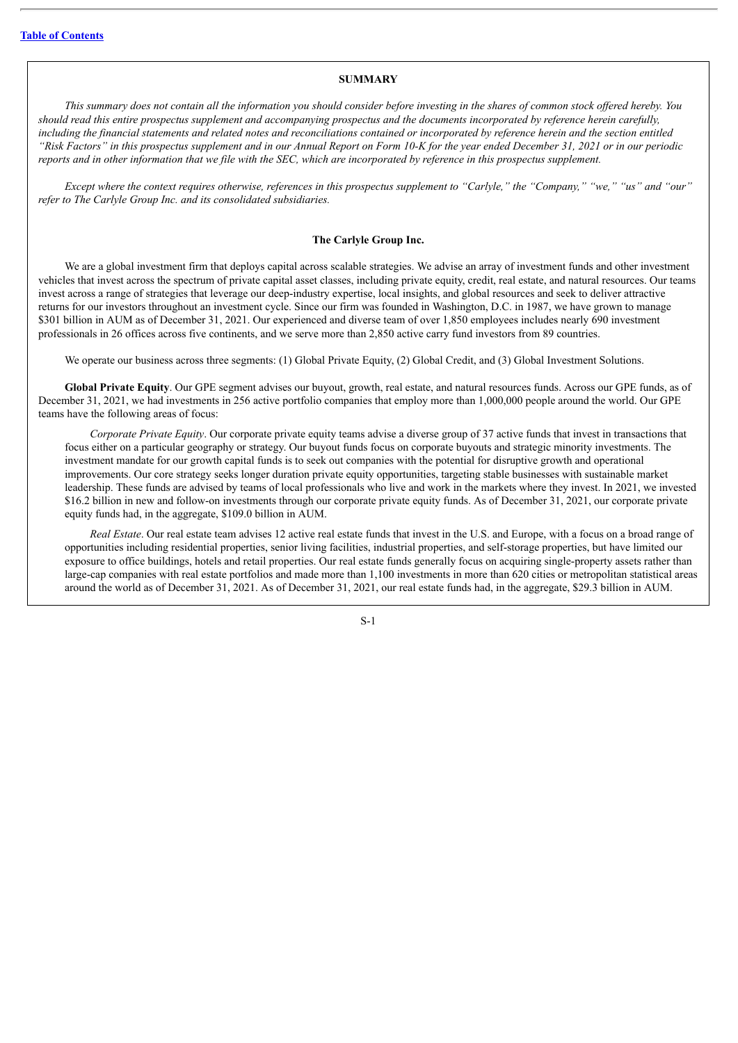## SUMMARY

*This summary does not contain all the information you should consider before investing in the shares of common stock offered hereby. You should read this entire prospectus supplement and accompanying prospectus and the documents incorporated by reference herein carefully, including the financial statements and related notes and reconciliations contained or incorporated by reference herein and the section entitled "Risk Factors" in this prospectus supplement and in our Annual Report on Form 10-K for the year ended December 31, 2021 or in our periodic reports and in other information that we file with the SEC, which are incorporated by reference in this prospectus supplement.*

*Except where the context requires otherwise, references in this prospectus supplement to "Carlyle," the "Company," "we," "us" and "our" refer to The Carlyle Group Inc. and its consolidated subsidiaries.*

### The Carlyle Group Inc.

We are a global investment firm that deploys capital across scalable strategies. We advise an array of investment funds and other investment vehicles that invest across the spectrum of private capital asset classes, including private equity, credit, real estate, and natural resources. Our teams invest across a range of strategies that leverage our deep-industry expertise, local insights, and global resources and seek to deliver attractive returns for our investors throughout an investment cycle. Since our firm was founded in Washington, D.C. in 1987, we have grown to manage $301 billion in AUM as of December 31, 2021. Our experienced and diverse team of over 1,850 employees includes nearly 690 investment professionals in 26 offices across five continents, and we serve more than 2,850 active carry fund investors from 89 countries.

We operate our business across three segments: (1) Global Private Equity, (2) Global Credit, and (3) Global Investment Solutions.

**Global Private Equity**. Our GPE segment advises our buyout, growth, real estate, and natural resources funds. Across our GPE funds, as of December 31, 2021, we had investments in 256 active portfolio companies that employ more than 1,000,000 people around the world. Our GPE teams have the following areas of focus:

*Corporate Private Equity*. Our corporate private equity teams advise a diverse group of 37 active funds that invest in transactions that focus either on a particular geography or strategy. Our buyout funds focus on corporate buyouts and strategic minority investments. The investment mandate for our growth capital funds is to seek out companies with the potential for disruptive growth and operational improvements. Our core strategy seeks longer duration private equity opportunities, targeting stable businesses with sustainable market leadership. These funds are advised by teams of local professionals who live and work in the markets where they invest. In 2021, we invested $16.2 billion in new and follow-on investments through our corporate private equity funds. As of December 31, 2021, our corporate private equity funds had, in the aggregate, $109.0 billion in AUM.

*Real Estate*. Our real estate team advises 12 active real estate funds that invest in the U.S. and Europe, with a focus on a broad range of opportunities including residential properties, senior living facilities, industrial properties, and self-storage properties, but have limited our exposure to office buildings, hotels and retail properties. Our real estate funds generally focus on acquiring single-property assets rather than large-cap companies with real estate portfolios and made more than 1,100 investments in more than 620 cities or metropolitan statistical areas around the world as of December 31, 2021. As of December 31, 2021, our real estate funds had, in the aggregate, $29.3 billion in AUM.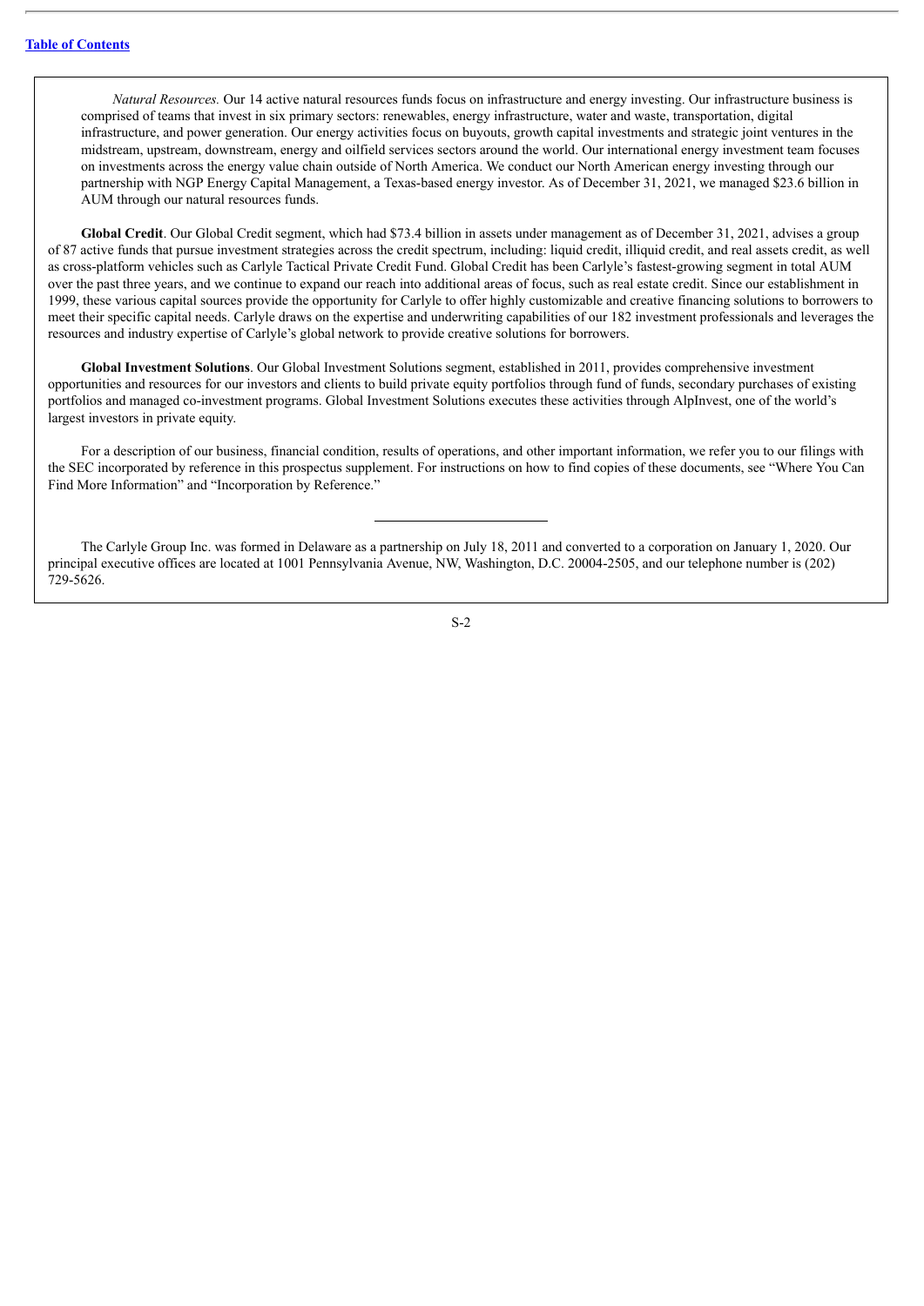*Natural Resources.* Our 14 active natural resources funds focus on infrastructure and energy investing. Our infrastructure business is comprised of teams that invest in six primary sectors: renewables, energy infrastructure, water and waste, transportation, digital infrastructure, and power generation. Our energy activities focus on buyouts, growth capital investments and strategic joint ventures in the midstream, upstream, downstream, energy and oilfield services sectors around the world. Our international energy investment team focuses on investments across the energy value chain outside of North America. We conduct our North American energy investing through our partnership with NGP Energy Capital Management, a Texas-based energy investor. As of December 31, 2021, we managed $23.6 billion in AUM through our natural resources funds.

**Global Credit**. Our Global Credit segment, which had $73.4 billion in assets under management as of December 31, 2021, advises a group of 87 active funds that pursue investment strategies across the credit spectrum, including: liquid credit, illiquid credit, and real assets credit, as well as cross-platform vehicles such as Carlyle Tactical Private Credit Fund. Global Credit has been Carlyle's fastest-growing segment in total AUM over the past three years, and we continue to expand our reach into additional areas of focus, such as real estate credit. Since our establishment in 1999, these various capital sources provide the opportunity for Carlyle to offer highly customizable and creative financing solutions to borrowers to meet their specific capital needs. Carlyle draws on the expertise and underwriting capabilities of our 182 investment professionals and leverages the resources and industry expertise of Carlyle's global network to provide creative solutions for borrowers.

**Global Investment Solutions**. Our Global Investment Solutions segment, established in 2011, provides comprehensive investment opportunities and resources for our investors and clients to build private equity portfolios through fund of funds, secondary purchases of existing portfolios and managed co-investment programs. Global Investment Solutions executes these activities through AlpInvest, one of the world's largest investors in private equity.

For a description of our business, financial condition, results of operations, and other important information, we refer you to our filings with the SEC incorporated by reference in this prospectus supplement. For instructions on how to find copies of these documents, see "Where You Can Find More Information" and "Incorporation by Reference."

---

The Carlyle Group Inc. was formed in Delaware as a partnership on July 18, 2011 and converted to a corporation on January 1, 2020. Our principal executive offices are located at 1001 Pennsylvania Avenue, NW, Washington, D.C. 20004-2505, and our telephone number is (202) 729-5626.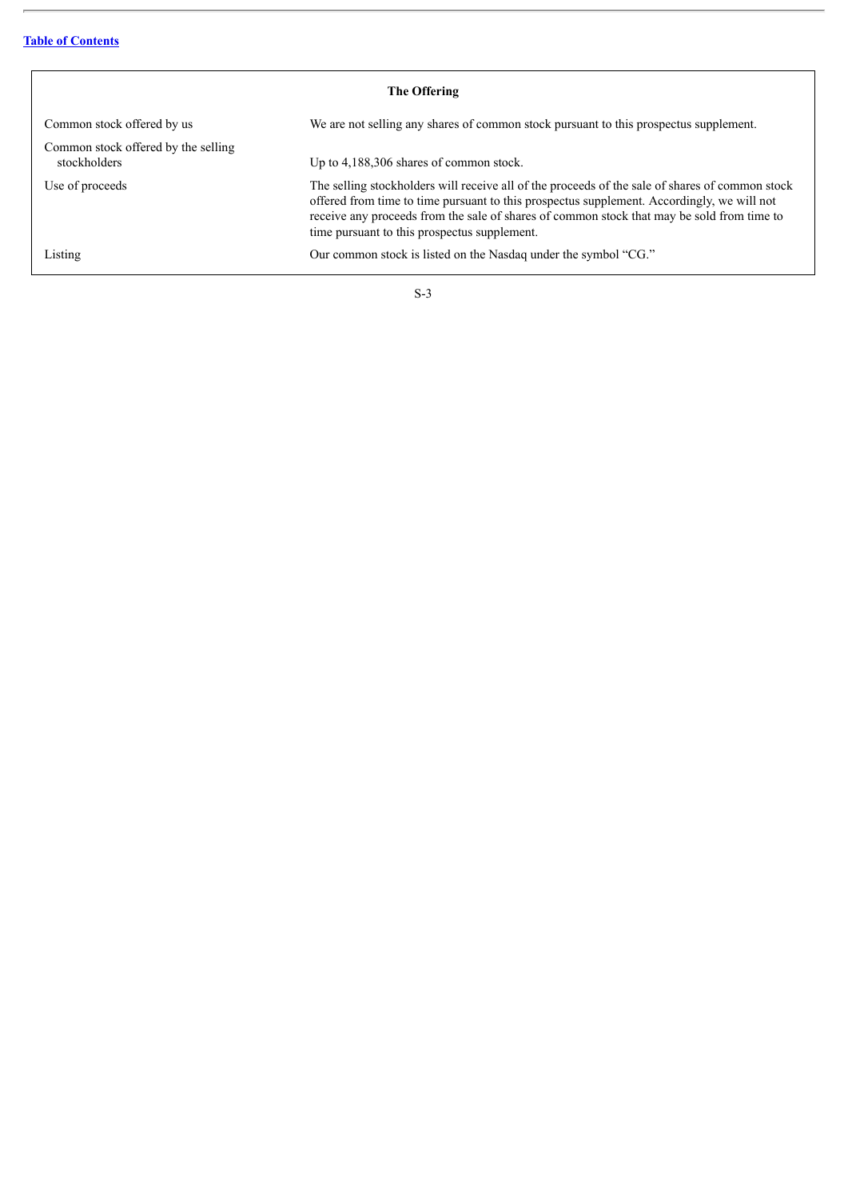## The Offering

| | |
|---|---|
| Common stock offered by us | We are not selling any shares of common stock pursuant to this prospectus supplement. |
| Common stock offered by the selling stockholders | Up to 4,188,306 shares of common stock. |
| Use of proceeds | The selling stockholders will receive all of the proceeds of the sale of shares of common stock offered from time to time pursuant to this prospectus supplement. Accordingly, we will not receive any proceeds from the sale of shares of common stock that may be sold from time to time pursuant to this prospectus supplement. |
| Listing | Our common stock is listed on the Nasdaq under the symbol "CG." |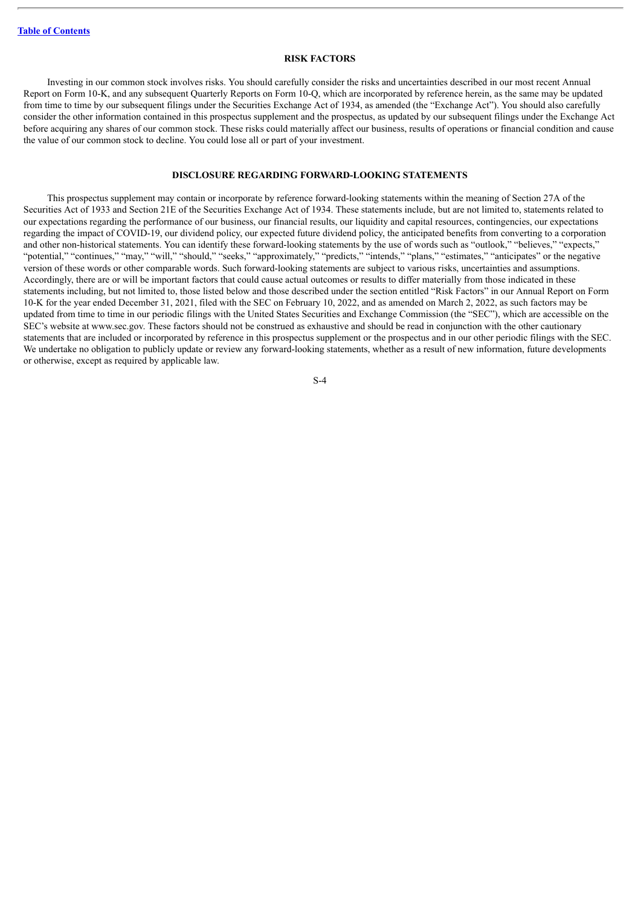## RISK FACTORS

Investing in our common stock involves risks. You should carefully consider the risks and uncertainties described in our most recent Annual Report on Form 10-K, and any subsequent Quarterly Reports on Form 10-Q, which are incorporated by reference herein, as the same may be updated from time to time by our subsequent filings under the Securities Exchange Act of 1934, as amended (the "Exchange Act"). You should also carefully consider the other information contained in this prospectus supplement and the prospectus, as updated by our subsequent filings under the Exchange Act before acquiring any shares of our common stock. These risks could materially affect our business, results of operations or financial condition and cause the value of our common stock to decline. You could lose all or part of your investment.

## DISCLOSURE REGARDING FORWARD-LOOKING STATEMENTS

This prospectus supplement may contain or incorporate by reference forward-looking statements within the meaning of Section 27A of the Securities Act of 1933 and Section 21E of the Securities Exchange Act of 1934. These statements include, but are not limited to, statements related to our expectations regarding the performance of our business, our financial results, our liquidity and capital resources, contingencies, our expectations regarding the impact of COVID-19, our dividend policy, our expected future dividend policy, the anticipated benefits from converting to a corporation and other non-historical statements. You can identify these forward-looking statements by the use of words such as "outlook," "believes," "expects," "potential," "continues," "may," "will," "should," "seeks," "approximately," "predicts," "intends," "plans," "estimates," "anticipates" or the negative version of these words or other comparable words. Such forward-looking statements are subject to various risks, uncertainties and assumptions. Accordingly, there are or will be important factors that could cause actual outcomes or results to differ materially from those indicated in these statements including, but not limited to, those listed below and those described under the section entitled "Risk Factors" in our Annual Report on Form 10-K for the year ended December 31, 2021, filed with the SEC on February 10, 2022, and as amended on March 2, 2022, as such factors may be updated from time to time in our periodic filings with the United States Securities and Exchange Commission (the "SEC"), which are accessible on the SEC's website at www.sec.gov. These factors should not be construed as exhaustive and should be read in conjunction with the other cautionary statements that are included or incorporated by reference in this prospectus supplement or the prospectus and in our other periodic filings with the SEC. We undertake no obligation to publicly update or review any forward-looking statements, whether as a result of new information, future developments or otherwise, except as required by applicable law.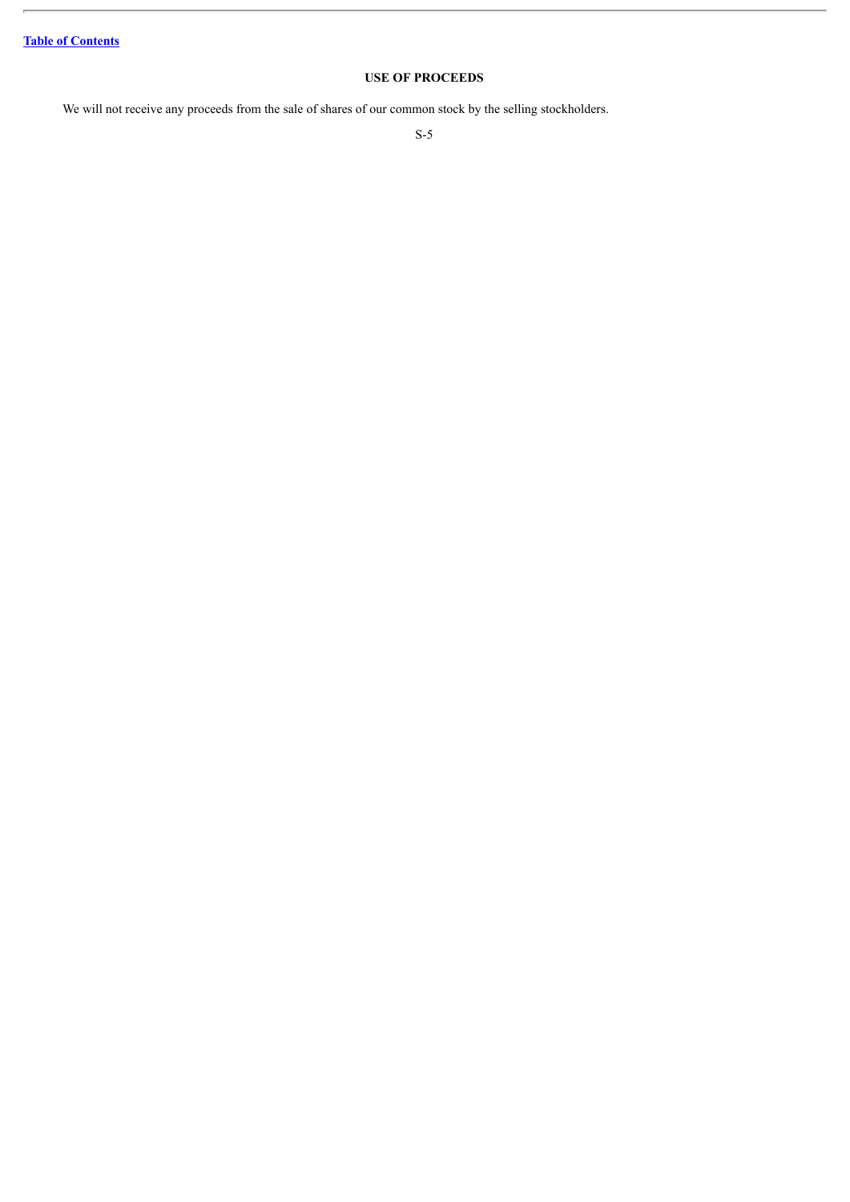## USE OF PROCEEDS

We will not receive any proceeds from the sale of shares of our common stock by the selling stockholders.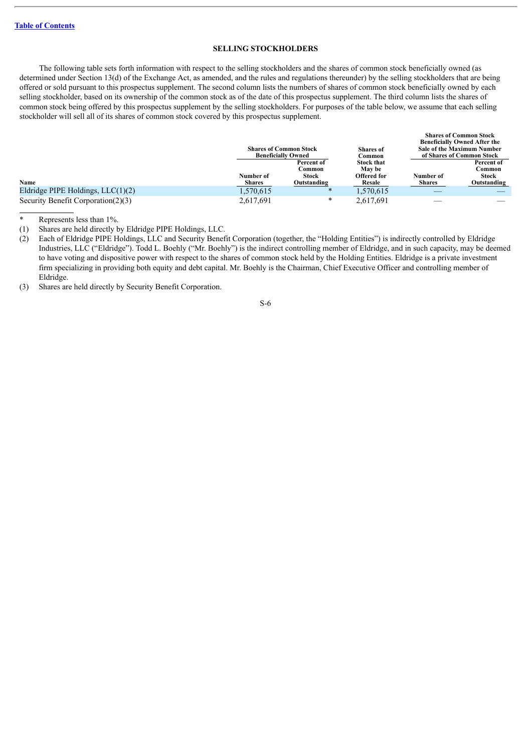[Table of Contents](#)

## SELLING STOCKHOLDERS

The following table sets forth information with respect to the selling stockholders and the shares of common stock beneficially owned (as determined under Section 13(d) of the Exchange Act, as amended, and the rules and regulations thereunder) by the selling stockholders that are being offered or sold pursuant to this prospectus supplement. The second column lists the numbers of shares of common stock beneficially owned by each selling stockholder, based on its ownership of the common stock as of the date of this prospectus supplement. The third column lists the shares of common stock being offered by this prospectus supplement by the selling stockholders. For purposes of the table below, we assume that each selling stockholder will sell all of its shares of common stock covered by this prospectus supplement.

| | Shares of Common Stock Beneficially Owned | | Shares of Common Stock that May be Offered for Resale | Shares of Common Stock Beneficially Owned After the Sale of the Maximum Number of Shares of Common Stock | |
|---|---|---|---|---|---|
| Name | Number of Shares | Percent of Common Stock Outstanding | | Number of Shares | Percent of Common Stock Outstanding |
| Eldridge PIPE Holdings, LLC(1)(2) | 1,570,615 | * | 1,570,615 | — | — |
| Security Benefit Corporation(2)(3) | 2,617,691 | * | 2,617,691 | — | — |

\* Represents less than 1%.

(1) Shares are held directly by Eldridge PIPE Holdings, LLC.

(2) Each of Eldridge PIPE Holdings, LLC and Security Benefit Corporation (together, the "Holding Entities") is indirectly controlled by Eldridge Industries, LLC ("Eldridge"). Todd L. Boehly ("Mr. Boehly") is the indirect controlling member of Eldridge, and in such capacity, may be deemed to have voting and dispositive power with respect to the shares of common stock held by the Holding Entities. Eldridge is a private investment firm specializing in providing both equity and debt capital. Mr. Boehly is the Chairman, Chief Executive Officer and controlling member of Eldridge.

(3) Shares are held directly by Security Benefit Corporation.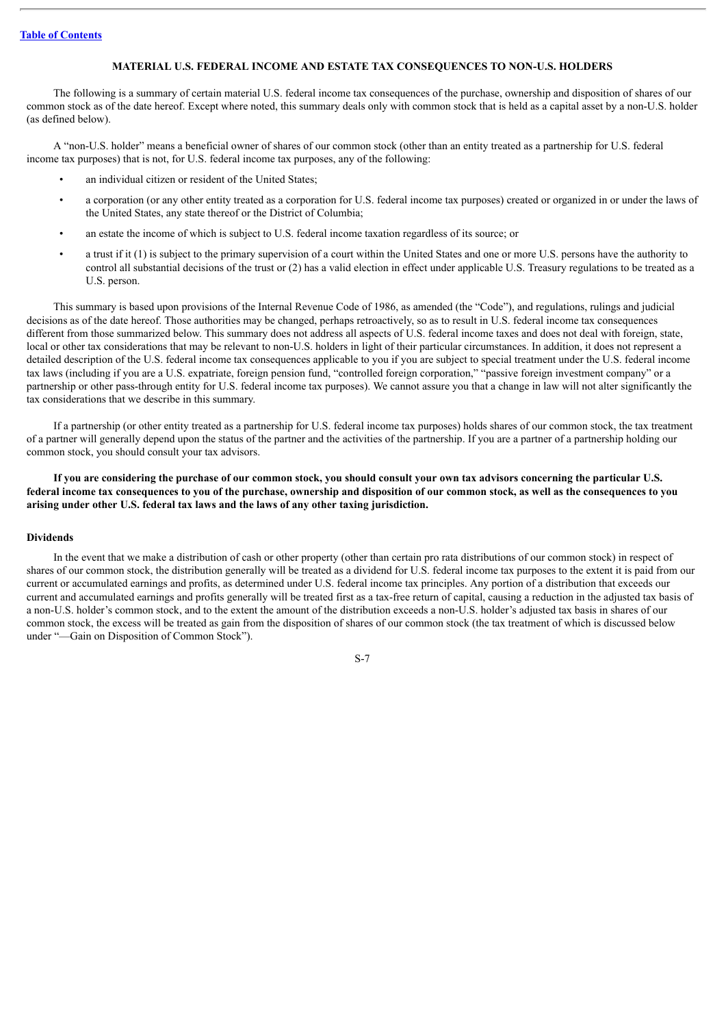## MATERIAL U.S. FEDERAL INCOME AND ESTATE TAX CONSEQUENCES TO NON-U.S. HOLDERS

The following is a summary of certain material U.S. federal income tax consequences of the purchase, ownership and disposition of shares of our common stock as of the date hereof. Except where noted, this summary deals only with common stock that is held as a capital asset by a non-U.S. holder (as defined below).

A "non-U.S. holder" means a beneficial owner of shares of our common stock (other than an entity treated as a partnership for U.S. federal income tax purposes) that is not, for U.S. federal income tax purposes, any of the following:

- an individual citizen or resident of the United States;
- a corporation (or any other entity treated as a corporation for U.S. federal income tax purposes) created or organized in or under the laws of the United States, any state thereof or the District of Columbia;
- an estate the income of which is subject to U.S. federal income taxation regardless of its source; or
- a trust if it (1) is subject to the primary supervision of a court within the United States and one or more U.S. persons have the authority to control all substantial decisions of the trust or (2) has a valid election in effect under applicable U.S. Treasury regulations to be treated as a U.S. person.

This summary is based upon provisions of the Internal Revenue Code of 1986, as amended (the "Code"), and regulations, rulings and judicial decisions as of the date hereof. Those authorities may be changed, perhaps retroactively, so as to result in U.S. federal income tax consequences different from those summarized below. This summary does not address all aspects of U.S. federal income taxes and does not deal with foreign, state, local or other tax considerations that may be relevant to non-U.S. holders in light of their particular circumstances. In addition, it does not represent a detailed description of the U.S. federal income tax consequences applicable to you if you are subject to special treatment under the U.S. federal income tax laws (including if you are a U.S. expatriate, foreign pension fund, "controlled foreign corporation," "passive foreign investment company" or a partnership or other pass-through entity for U.S. federal income tax purposes). We cannot assure you that a change in law will not alter significantly the tax considerations that we describe in this summary.

If a partnership (or other entity treated as a partnership for U.S. federal income tax purposes) holds shares of our common stock, the tax treatment of a partner will generally depend upon the status of the partner and the activities of the partnership. If you are a partner of a partnership holding our common stock, you should consult your tax advisors.

**If you are considering the purchase of our common stock, you should consult your own tax advisors concerning the particular U.S. federal income tax consequences to you of the purchase, ownership and disposition of our common stock, as well as the consequences to you arising under other U.S. federal tax laws and the laws of any other taxing jurisdiction.**

### Dividends

In the event that we make a distribution of cash or other property (other than certain pro rata distributions of our common stock) in respect of shares of our common stock, the distribution generally will be treated as a dividend for U.S. federal income tax purposes to the extent it is paid from our current or accumulated earnings and profits, as determined under U.S. federal income tax principles. Any portion of a distribution that exceeds our current and accumulated earnings and profits generally will be treated first as a tax-free return of capital, causing a reduction in the adjusted tax basis of a non-U.S. holder's common stock, and to the extent the amount of the distribution exceeds a non-U.S. holder's adjusted tax basis in shares of our common stock, the excess will be treated as gain from the disposition of shares of our common stock (the tax treatment of which is discussed below under "—Gain on Disposition of Common Stock").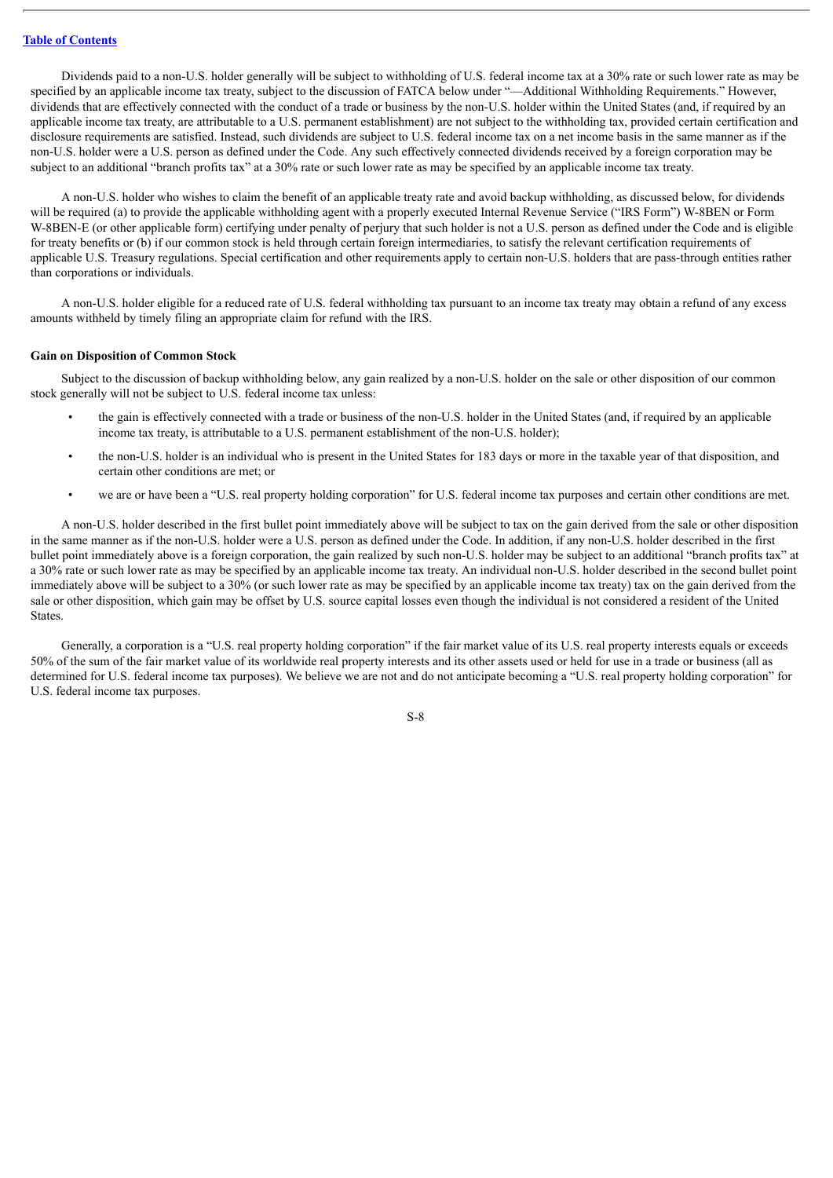Dividends paid to a non-U.S. holder generally will be subject to withholding of U.S. federal income tax at a 30% rate or such lower rate as may be specified by an applicable income tax treaty, subject to the discussion of FATCA below under "—Additional Withholding Requirements." However, dividends that are effectively connected with the conduct of a trade or business by the non-U.S. holder within the United States (and, if required by an applicable income tax treaty, are attributable to a U.S. permanent establishment) are not subject to the withholding tax, provided certain certification and disclosure requirements are satisfied. Instead, such dividends are subject to U.S. federal income tax on a net income basis in the same manner as if the non-U.S. holder were a U.S. person as defined under the Code. Any such effectively connected dividends received by a foreign corporation may be subject to an additional "branch profits tax" at a 30% rate or such lower rate as may be specified by an applicable income tax treaty.

A non-U.S. holder who wishes to claim the benefit of an applicable treaty rate and avoid backup withholding, as discussed below, for dividends will be required (a) to provide the applicable withholding agent with a properly executed Internal Revenue Service ("IRS Form") W-8BEN or Form W-8BEN-E (or other applicable form) certifying under penalty of perjury that such holder is not a U.S. person as defined under the Code and is eligible for treaty benefits or (b) if our common stock is held through certain foreign intermediaries, to satisfy the relevant certification requirements of applicable U.S. Treasury regulations. Special certification and other requirements apply to certain non-U.S. holders that are pass-through entities rather than corporations or individuals.

A non-U.S. holder eligible for a reduced rate of U.S. federal withholding tax pursuant to an income tax treaty may obtain a refund of any excess amounts withheld by timely filing an appropriate claim for refund with the IRS.

**Gain on Disposition of Common Stock**

Subject to the discussion of backup withholding below, any gain realized by a non-U.S. holder on the sale or other disposition of our common stock generally will not be subject to U.S. federal income tax unless:

- the gain is effectively connected with a trade or business of the non-U.S. holder in the United States (and, if required by an applicable income tax treaty, is attributable to a U.S. permanent establishment of the non-U.S. holder);
- the non-U.S. holder is an individual who is present in the United States for 183 days or more in the taxable year of that disposition, and certain other conditions are met; or
- we are or have been a "U.S. real property holding corporation" for U.S. federal income tax purposes and certain other conditions are met.

A non-U.S. holder described in the first bullet point immediately above will be subject to tax on the gain derived from the sale or other disposition in the same manner as if the non-U.S. holder were a U.S. person as defined under the Code. In addition, if any non-U.S. holder described in the first bullet point immediately above is a foreign corporation, the gain realized by such non-U.S. holder may be subject to an additional "branch profits tax" at a 30% rate or such lower rate as may be specified by an applicable income tax treaty. An individual non-U.S. holder described in the second bullet point immediately above will be subject to a 30% (or such lower rate as may be specified by an applicable income tax treaty) tax on the gain derived from the sale or other disposition, which gain may be offset by U.S. source capital losses even though the individual is not considered a resident of the United States.

Generally, a corporation is a "U.S. real property holding corporation" if the fair market value of its U.S. real property interests equals or exceeds 50% of the sum of the fair market value of its worldwide real property interests and its other assets used or held for use in a trade or business (all as determined for U.S. federal income tax purposes). We believe we are not and do not anticipate becoming a "U.S. real property holding corporation" for U.S. federal income tax purposes.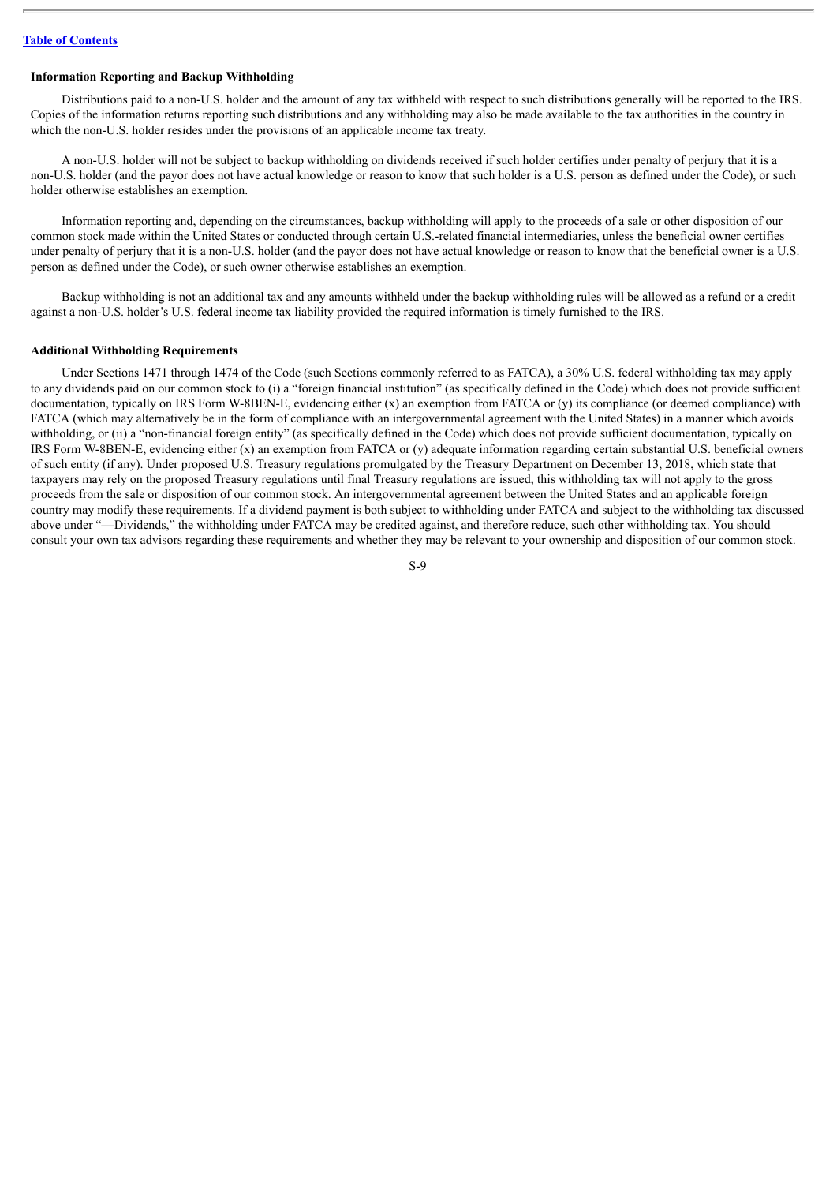### Information Reporting and Backup Withholding

Distributions paid to a non-U.S. holder and the amount of any tax withheld with respect to such distributions generally will be reported to the IRS. Copies of the information returns reporting such distributions and any withholding may also be made available to the tax authorities in the country in which the non-U.S. holder resides under the provisions of an applicable income tax treaty.

A non-U.S. holder will not be subject to backup withholding on dividends received if such holder certifies under penalty of perjury that it is a non-U.S. holder (and the payor does not have actual knowledge or reason to know that such holder is a U.S. person as defined under the Code), or such holder otherwise establishes an exemption.

Information reporting and, depending on the circumstances, backup withholding will apply to the proceeds of a sale or other disposition of our common stock made within the United States or conducted through certain U.S.-related financial intermediaries, unless the beneficial owner certifies under penalty of perjury that it is a non-U.S. holder (and the payor does not have actual knowledge or reason to know that the beneficial owner is a U.S. person as defined under the Code), or such owner otherwise establishes an exemption.

Backup withholding is not an additional tax and any amounts withheld under the backup withholding rules will be allowed as a refund or a credit against a non-U.S. holder's U.S. federal income tax liability provided the required information is timely furnished to the IRS.

### Additional Withholding Requirements

Under Sections 1471 through 1474 of the Code (such Sections commonly referred to as FATCA), a 30% U.S. federal withholding tax may apply to any dividends paid on our common stock to (i) a "foreign financial institution" (as specifically defined in the Code) which does not provide sufficient documentation, typically on IRS Form W-8BEN-E, evidencing either (x) an exemption from FATCA or (y) its compliance (or deemed compliance) with FATCA (which may alternatively be in the form of compliance with an intergovernmental agreement with the United States) in a manner which avoids withholding, or (ii) a "non-financial foreign entity" (as specifically defined in the Code) which does not provide sufficient documentation, typically on IRS Form W-8BEN-E, evidencing either (x) an exemption from FATCA or (y) adequate information regarding certain substantial U.S. beneficial owners of such entity (if any). Under proposed U.S. Treasury regulations promulgated by the Treasury Department on December 13, 2018, which state that taxpayers may rely on the proposed Treasury regulations until final Treasury regulations are issued, this withholding tax will not apply to the gross proceeds from the sale or disposition of our common stock. An intergovernmental agreement between the United States and an applicable foreign country may modify these requirements. If a dividend payment is both subject to withholding under FATCA and subject to the withholding tax discussed above under "—Dividends," the withholding under FATCA may be credited against, and therefore reduce, such other withholding tax. You should consult your own tax advisors regarding these requirements and whether they may be relevant to your ownership and disposition of our common stock.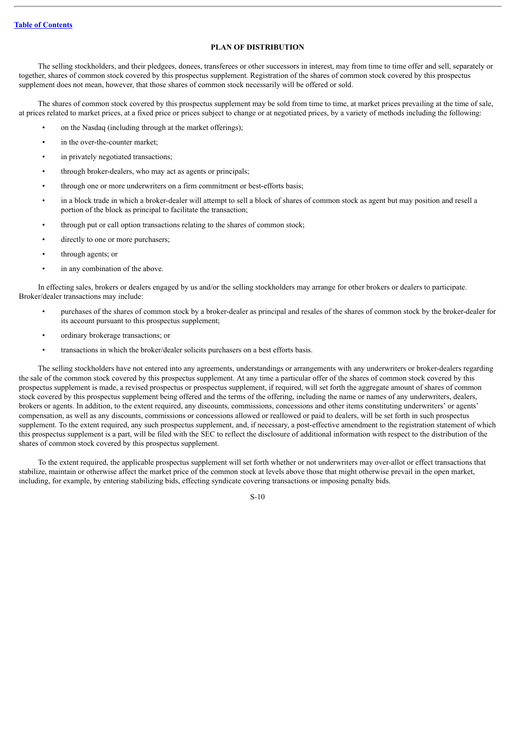## PLAN OF DISTRIBUTION

The selling stockholders, and their pledgees, donees, transferees or other successors in interest, may from time to time offer and sell, separately or together, shares of common stock covered by this prospectus supplement. Registration of the shares of common stock covered by this prospectus supplement does not mean, however, that those shares of common stock necessarily will be offered or sold.

The shares of common stock covered by this prospectus supplement may be sold from time to time, at market prices prevailing at the time of sale, at prices related to market prices, at a fixed price or prices subject to change or at negotiated prices, by a variety of methods including the following:

- on the Nasdaq (including through at the market offerings);
- in the over-the-counter market;
- in privately negotiated transactions;
- through broker-dealers, who may act as agents or principals;
- through one or more underwriters on a firm commitment or best-efforts basis;
- in a block trade in which a broker-dealer will attempt to sell a block of shares of common stock as agent but may position and resell a portion of the block as principal to facilitate the transaction;
- through put or call option transactions relating to the shares of common stock;
- directly to one or more purchasers;
- through agents; or
- in any combination of the above.

In effecting sales, brokers or dealers engaged by us and/or the selling stockholders may arrange for other brokers or dealers to participate. Broker/dealer transactions may include:

- purchases of the shares of common stock by a broker-dealer as principal and resales of the shares of common stock by the broker-dealer for its account pursuant to this prospectus supplement;
- ordinary brokerage transactions; or
- transactions in which the broker/dealer solicits purchasers on a best efforts basis.

The selling stockholders have not entered into any agreements, understandings or arrangements with any underwriters or broker-dealers regarding the sale of the common stock covered by this prospectus supplement. At any time a particular offer of the shares of common stock covered by this prospectus supplement is made, a revised prospectus or prospectus supplement, if required, will set forth the aggregate amount of shares of common stock covered by this prospectus supplement being offered and the terms of the offering, including the name or names of any underwriters, dealers, brokers or agents. In addition, to the extent required, any discounts, commissions, concessions and other items constituting underwriters' or agents' compensation, as well as any discounts, commissions or concessions allowed or reallowed or paid to dealers, will be set forth in such prospectus supplement. To the extent required, any such prospectus supplement, and, if necessary, a post-effective amendment to the registration statement of which this prospectus supplement is a part, will be filed with the SEC to reflect the disclosure of additional information with respect to the distribution of the shares of common stock covered by this prospectus supplement.

To the extent required, the applicable prospectus supplement will set forth whether or not underwriters may over-allot or effect transactions that stabilize, maintain or otherwise affect the market price of the common stock at levels above those that might otherwise prevail in the open market, including, for example, by entering stabilizing bids, effecting syndicate covering transactions or imposing penalty bids.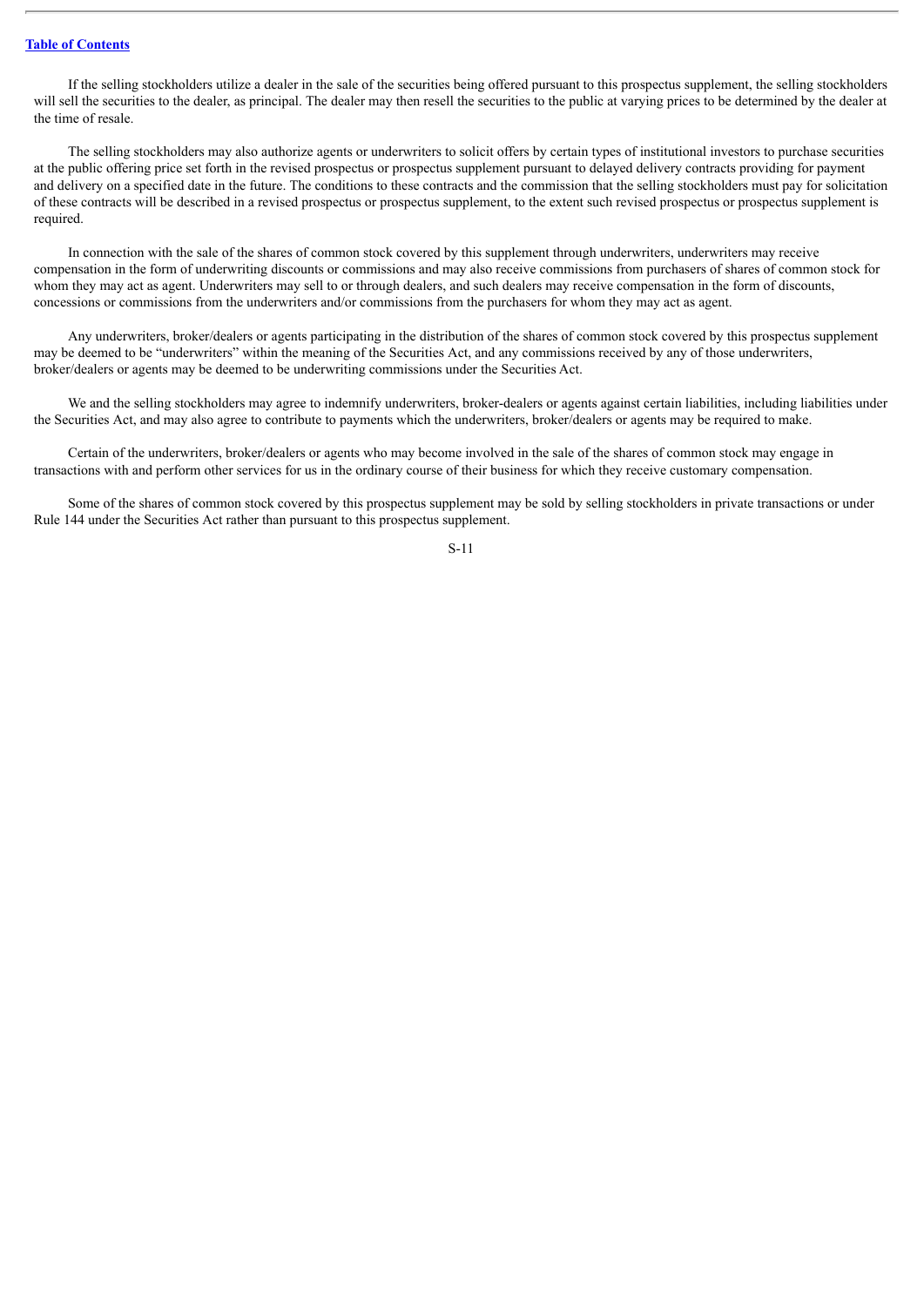If the selling stockholders utilize a dealer in the sale of the securities being offered pursuant to this prospectus supplement, the selling stockholders will sell the securities to the dealer, as principal. The dealer may then resell the securities to the public at varying prices to be determined by the dealer at the time of resale.

The selling stockholders may also authorize agents or underwriters to solicit offers by certain types of institutional investors to purchase securities at the public offering price set forth in the revised prospectus or prospectus supplement pursuant to delayed delivery contracts providing for payment and delivery on a specified date in the future. The conditions to these contracts and the commission that the selling stockholders must pay for solicitation of these contracts will be described in a revised prospectus or prospectus supplement, to the extent such revised prospectus or prospectus supplement is required.

In connection with the sale of the shares of common stock covered by this supplement through underwriters, underwriters may receive compensation in the form of underwriting discounts or commissions and may also receive commissions from purchasers of shares of common stock for whom they may act as agent. Underwriters may sell to or through dealers, and such dealers may receive compensation in the form of discounts, concessions or commissions from the underwriters and/or commissions from the purchasers for whom they may act as agent.

Any underwriters, broker/dealers or agents participating in the distribution of the shares of common stock covered by this prospectus supplement may be deemed to be "underwriters" within the meaning of the Securities Act, and any commissions received by any of those underwriters, broker/dealers or agents may be deemed to be underwriting commissions under the Securities Act.

We and the selling stockholders may agree to indemnify underwriters, broker-dealers or agents against certain liabilities, including liabilities under the Securities Act, and may also agree to contribute to payments which the underwriters, broker/dealers or agents may be required to make.

Certain of the underwriters, broker/dealers or agents who may become involved in the sale of the shares of common stock may engage in transactions with and perform other services for us in the ordinary course of their business for which they receive customary compensation.

Some of the shares of common stock covered by this prospectus supplement may be sold by selling stockholders in private transactions or under Rule 144 under the Securities Act rather than pursuant to this prospectus supplement.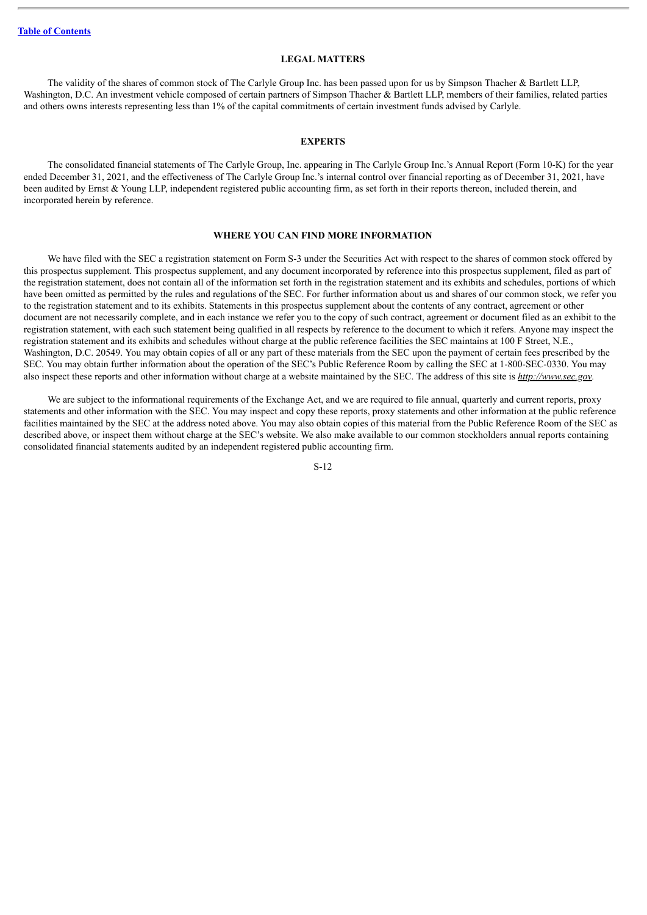## LEGAL MATTERS

The validity of the shares of common stock of The Carlyle Group Inc. has been passed upon for us by Simpson Thacher & Bartlett LLP, Washington, D.C. An investment vehicle composed of certain partners of Simpson Thacher & Bartlett LLP, members of their families, related parties and others owns interests representing less than 1% of the capital commitments of certain investment funds advised by Carlyle.

## EXPERTS

The consolidated financial statements of The Carlyle Group, Inc. appearing in The Carlyle Group Inc.'s Annual Report (Form 10-K) for the year ended December 31, 2021, and the effectiveness of The Carlyle Group Inc.'s internal control over financial reporting as of December 31, 2021, have been audited by Ernst & Young LLP, independent registered public accounting firm, as set forth in their reports thereon, included therein, and incorporated herein by reference.

## WHERE YOU CAN FIND MORE INFORMATION

We have filed with the SEC a registration statement on Form S-3 under the Securities Act with respect to the shares of common stock offered by this prospectus supplement. This prospectus supplement, and any document incorporated by reference into this prospectus supplement, filed as part of the registration statement, does not contain all of the information set forth in the registration statement and its exhibits and schedules, portions of which have been omitted as permitted by the rules and regulations of the SEC. For further information about us and shares of our common stock, we refer you to the registration statement and to its exhibits. Statements in this prospectus supplement about the contents of any contract, agreement or other document are not necessarily complete, and in each instance we refer you to the copy of such contract, agreement or document filed as an exhibit to the registration statement, with each such statement being qualified in all respects by reference to the document to which it refers. Anyone may inspect the registration statement and its exhibits and schedules without charge at the public reference facilities the SEC maintains at 100 F Street, N.E., Washington, D.C. 20549. You may obtain copies of all or any part of these materials from the SEC upon the payment of certain fees prescribed by the SEC. You may obtain further information about the operation of the SEC's Public Reference Room by calling the SEC at 1-800-SEC-0330. You may also inspect these reports and other information without charge at a website maintained by the SEC. The address of this site is *http://www.sec.gov*.

We are subject to the informational requirements of the Exchange Act, and we are required to file annual, quarterly and current reports, proxy statements and other information with the SEC. You may inspect and copy these reports, proxy statements and other information at the public reference facilities maintained by the SEC at the address noted above. You may also obtain copies of this material from the Public Reference Room of the SEC as described above, or inspect them without charge at the SEC's website. We also make available to our common stockholders annual reports containing consolidated financial statements audited by an independent registered public accounting firm.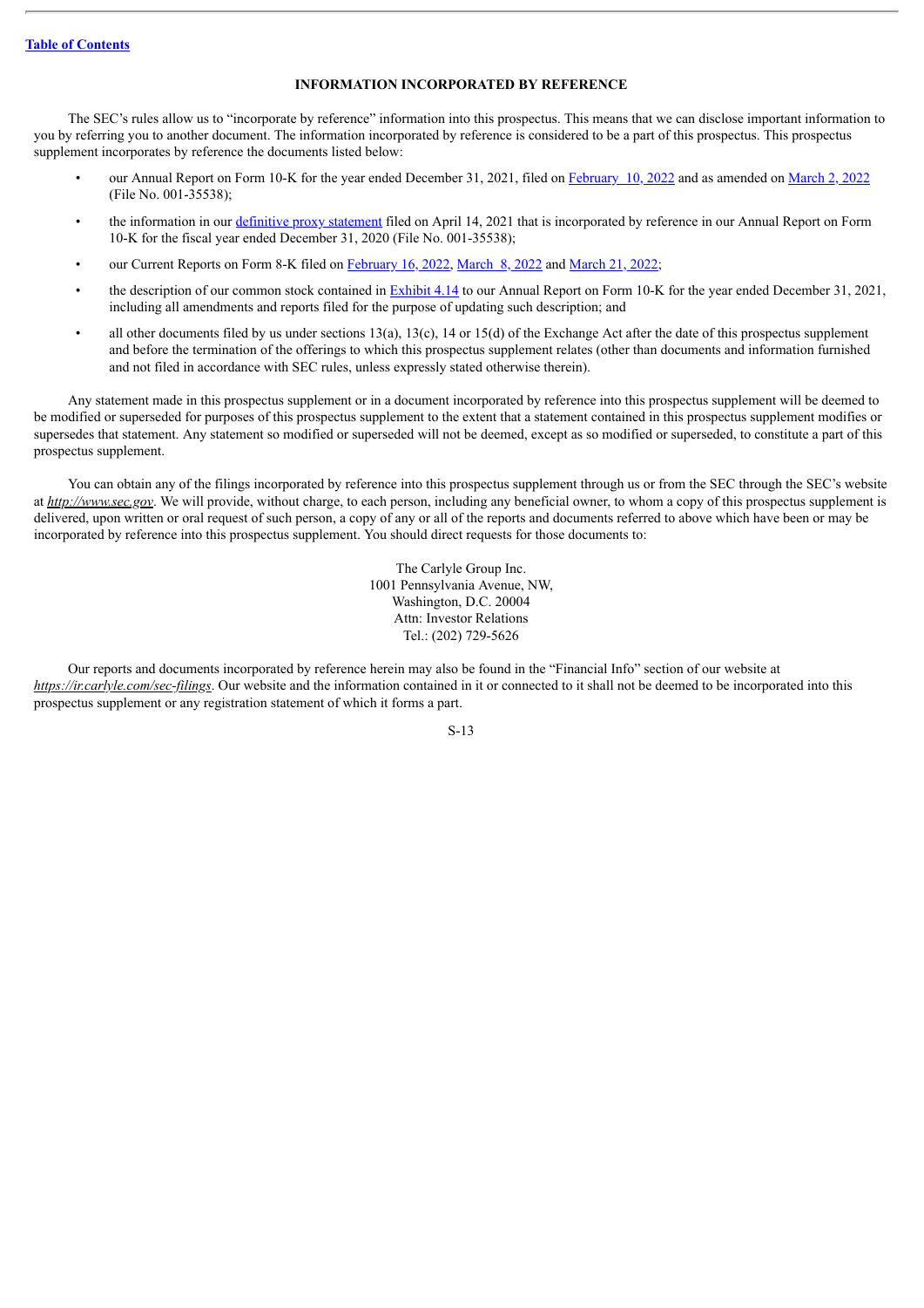## INFORMATION INCORPORATED BY REFERENCE

The SEC's rules allow us to "incorporate by reference" information into this prospectus. This means that we can disclose important information to you by referring you to another document. The information incorporated by reference is considered to be a part of this prospectus. This prospectus supplement incorporates by reference the documents listed below:

- our Annual Report on Form 10-K for the year ended December 31, 2021, filed on February 10, 2022 and as amended on March 2, 2022 (File No. 001-35538);
- the information in our definitive proxy statement filed on April 14, 2021 that is incorporated by reference in our Annual Report on Form 10-K for the fiscal year ended December 31, 2020 (File No. 001-35538);
- our Current Reports on Form 8-K filed on February 16, 2022, March 8, 2022 and March 21, 2022;
- the description of our common stock contained in Exhibit 4.14 to our Annual Report on Form 10-K for the year ended December 31, 2021, including all amendments and reports filed for the purpose of updating such description; and
- all other documents filed by us under sections 13(a), 13(c), 14 or 15(d) of the Exchange Act after the date of this prospectus supplement and before the termination of the offerings to which this prospectus supplement relates (other than documents and information furnished and not filed in accordance with SEC rules, unless expressly stated otherwise therein).

Any statement made in this prospectus supplement or in a document incorporated by reference into this prospectus supplement will be deemed to be modified or superseded for purposes of this prospectus supplement to the extent that a statement contained in this prospectus supplement modifies or supersedes that statement. Any statement so modified or superseded will not be deemed, except as so modified or superseded, to constitute a part of this prospectus supplement.

You can obtain any of the filings incorporated by reference into this prospectus supplement through us or from the SEC through the SEC's website at *http://www.sec.gov*. We will provide, without charge, to each person, including any beneficial owner, to whom a copy of this prospectus supplement is delivered, upon written or oral request of such person, a copy of any or all of the reports and documents referred to above which have been or may be incorporated by reference into this prospectus supplement. You should direct requests for those documents to:

The Carlyle Group Inc.
1001 Pennsylvania Avenue, NW,
Washington, D.C. 20004
Attn: Investor Relations
Tel.: (202) 729-5626

Our reports and documents incorporated by reference herein may also be found in the "Financial Info" section of our website at *https://ir.carlyle.com/sec-filings*. Our website and the information contained in it or connected to it shall not be deemed to be incorporated into this prospectus supplement or any registration statement of which it forms a part.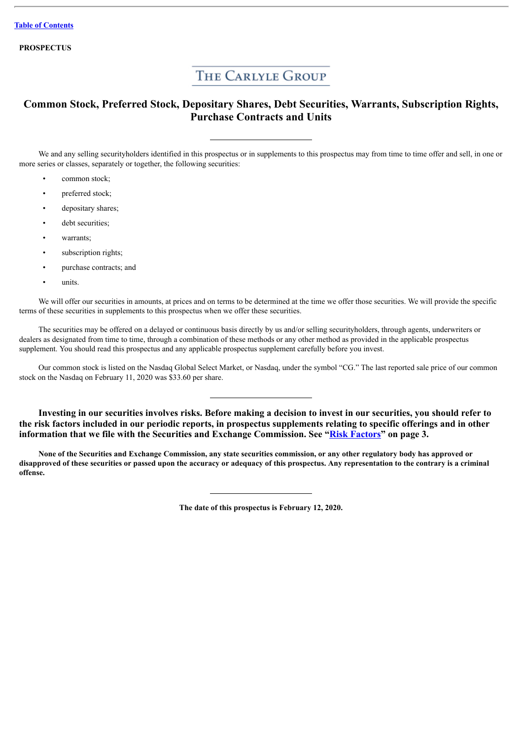[Table of Contents](#)

**PROSPECTUS**

# THE CARLYLE GROUP

## Common Stock, Preferred Stock, Depositary Shares, Debt Securities, Warrants, Subscription Rights, Purchase Contracts and Units

---

We and any selling securityholders identified in this prospectus or in supplements to this prospectus may from time to time offer and sell, in one or more series or classes, separately or together, the following securities:

- common stock;
- preferred stock;
- depositary shares;
- debt securities;
- warrants;
- subscription rights;
- purchase contracts; and
- units.

We will offer our securities in amounts, at prices and on terms to be determined at the time we offer those securities. We will provide the specific terms of these securities in supplements to this prospectus when we offer these securities.

The securities may be offered on a delayed or continuous basis directly by us and/or selling securityholders, through agents, underwriters or dealers as designated from time to time, through a combination of these methods or any other method as provided in the applicable prospectus supplement. You should read this prospectus and any applicable prospectus supplement carefully before you invest.

Our common stock is listed on the Nasdaq Global Select Market, or Nasdaq, under the symbol "CG." The last reported sale price of our common stock on the Nasdaq on February 11, 2020 was $33.60 per share.

---

**Investing in our securities involves risks. Before making a decision to invest in our securities, you should refer to the risk factors included in our periodic reports, in prospectus supplements relating to specific offerings and in other information that we file with the Securities and Exchange Commission. See "[Risk Factors](#)" on page 3.**

**None of the Securities and Exchange Commission, any state securities commission, or any other regulatory body has approved or disapproved of these securities or passed upon the accuracy or adequacy of this prospectus. Any representation to the contrary is a criminal offense.**

---

**The date of this prospectus is February 12, 2020.**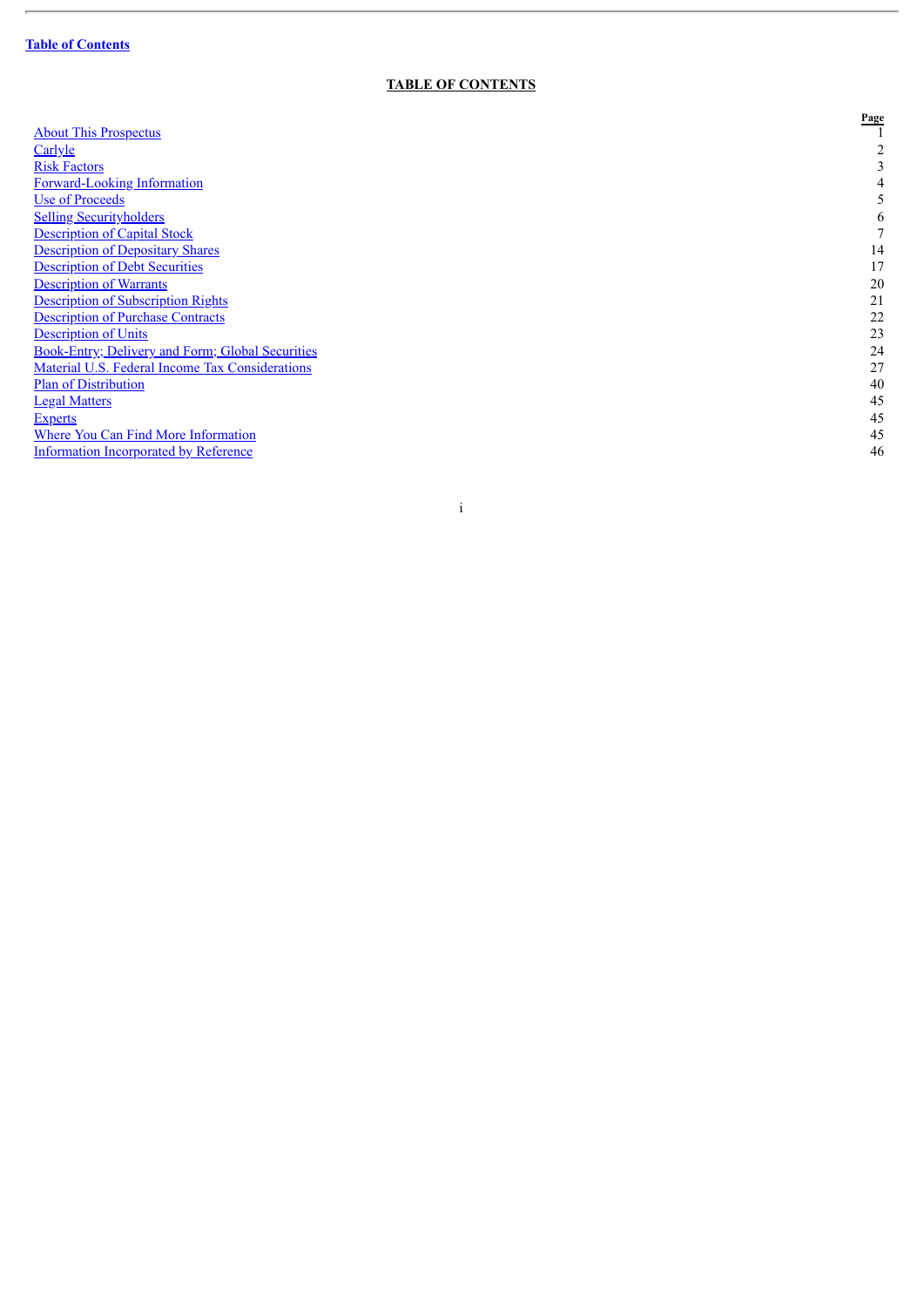[Table of Contents](#)

## TABLE OF CONTENTS

| | Page |
|---|---|
| About This Prospectus | 1 |
| Carlyle | 2 |
| Risk Factors | 3 |
| Forward-Looking Information | 4 |
| Use of Proceeds | 5 |
| Selling Securityholders | 6 |
| Description of Capital Stock | 7 |
| Description of Depositary Shares | 14 |
| Description of Debt Securities | 17 |
| Description of Warrants | 20 |
| Description of Subscription Rights | 21 |
| Description of Purchase Contracts | 22 |
| Description of Units | 23 |
| Book-Entry; Delivery and Form; Global Securities | 24 |
| Material U.S. Federal Income Tax Considerations | 27 |
| Plan of Distribution | 40 |
| Legal Matters | 45 |
| Experts | 45 |
| Where You Can Find More Information | 45 |
| Information Incorporated by Reference | 46 |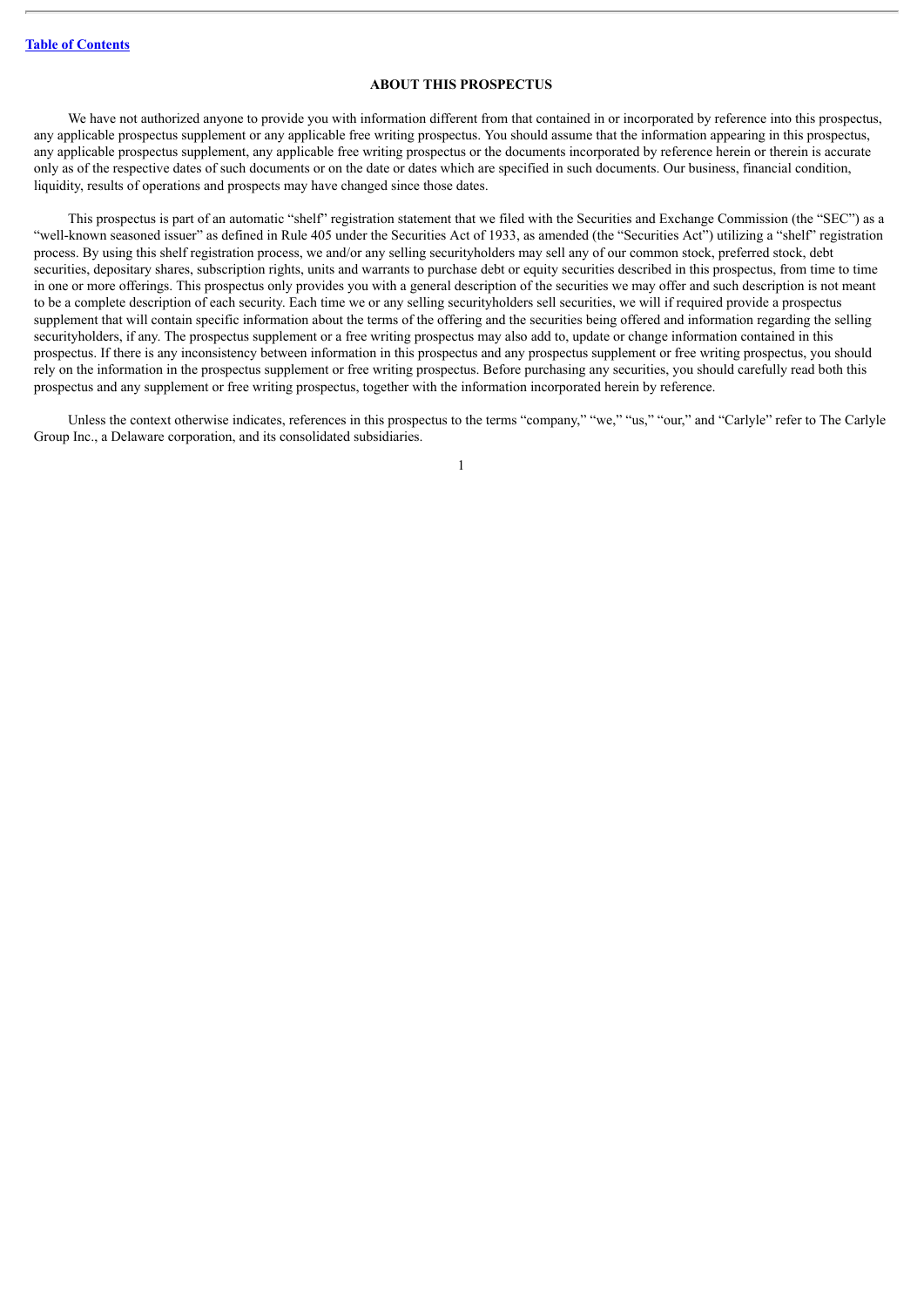## ABOUT THIS PROSPECTUS

We have not authorized anyone to provide you with information different from that contained in or incorporated by reference into this prospectus, any applicable prospectus supplement or any applicable free writing prospectus. You should assume that the information appearing in this prospectus, any applicable prospectus supplement, any applicable free writing prospectus or the documents incorporated by reference herein or therein is accurate only as of the respective dates of such documents or on the date or dates which are specified in such documents. Our business, financial condition, liquidity, results of operations and prospects may have changed since those dates.

This prospectus is part of an automatic "shelf" registration statement that we filed with the Securities and Exchange Commission (the "SEC") as a "well-known seasoned issuer" as defined in Rule 405 under the Securities Act of 1933, as amended (the "Securities Act") utilizing a "shelf" registration process. By using this shelf registration process, we and/or any selling securityholders may sell any of our common stock, preferred stock, debt securities, depositary shares, subscription rights, units and warrants to purchase debt or equity securities described in this prospectus, from time to time in one or more offerings. This prospectus only provides you with a general description of the securities we may offer and such description is not meant to be a complete description of each security. Each time we or any selling securityholders sell securities, we will if required provide a prospectus supplement that will contain specific information about the terms of the offering and the securities being offered and information regarding the selling securityholders, if any. The prospectus supplement or a free writing prospectus may also add to, update or change information contained in this prospectus. If there is any inconsistency between information in this prospectus and any prospectus supplement or free writing prospectus, you should rely on the information in the prospectus supplement or free writing prospectus. Before purchasing any securities, you should carefully read both this prospectus and any supplement or free writing prospectus, together with the information incorporated herein by reference.

Unless the context otherwise indicates, references in this prospectus to the terms "company," "we," "us," "our," and "Carlyle" refer to The Carlyle Group Inc., a Delaware corporation, and its consolidated subsidiaries.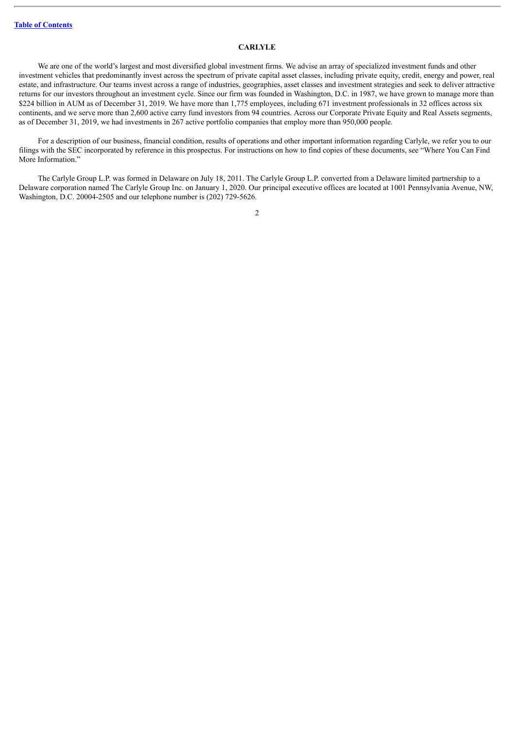## CARLYLE

We are one of the world's largest and most diversified global investment firms. We advise an array of specialized investment funds and other investment vehicles that predominantly invest across the spectrum of private capital asset classes, including private equity, credit, energy and power, real estate, and infrastructure. Our teams invest across a range of industries, geographies, asset classes and investment strategies and seek to deliver attractive returns for our investors throughout an investment cycle. Since our firm was founded in Washington, D.C. in 1987, we have grown to manage more than $224 billion in AUM as of December 31, 2019. We have more than 1,775 employees, including 671 investment professionals in 32 offices across six continents, and we serve more than 2,600 active carry fund investors from 94 countries. Across our Corporate Private Equity and Real Assets segments, as of December 31, 2019, we had investments in 267 active portfolio companies that employ more than 950,000 people.

For a description of our business, financial condition, results of operations and other important information regarding Carlyle, we refer you to our filings with the SEC incorporated by reference in this prospectus. For instructions on how to find copies of these documents, see "Where You Can Find More Information."

The Carlyle Group L.P. was formed in Delaware on July 18, 2011. The Carlyle Group L.P. converted from a Delaware limited partnership to a Delaware corporation named The Carlyle Group Inc. on January 1, 2020. Our principal executive offices are located at 1001 Pennsylvania Avenue, NW, Washington, D.C. 20004-2505 and our telephone number is (202) 729-5626.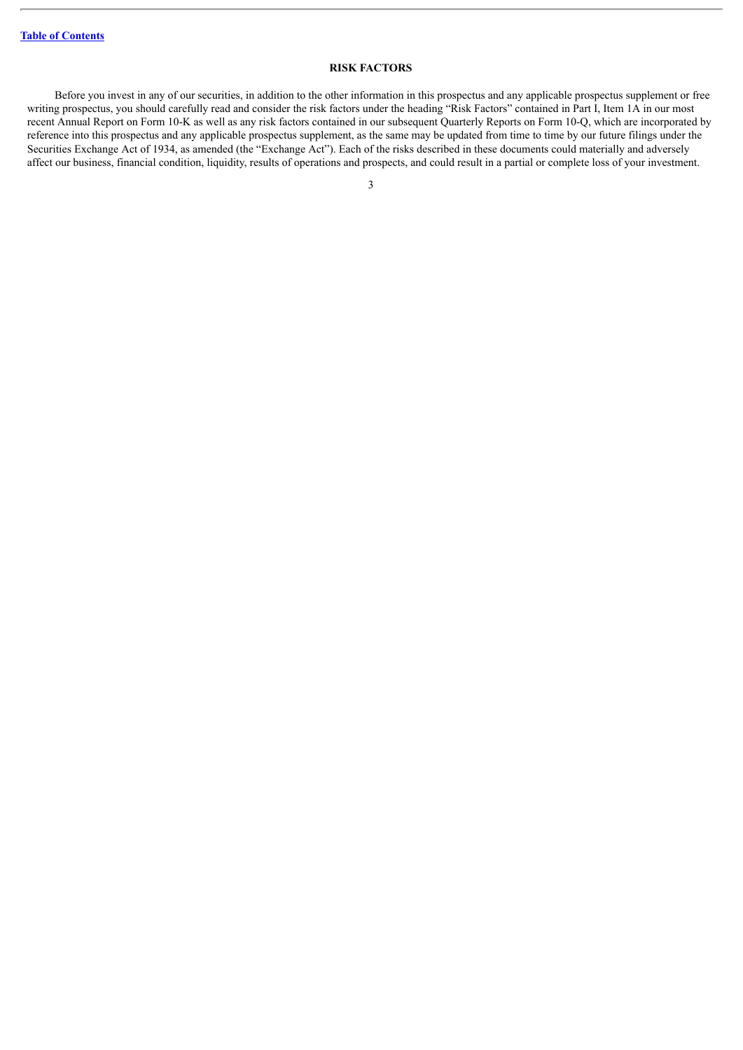## RISK FACTORS

Before you invest in any of our securities, in addition to the other information in this prospectus and any applicable prospectus supplement or free writing prospectus, you should carefully read and consider the risk factors under the heading "Risk Factors" contained in Part I, Item 1A in our most recent Annual Report on Form 10-K as well as any risk factors contained in our subsequent Quarterly Reports on Form 10-Q, which are incorporated by reference into this prospectus and any applicable prospectus supplement, as the same may be updated from time to time by our future filings under the Securities Exchange Act of 1934, as amended (the "Exchange Act"). Each of the risks described in these documents could materially and adversely affect our business, financial condition, liquidity, results of operations and prospects, and could result in a partial or complete loss of your investment.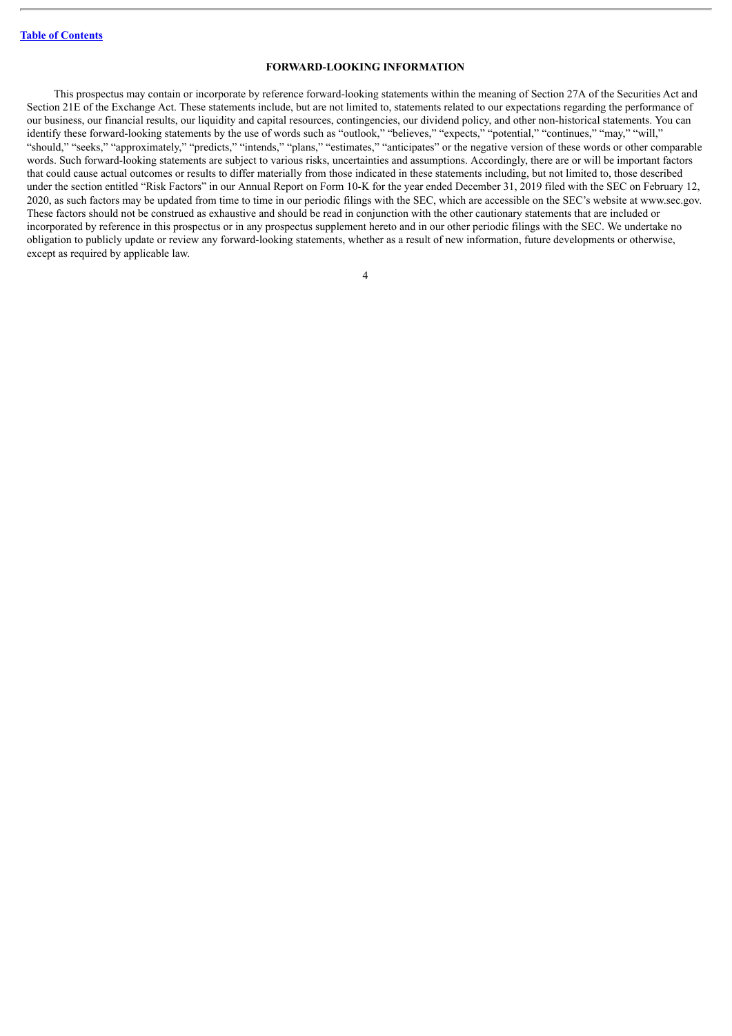## FORWARD-LOOKING INFORMATION

This prospectus may contain or incorporate by reference forward-looking statements within the meaning of Section 27A of the Securities Act and Section 21E of the Exchange Act. These statements include, but are not limited to, statements related to our expectations regarding the performance of our business, our financial results, our liquidity and capital resources, contingencies, our dividend policy, and other non-historical statements. You can identify these forward-looking statements by the use of words such as "outlook," "believes," "expects," "potential," "continues," "may," "will," "should," "seeks," "approximately," "predicts," "intends," "plans," "estimates," "anticipates" or the negative version of these words or other comparable words. Such forward-looking statements are subject to various risks, uncertainties and assumptions. Accordingly, there are or will be important factors that could cause actual outcomes or results to differ materially from those indicated in these statements including, but not limited to, those described under the section entitled "Risk Factors" in our Annual Report on Form 10-K for the year ended December 31, 2019 filed with the SEC on February 12, 2020, as such factors may be updated from time to time in our periodic filings with the SEC, which are accessible on the SEC's website at www.sec.gov. These factors should not be construed as exhaustive and should be read in conjunction with the other cautionary statements that are included or incorporated by reference in this prospectus or in any prospectus supplement hereto and in our other periodic filings with the SEC. We undertake no obligation to publicly update or review any forward-looking statements, whether as a result of new information, future developments or otherwise, except as required by applicable law.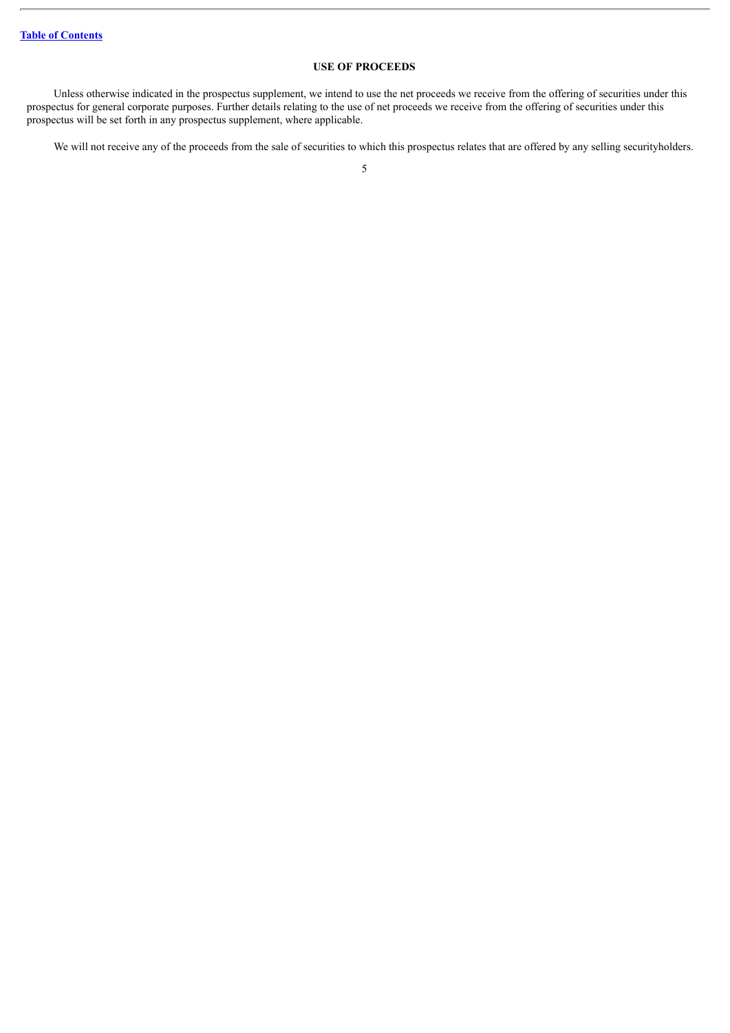## USE OF PROCEEDS

Unless otherwise indicated in the prospectus supplement, we intend to use the net proceeds we receive from the offering of securities under this prospectus for general corporate purposes. Further details relating to the use of net proceeds we receive from the offering of securities under this prospectus will be set forth in any prospectus supplement, where applicable.

We will not receive any of the proceeds from the sale of securities to which this prospectus relates that are offered by any selling securityholders.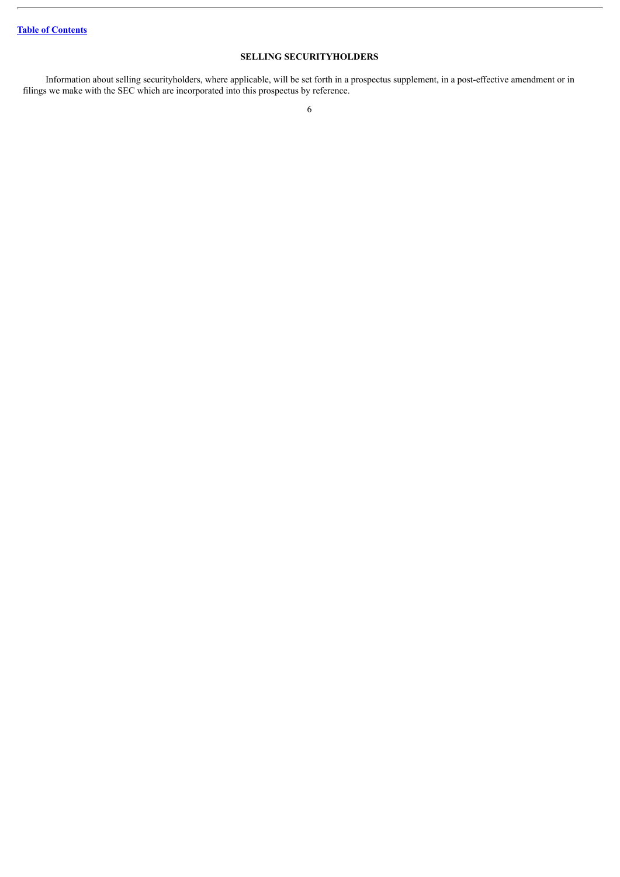## SELLING SECURITYHOLDERS

Information about selling securityholders, where applicable, will be set forth in a prospectus supplement, in a post-effective amendment or in filings we make with the SEC which are incorporated into this prospectus by reference.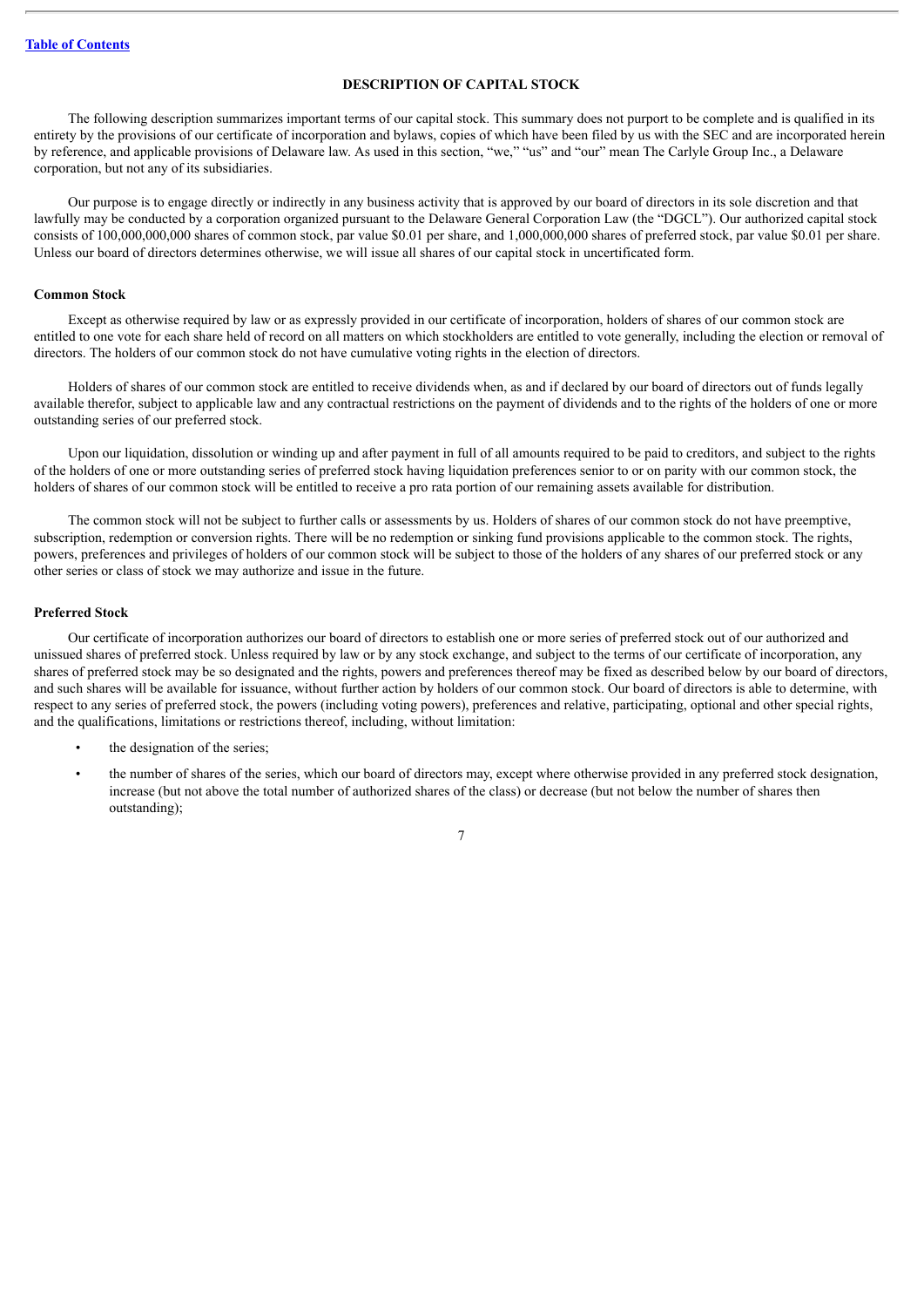## DESCRIPTION OF CAPITAL STOCK

The following description summarizes important terms of our capital stock. This summary does not purport to be complete and is qualified in its entirety by the provisions of our certificate of incorporation and bylaws, copies of which have been filed by us with the SEC and are incorporated herein by reference, and applicable provisions of Delaware law. As used in this section, "we," "us" and "our" mean The Carlyle Group Inc., a Delaware corporation, but not any of its subsidiaries.

Our purpose is to engage directly or indirectly in any business activity that is approved by our board of directors in its sole discretion and that lawfully may be conducted by a corporation organized pursuant to the Delaware General Corporation Law (the "DGCL"). Our authorized capital stock consists of 100,000,000,000 shares of common stock, par value $0.01 per share, and 1,000,000,000 shares of preferred stock, par value $0.01 per share. Unless our board of directors determines otherwise, we will issue all shares of our capital stock in uncertificated form.

### Common Stock

Except as otherwise required by law or as expressly provided in our certificate of incorporation, holders of shares of our common stock are entitled to one vote for each share held of record on all matters on which stockholders are entitled to vote generally, including the election or removal of directors. The holders of our common stock do not have cumulative voting rights in the election of directors.

Holders of shares of our common stock are entitled to receive dividends when, as and if declared by our board of directors out of funds legally available therefor, subject to applicable law and any contractual restrictions on the payment of dividends and to the rights of the holders of one or more outstanding series of our preferred stock.

Upon our liquidation, dissolution or winding up and after payment in full of all amounts required to be paid to creditors, and subject to the rights of the holders of one or more outstanding series of preferred stock having liquidation preferences senior to or on parity with our common stock, the holders of shares of our common stock will be entitled to receive a pro rata portion of our remaining assets available for distribution.

The common stock will not be subject to further calls or assessments by us. Holders of shares of our common stock do not have preemptive, subscription, redemption or conversion rights. There will be no redemption or sinking fund provisions applicable to the common stock. The rights, powers, preferences and privileges of holders of our common stock will be subject to those of the holders of any shares of our preferred stock or any other series or class of stock we may authorize and issue in the future.

### Preferred Stock

Our certificate of incorporation authorizes our board of directors to establish one or more series of preferred stock out of our authorized and unissued shares of preferred stock. Unless required by law or by any stock exchange, and subject to the terms of our certificate of incorporation, any shares of preferred stock may be so designated and the rights, powers and preferences thereof may be fixed as described below by our board of directors, and such shares will be available for issuance, without further action by holders of our common stock. Our board of directors is able to determine, with respect to any series of preferred stock, the powers (including voting powers), preferences and relative, participating, optional and other special rights, and the qualifications, limitations or restrictions thereof, including, without limitation:

- the designation of the series;
- the number of shares of the series, which our board of directors may, except where otherwise provided in any preferred stock designation, increase (but not above the total number of authorized shares of the class) or decrease (but not below the number of shares then outstanding);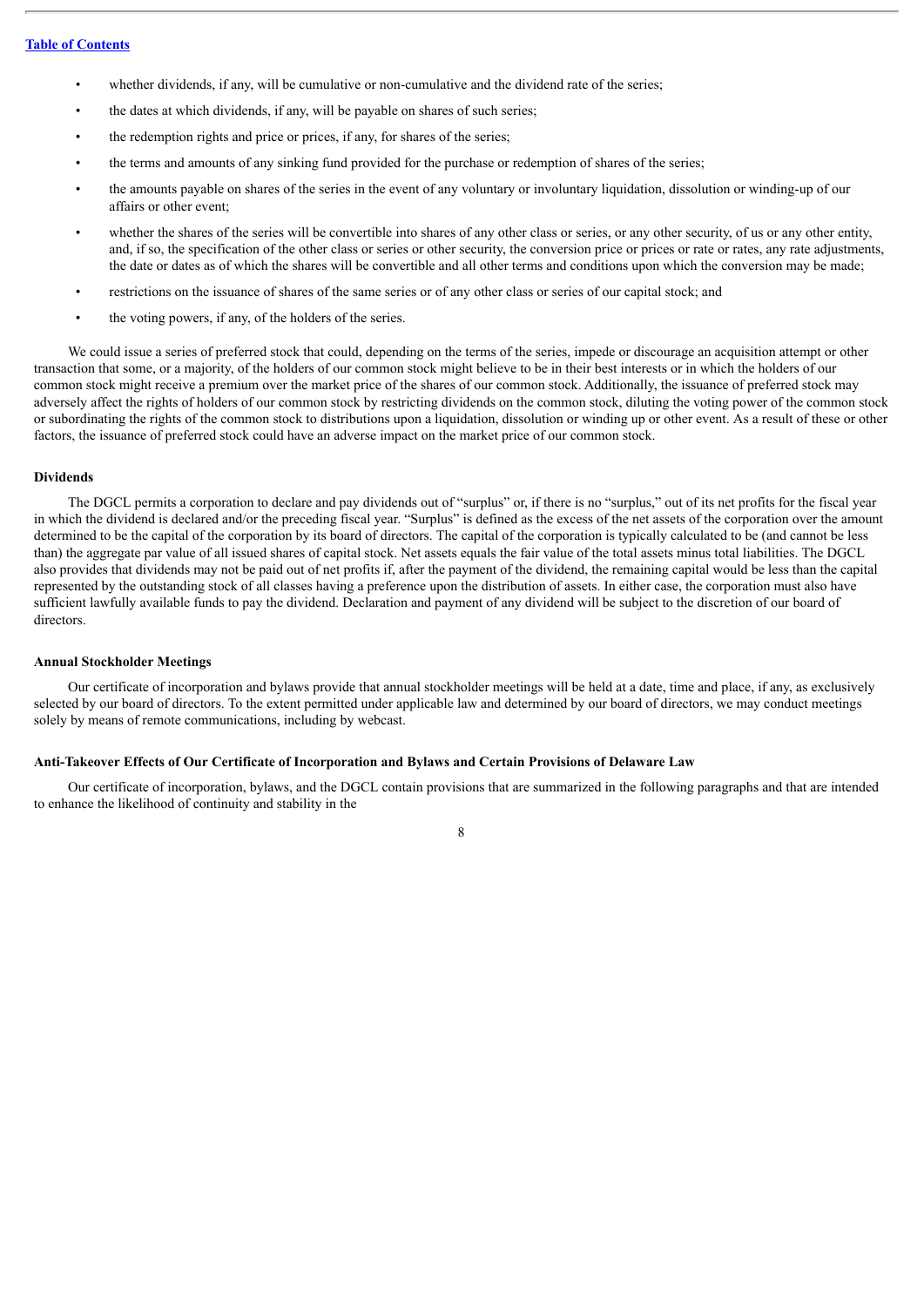- whether dividends, if any, will be cumulative or non-cumulative and the dividend rate of the series;
- the dates at which dividends, if any, will be payable on shares of such series;
- the redemption rights and price or prices, if any, for shares of the series;
- the terms and amounts of any sinking fund provided for the purchase or redemption of shares of the series;
- the amounts payable on shares of the series in the event of any voluntary or involuntary liquidation, dissolution or winding-up of our affairs or other event;
- whether the shares of the series will be convertible into shares of any other class or series, or any other security, of us or any other entity, and, if so, the specification of the other class or series or other security, the conversion price or prices or rate or rates, any rate adjustments, the date or dates as of which the shares will be convertible and all other terms and conditions upon which the conversion may be made;
- restrictions on the issuance of shares of the same series or of any other class or series of our capital stock; and
- the voting powers, if any, of the holders of the series.

We could issue a series of preferred stock that could, depending on the terms of the series, impede or discourage an acquisition attempt or other transaction that some, or a majority, of the holders of our common stock might believe to be in their best interests or in which the holders of our common stock might receive a premium over the market price of the shares of our common stock. Additionally, the issuance of preferred stock may adversely affect the rights of holders of our common stock by restricting dividends on the common stock, diluting the voting power of the common stock or subordinating the rights of the common stock to distributions upon a liquidation, dissolution or winding up or other event. As a result of these or other factors, the issuance of preferred stock could have an adverse impact on the market price of our common stock.

**Dividends**

The DGCL permits a corporation to declare and pay dividends out of "surplus" or, if there is no "surplus," out of its net profits for the fiscal year in which the dividend is declared and/or the preceding fiscal year. "Surplus" is defined as the excess of the net assets of the corporation over the amount determined to be the capital of the corporation by its board of directors. The capital of the corporation is typically calculated to be (and cannot be less than) the aggregate par value of all issued shares of capital stock. Net assets equals the fair value of the total assets minus total liabilities. The DGCL also provides that dividends may not be paid out of net profits if, after the payment of the dividend, the remaining capital would be less than the capital represented by the outstanding stock of all classes having a preference upon the distribution of assets. In either case, the corporation must also have sufficient lawfully available funds to pay the dividend. Declaration and payment of any dividend will be subject to the discretion of our board of directors.

**Annual Stockholder Meetings**

Our certificate of incorporation and bylaws provide that annual stockholder meetings will be held at a date, time and place, if any, as exclusively selected by our board of directors. To the extent permitted under applicable law and determined by our board of directors, we may conduct meetings solely by means of remote communications, including by webcast.

**Anti-Takeover Effects of Our Certificate of Incorporation and Bylaws and Certain Provisions of Delaware Law**

Our certificate of incorporation, bylaws, and the DGCL contain provisions that are summarized in the following paragraphs and that are intended to enhance the likelihood of continuity and stability in the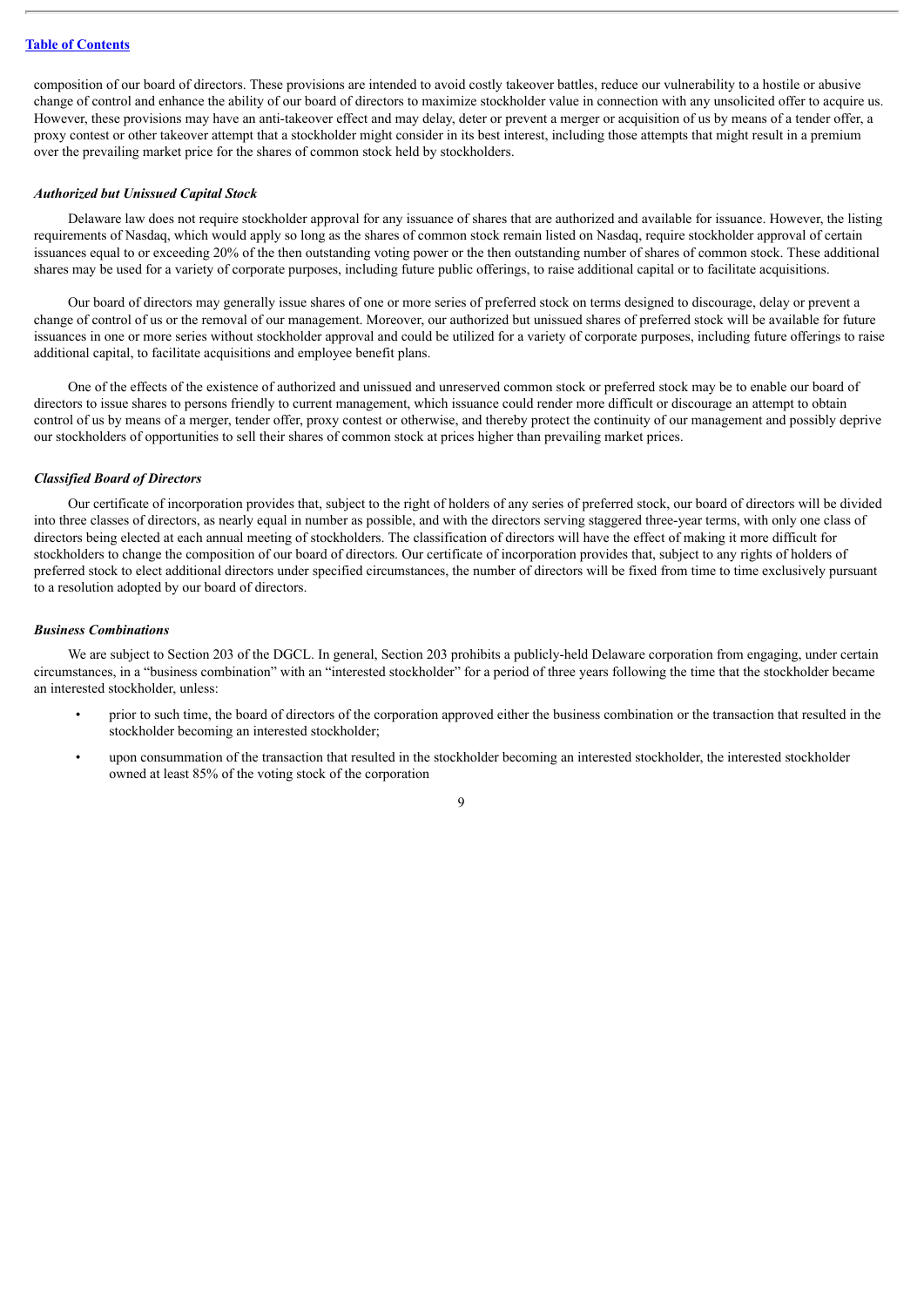composition of our board of directors. These provisions are intended to avoid costly takeover battles, reduce our vulnerability to a hostile or abusive change of control and enhance the ability of our board of directors to maximize stockholder value in connection with any unsolicited offer to acquire us. However, these provisions may have an anti-takeover effect and may delay, deter or prevent a merger or acquisition of us by means of a tender offer, a proxy contest or other takeover attempt that a stockholder might consider in its best interest, including those attempts that might result in a premium over the prevailing market price for the shares of common stock held by stockholders.

***Authorized but Unissued Capital Stock***

Delaware law does not require stockholder approval for any issuance of shares that are authorized and available for issuance. However, the listing requirements of Nasdaq, which would apply so long as the shares of common stock remain listed on Nasdaq, require stockholder approval of certain issuances equal to or exceeding 20% of the then outstanding voting power or the then outstanding number of shares of common stock. These additional shares may be used for a variety of corporate purposes, including future public offerings, to raise additional capital or to facilitate acquisitions.

Our board of directors may generally issue shares of one or more series of preferred stock on terms designed to discourage, delay or prevent a change of control of us or the removal of our management. Moreover, our authorized but unissued shares of preferred stock will be available for future issuances in one or more series without stockholder approval and could be utilized for a variety of corporate purposes, including future offerings to raise additional capital, to facilitate acquisitions and employee benefit plans.

One of the effects of the existence of authorized and unissued and unreserved common stock or preferred stock may be to enable our board of directors to issue shares to persons friendly to current management, which issuance could render more difficult or discourage an attempt to obtain control of us by means of a merger, tender offer, proxy contest or otherwise, and thereby protect the continuity of our management and possibly deprive our stockholders of opportunities to sell their shares of common stock at prices higher than prevailing market prices.

***Classified Board of Directors***

Our certificate of incorporation provides that, subject to the right of holders of any series of preferred stock, our board of directors will be divided into three classes of directors, as nearly equal in number as possible, and with the directors serving staggered three-year terms, with only one class of directors being elected at each annual meeting of stockholders. The classification of directors will have the effect of making it more difficult for stockholders to change the composition of our board of directors. Our certificate of incorporation provides that, subject to any rights of holders of preferred stock to elect additional directors under specified circumstances, the number of directors will be fixed from time to time exclusively pursuant to a resolution adopted by our board of directors.

***Business Combinations***

We are subject to Section 203 of the DGCL. In general, Section 203 prohibits a publicly-held Delaware corporation from engaging, under certain circumstances, in a "business combination" with an "interested stockholder" for a period of three years following the time that the stockholder became an interested stockholder, unless:

- prior to such time, the board of directors of the corporation approved either the business combination or the transaction that resulted in the stockholder becoming an interested stockholder;
- upon consummation of the transaction that resulted in the stockholder becoming an interested stockholder, the interested stockholder owned at least 85% of the voting stock of the corporation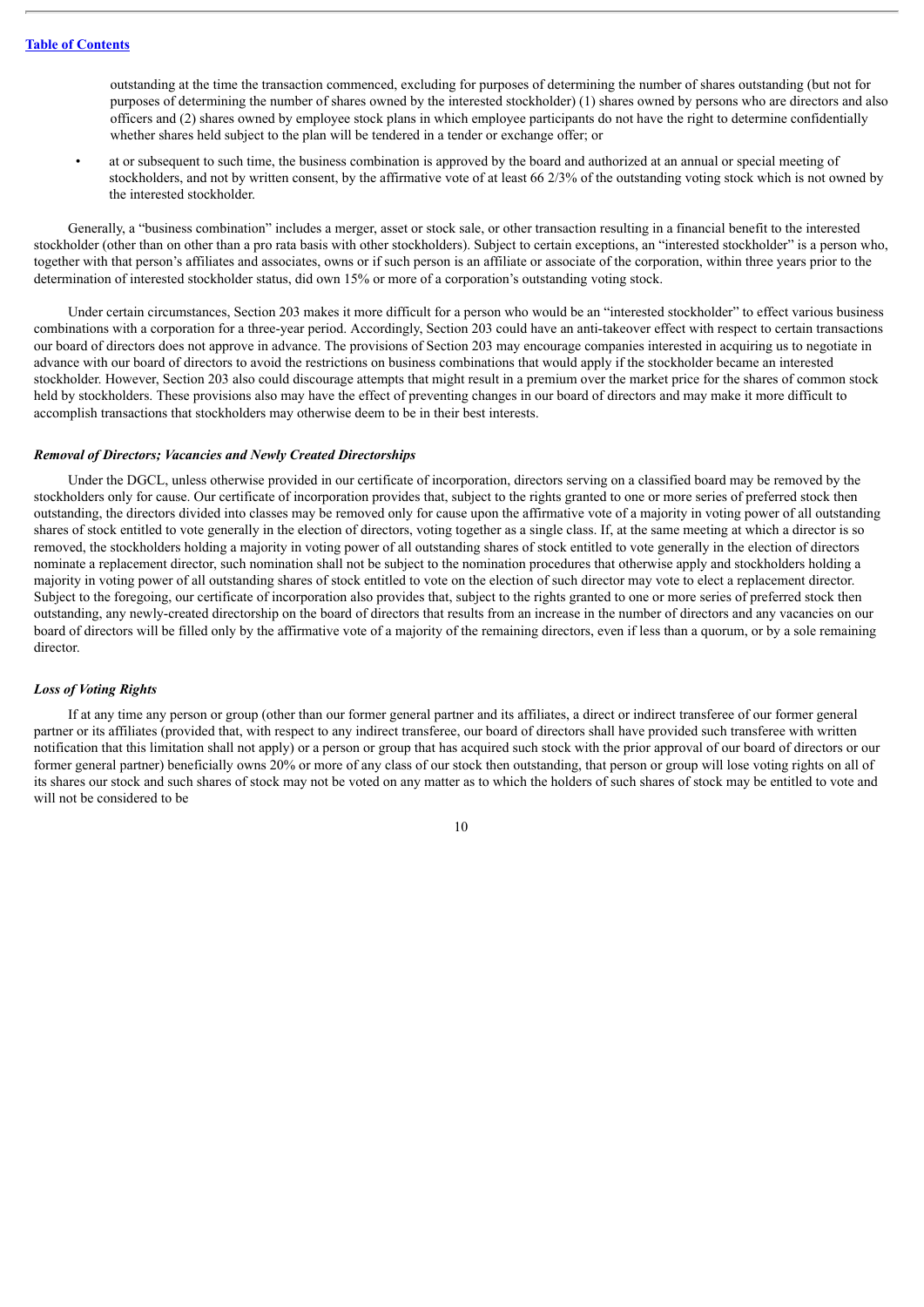outstanding at the time the transaction commenced, excluding for purposes of determining the number of shares outstanding (but not for purposes of determining the number of shares owned by the interested stockholder) (1) shares owned by persons who are directors and also officers and (2) shares owned by employee stock plans in which employee participants do not have the right to determine confidentially whether shares held subject to the plan will be tendered in a tender or exchange offer; or

- at or subsequent to such time, the business combination is approved by the board and authorized at an annual or special meeting of stockholders, and not by written consent, by the affirmative vote of at least 66 2/3% of the outstanding voting stock which is not owned by the interested stockholder.

Generally, a "business combination" includes a merger, asset or stock sale, or other transaction resulting in a financial benefit to the interested stockholder (other than on other than a pro rata basis with other stockholders). Subject to certain exceptions, an "interested stockholder" is a person who, together with that person's affiliates and associates, owns or if such person is an affiliate or associate of the corporation, within three years prior to the determination of interested stockholder status, did own 15% or more of a corporation's outstanding voting stock.

Under certain circumstances, Section 203 makes it more difficult for a person who would be an "interested stockholder" to effect various business combinations with a corporation for a three-year period. Accordingly, Section 203 could have an anti-takeover effect with respect to certain transactions our board of directors does not approve in advance. The provisions of Section 203 may encourage companies interested in acquiring us to negotiate in advance with our board of directors to avoid the restrictions on business combinations that would apply if the stockholder became an interested stockholder. However, Section 203 also could discourage attempts that might result in a premium over the market price for the shares of common stock held by stockholders. These provisions also may have the effect of preventing changes in our board of directors and may make it more difficult to accomplish transactions that stockholders may otherwise deem to be in their best interests.

***Removal of Directors; Vacancies and Newly Created Directorships***

Under the DGCL, unless otherwise provided in our certificate of incorporation, directors serving on a classified board may be removed by the stockholders only for cause. Our certificate of incorporation provides that, subject to the rights granted to one or more series of preferred stock then outstanding, the directors divided into classes may be removed only for cause upon the affirmative vote of a majority in voting power of all outstanding shares of stock entitled to vote generally in the election of directors, voting together as a single class. If, at the same meeting at which a director is so removed, the stockholders holding a majority in voting power of all outstanding shares of stock entitled to vote generally in the election of directors nominate a replacement director, such nomination shall not be subject to the nomination procedures that otherwise apply and stockholders holding a majority in voting power of all outstanding shares of stock entitled to vote on the election of such director may vote to elect a replacement director. Subject to the foregoing, our certificate of incorporation also provides that, subject to the rights granted to one or more series of preferred stock then outstanding, any newly-created directorship on the board of directors that results from an increase in the number of directors and any vacancies on our board of directors will be filled only by the affirmative vote of a majority of the remaining directors, even if less than a quorum, or by a sole remaining director.

***Loss of Voting Rights***

If at any time any person or group (other than our former general partner and its affiliates, a direct or indirect transferee of our former general partner or its affiliates (provided that, with respect to any indirect transferee, our board of directors shall have provided such transferee with written notification that this limitation shall not apply) or a person or group that has acquired such stock with the prior approval of our board of directors or our former general partner) beneficially owns 20% or more of any class of our stock then outstanding, that person or group will lose voting rights on all of its shares our stock and such shares of stock may not be voted on any matter as to which the holders of such shares of stock may be entitled to vote and will not be considered to be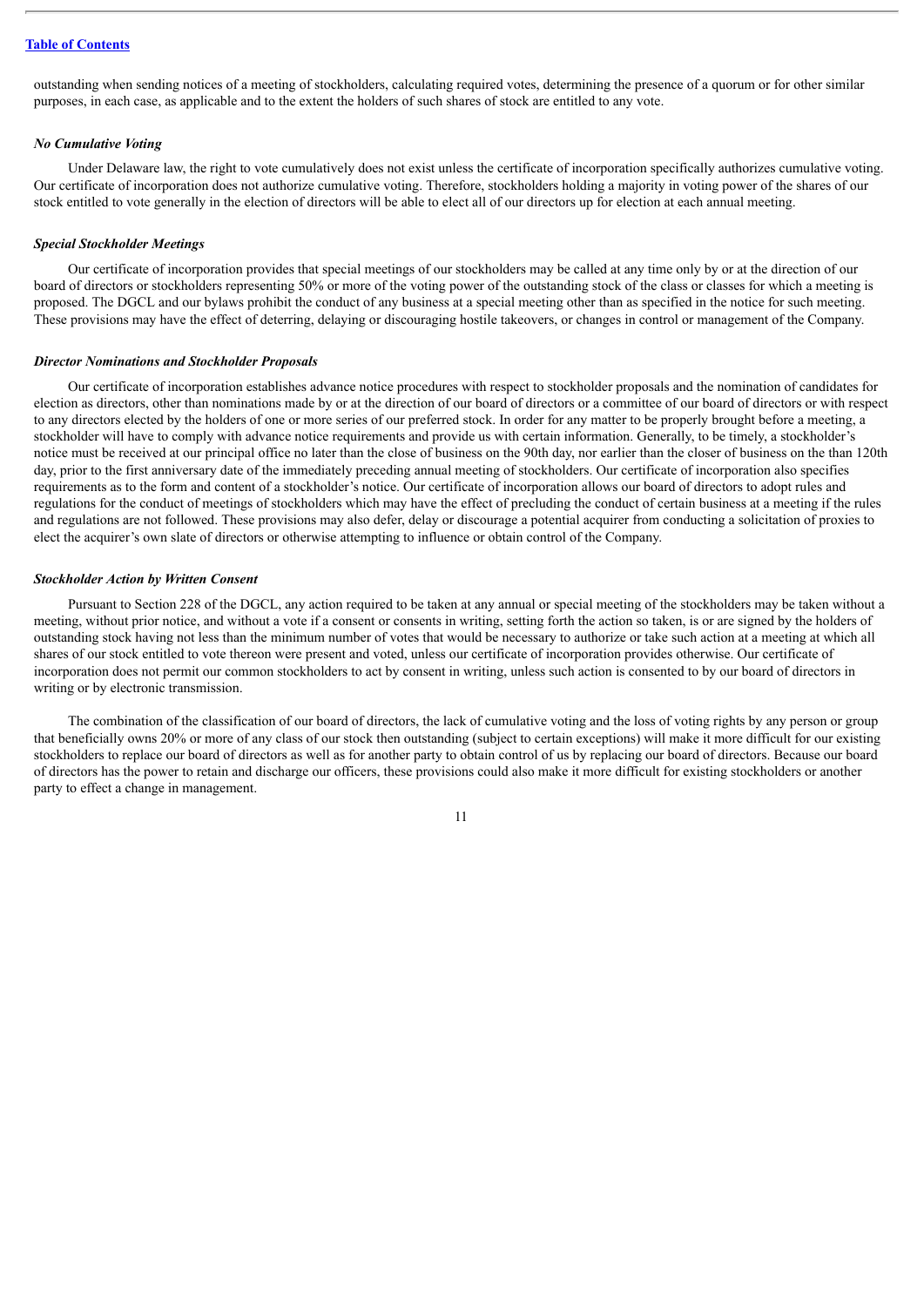outstanding when sending notices of a meeting of stockholders, calculating required votes, determining the presence of a quorum or for other similar purposes, in each case, as applicable and to the extent the holders of such shares of stock are entitled to any vote.

***No Cumulative Voting***

Under Delaware law, the right to vote cumulatively does not exist unless the certificate of incorporation specifically authorizes cumulative voting. Our certificate of incorporation does not authorize cumulative voting. Therefore, stockholders holding a majority in voting power of the shares of our stock entitled to vote generally in the election of directors will be able to elect all of our directors up for election at each annual meeting.

***Special Stockholder Meetings***

Our certificate of incorporation provides that special meetings of our stockholders may be called at any time only by or at the direction of our board of directors or stockholders representing 50% or more of the voting power of the outstanding stock of the class or classes for which a meeting is proposed. The DGCL and our bylaws prohibit the conduct of any business at a special meeting other than as specified in the notice for such meeting. These provisions may have the effect of deterring, delaying or discouraging hostile takeovers, or changes in control or management of the Company.

***Director Nominations and Stockholder Proposals***

Our certificate of incorporation establishes advance notice procedures with respect to stockholder proposals and the nomination of candidates for election as directors, other than nominations made by or at the direction of our board of directors or a committee of our board of directors or with respect to any directors elected by the holders of one or more series of our preferred stock. In order for any matter to be properly brought before a meeting, a stockholder will have to comply with advance notice requirements and provide us with certain information. Generally, to be timely, a stockholder's notice must be received at our principal office no later than the close of business on the 90th day, nor earlier than the closer of business on the than 120th day, prior to the first anniversary date of the immediately preceding annual meeting of stockholders. Our certificate of incorporation also specifies requirements as to the form and content of a stockholder's notice. Our certificate of incorporation allows our board of directors to adopt rules and regulations for the conduct of meetings of stockholders which may have the effect of precluding the conduct of certain business at a meeting if the rules and regulations are not followed. These provisions may also defer, delay or discourage a potential acquirer from conducting a solicitation of proxies to elect the acquirer's own slate of directors or otherwise attempting to influence or obtain control of the Company.

***Stockholder Action by Written Consent***

Pursuant to Section 228 of the DGCL, any action required to be taken at any annual or special meeting of the stockholders may be taken without a meeting, without prior notice, and without a vote if a consent or consents in writing, setting forth the action so taken, is or are signed by the holders of outstanding stock having not less than the minimum number of votes that would be necessary to authorize or take such action at a meeting at which all shares of our stock entitled to vote thereon were present and voted, unless our certificate of incorporation provides otherwise. Our certificate of incorporation does not permit our common stockholders to act by consent in writing, unless such action is consented to by our board of directors in writing or by electronic transmission.

The combination of the classification of our board of directors, the lack of cumulative voting and the loss of voting rights by any person or group that beneficially owns 20% or more of any class of our stock then outstanding (subject to certain exceptions) will make it more difficult for our existing stockholders to replace our board of directors as well as for another party to obtain control of us by replacing our board of directors. Because our board of directors has the power to retain and discharge our officers, these provisions could also make it more difficult for existing stockholders or another party to effect a change in management.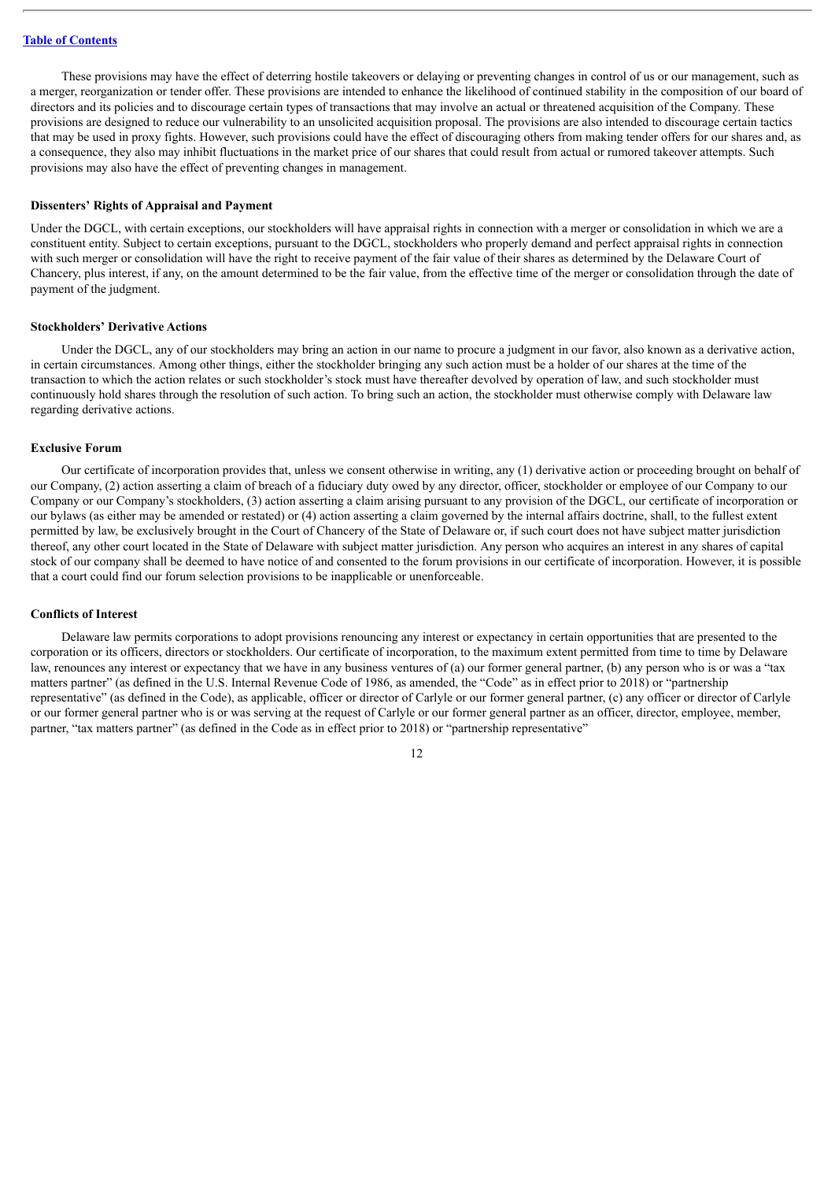These provisions may have the effect of deterring hostile takeovers or delaying or preventing changes in control of us or our management, such as a merger, reorganization or tender offer. These provisions are intended to enhance the likelihood of continued stability in the composition of our board of directors and its policies and to discourage certain types of transactions that may involve an actual or threatened acquisition of the Company. These provisions are designed to reduce our vulnerability to an unsolicited acquisition proposal. The provisions are also intended to discourage certain tactics that may be used in proxy fights. However, such provisions could have the effect of discouraging others from making tender offers for our shares and, as a consequence, they also may inhibit fluctuations in the market price of our shares that could result from actual or rumored takeover attempts. Such provisions may also have the effect of preventing changes in management.

**Dissenters' Rights of Appraisal and Payment**

Under the DGCL, with certain exceptions, our stockholders will have appraisal rights in connection with a merger or consolidation in which we are a constituent entity. Subject to certain exceptions, pursuant to the DGCL, stockholders who properly demand and perfect appraisal rights in connection with such merger or consolidation will have the right to receive payment of the fair value of their shares as determined by the Delaware Court of Chancery, plus interest, if any, on the amount determined to be the fair value, from the effective time of the merger or consolidation through the date of payment of the judgment.

**Stockholders' Derivative Actions**

Under the DGCL, any of our stockholders may bring an action in our name to procure a judgment in our favor, also known as a derivative action, in certain circumstances. Among other things, either the stockholder bringing any such action must be a holder of our shares at the time of the transaction to which the action relates or such stockholder's stock must have thereafter devolved by operation of law, and such stockholder must continuously hold shares through the resolution of such action. To bring such an action, the stockholder must otherwise comply with Delaware law regarding derivative actions.

**Exclusive Forum**

Our certificate of incorporation provides that, unless we consent otherwise in writing, any (1) derivative action or proceeding brought on behalf of our Company, (2) action asserting a claim of breach of a fiduciary duty owed by any director, officer, stockholder or employee of our Company to our Company or our Company's stockholders, (3) action asserting a claim arising pursuant to any provision of the DGCL, our certificate of incorporation or our bylaws (as either may be amended or restated) or (4) action asserting a claim governed by the internal affairs doctrine, shall, to the fullest extent permitted by law, be exclusively brought in the Court of Chancery of the State of Delaware or, if such court does not have subject matter jurisdiction thereof, any other court located in the State of Delaware with subject matter jurisdiction. Any person who acquires an interest in any shares of capital stock of our company shall be deemed to have notice of and consented to the forum provisions in our certificate of incorporation. However, it is possible that a court could find our forum selection provisions to be inapplicable or unenforceable.

**Conflicts of Interest**

Delaware law permits corporations to adopt provisions renouncing any interest or expectancy in certain opportunities that are presented to the corporation or its officers, directors or stockholders. Our certificate of incorporation, to the maximum extent permitted from time to time by Delaware law, renounces any interest or expectancy that we have in any business ventures of (a) our former general partner, (b) any person who is or was a "tax matters partner" (as defined in the U.S. Internal Revenue Code of 1986, as amended, the "Code" as in effect prior to 2018) or "partnership representative" (as defined in the Code), as applicable, officer or director of Carlyle or our former general partner, (c) any officer or director of Carlyle or our former general partner who is or was serving at the request of Carlyle or our former general partner as an officer, director, employee, member, partner, "tax matters partner" (as defined in the Code as in effect prior to 2018) or "partnership representative"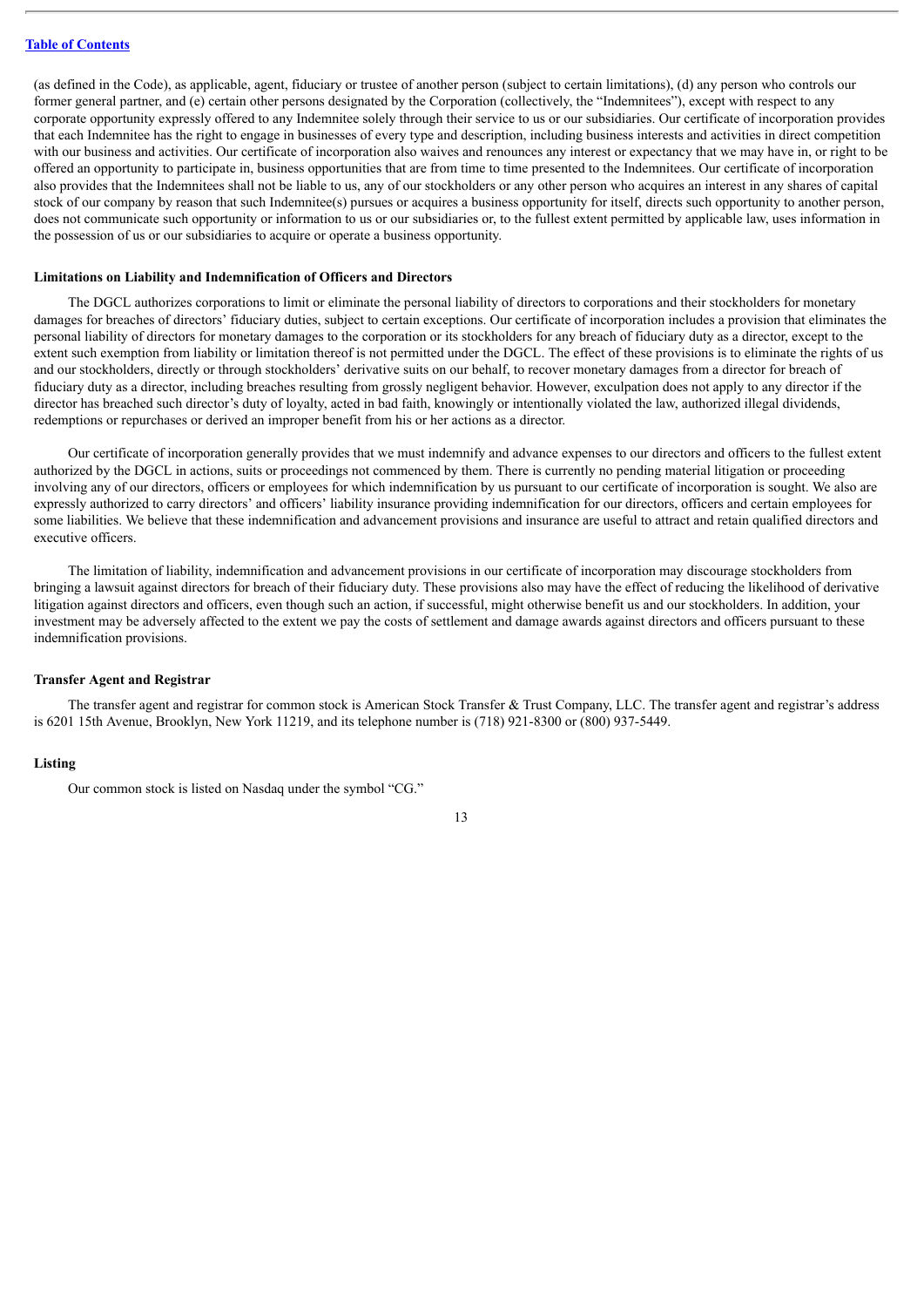(as defined in the Code), as applicable, agent, fiduciary or trustee of another person (subject to certain limitations), (d) any person who controls our former general partner, and (e) certain other persons designated by the Corporation (collectively, the "Indemnitees"), except with respect to any corporate opportunity expressly offered to any Indemnitee solely through their service to us or our subsidiaries. Our certificate of incorporation provides that each Indemnitee has the right to engage in businesses of every type and description, including business interests and activities in direct competition with our business and activities. Our certificate of incorporation also waives and renounces any interest or expectancy that we may have in, or right to be offered an opportunity to participate in, business opportunities that are from time to time presented to the Indemnitees. Our certificate of incorporation also provides that the Indemnitees shall not be liable to us, any of our stockholders or any other person who acquires an interest in any shares of capital stock of our company by reason that such Indemnitee(s) pursues or acquires a business opportunity for itself, directs such opportunity to another person, does not communicate such opportunity or information to us or our subsidiaries or, to the fullest extent permitted by applicable law, uses information in the possession of us or our subsidiaries to acquire or operate a business opportunity.

**Limitations on Liability and Indemnification of Officers and Directors**

The DGCL authorizes corporations to limit or eliminate the personal liability of directors to corporations and their stockholders for monetary damages for breaches of directors' fiduciary duties, subject to certain exceptions. Our certificate of incorporation includes a provision that eliminates the personal liability of directors for monetary damages to the corporation or its stockholders for any breach of fiduciary duty as a director, except to the extent such exemption from liability or limitation thereof is not permitted under the DGCL. The effect of these provisions is to eliminate the rights of us and our stockholders, directly or through stockholders' derivative suits on our behalf, to recover monetary damages from a director for breach of fiduciary duty as a director, including breaches resulting from grossly negligent behavior. However, exculpation does not apply to any director if the director has breached such director's duty of loyalty, acted in bad faith, knowingly or intentionally violated the law, authorized illegal dividends, redemptions or repurchases or derived an improper benefit from his or her actions as a director.

Our certificate of incorporation generally provides that we must indemnify and advance expenses to our directors and officers to the fullest extent authorized by the DGCL in actions, suits or proceedings not commenced by them. There is currently no pending material litigation or proceeding involving any of our directors, officers or employees for which indemnification by us pursuant to our certificate of incorporation is sought. We also are expressly authorized to carry directors' and officers' liability insurance providing indemnification for our directors, officers and certain employees for some liabilities. We believe that these indemnification and advancement provisions and insurance are useful to attract and retain qualified directors and executive officers.

The limitation of liability, indemnification and advancement provisions in our certificate of incorporation may discourage stockholders from bringing a lawsuit against directors for breach of their fiduciary duty. These provisions also may have the effect of reducing the likelihood of derivative litigation against directors and officers, even though such an action, if successful, might otherwise benefit us and our stockholders. In addition, your investment may be adversely affected to the extent we pay the costs of settlement and damage awards against directors and officers pursuant to these indemnification provisions.

**Transfer Agent and Registrar**

The transfer agent and registrar for common stock is American Stock Transfer & Trust Company, LLC. The transfer agent and registrar's address is 6201 15th Avenue, Brooklyn, New York 11219, and its telephone number is (718) 921-8300 or (800) 937-5449.

**Listing**

Our common stock is listed on Nasdaq under the symbol "CG."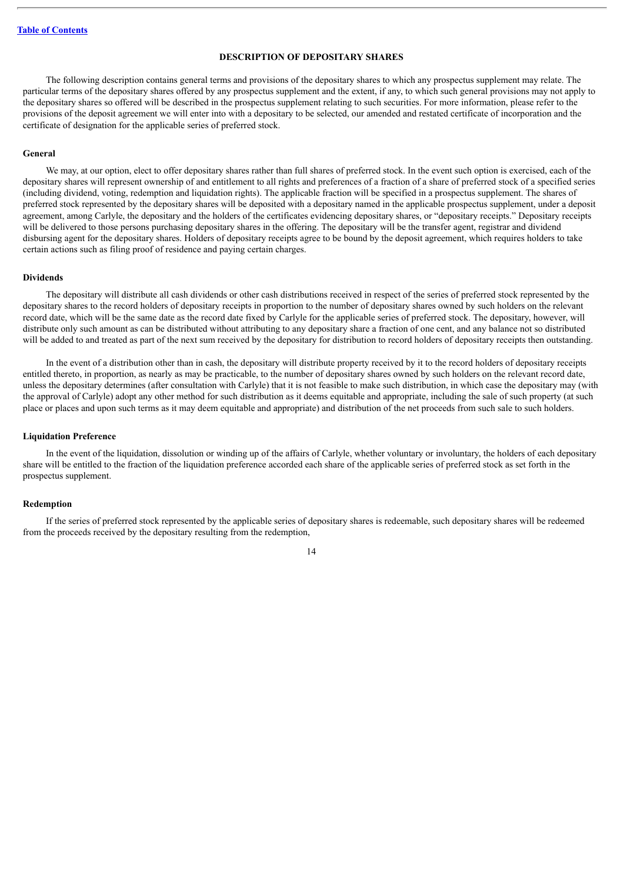## DESCRIPTION OF DEPOSITARY SHARES

The following description contains general terms and provisions of the depositary shares to which any prospectus supplement may relate. The particular terms of the depositary shares offered by any prospectus supplement and the extent, if any, to which such general provisions may not apply to the depositary shares so offered will be described in the prospectus supplement relating to such securities. For more information, please refer to the provisions of the deposit agreement we will enter into with a depositary to be selected, our amended and restated certificate of incorporation and the certificate of designation for the applicable series of preferred stock.

### General

We may, at our option, elect to offer depositary shares rather than full shares of preferred stock. In the event such option is exercised, each of the depositary shares will represent ownership of and entitlement to all rights and preferences of a fraction of a share of preferred stock of a specified series (including dividend, voting, redemption and liquidation rights). The applicable fraction will be specified in a prospectus supplement. The shares of preferred stock represented by the depositary shares will be deposited with a depositary named in the applicable prospectus supplement, under a deposit agreement, among Carlyle, the depositary and the holders of the certificates evidencing depositary shares, or "depositary receipts." Depositary receipts will be delivered to those persons purchasing depositary shares in the offering. The depositary will be the transfer agent, registrar and dividend disbursing agent for the depositary shares. Holders of depositary receipts agree to be bound by the deposit agreement, which requires holders to take certain actions such as filing proof of residence and paying certain charges.

### Dividends

The depositary will distribute all cash dividends or other cash distributions received in respect of the series of preferred stock represented by the depositary shares to the record holders of depositary receipts in proportion to the number of depositary shares owned by such holders on the relevant record date, which will be the same date as the record date fixed by Carlyle for the applicable series of preferred stock. The depositary, however, will distribute only such amount as can be distributed without attributing to any depositary share a fraction of one cent, and any balance not so distributed will be added to and treated as part of the next sum received by the depositary for distribution to record holders of depositary receipts then outstanding.

In the event of a distribution other than in cash, the depositary will distribute property received by it to the record holders of depositary receipts entitled thereto, in proportion, as nearly as may be practicable, to the number of depositary shares owned by such holders on the relevant record date, unless the depositary determines (after consultation with Carlyle) that it is not feasible to make such distribution, in which case the depositary may (with the approval of Carlyle) adopt any other method for such distribution as it deems equitable and appropriate, including the sale of such property (at such place or places and upon such terms as it may deem equitable and appropriate) and distribution of the net proceeds from such sale to such holders.

### Liquidation Preference

In the event of the liquidation, dissolution or winding up of the affairs of Carlyle, whether voluntary or involuntary, the holders of each depositary share will be entitled to the fraction of the liquidation preference accorded each share of the applicable series of preferred stock as set forth in the prospectus supplement.

### Redemption

If the series of preferred stock represented by the applicable series of depositary shares is redeemable, such depositary shares will be redeemed from the proceeds received by the depositary resulting from the redemption,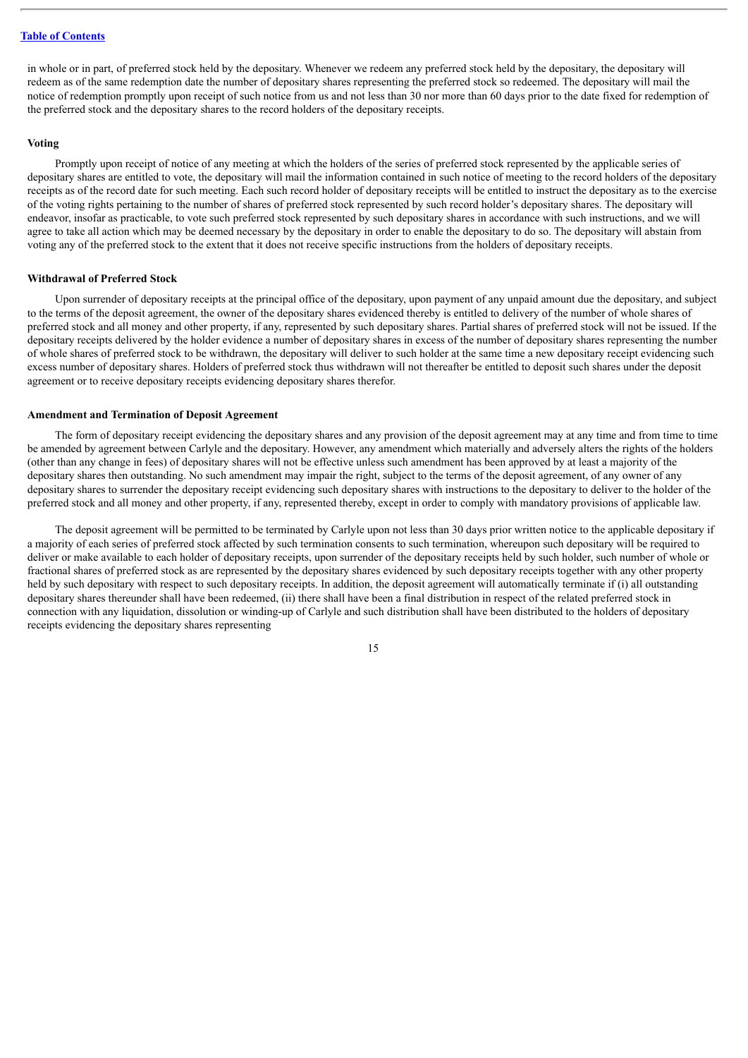in whole or in part, of preferred stock held by the depositary. Whenever we redeem any preferred stock held by the depositary, the depositary will redeem as of the same redemption date the number of depositary shares representing the preferred stock so redeemed. The depositary will mail the notice of redemption promptly upon receipt of such notice from us and not less than 30 nor more than 60 days prior to the date fixed for redemption of the preferred stock and the depositary shares to the record holders of the depositary receipts.

**Voting**

Promptly upon receipt of notice of any meeting at which the holders of the series of preferred stock represented by the applicable series of depositary shares are entitled to vote, the depositary will mail the information contained in such notice of meeting to the record holders of the depositary receipts as of the record date for such meeting. Each such record holder of depositary receipts will be entitled to instruct the depositary as to the exercise of the voting rights pertaining to the number of shares of preferred stock represented by such record holder's depositary shares. The depositary will endeavor, insofar as practicable, to vote such preferred stock represented by such depositary shares in accordance with such instructions, and we will agree to take all action which may be deemed necessary by the depositary in order to enable the depositary to do so. The depositary will abstain from voting any of the preferred stock to the extent that it does not receive specific instructions from the holders of depositary receipts.

**Withdrawal of Preferred Stock**

Upon surrender of depositary receipts at the principal office of the depositary, upon payment of any unpaid amount due the depositary, and subject to the terms of the deposit agreement, the owner of the depositary shares evidenced thereby is entitled to delivery of the number of whole shares of preferred stock and all money and other property, if any, represented by such depositary shares. Partial shares of preferred stock will not be issued. If the depositary receipts delivered by the holder evidence a number of depositary shares in excess of the number of depositary shares representing the number of whole shares of preferred stock to be withdrawn, the depositary will deliver to such holder at the same time a new depositary receipt evidencing such excess number of depositary shares. Holders of preferred stock thus withdrawn will not thereafter be entitled to deposit such shares under the deposit agreement or to receive depositary receipts evidencing depositary shares therefor.

**Amendment and Termination of Deposit Agreement**

The form of depositary receipt evidencing the depositary shares and any provision of the deposit agreement may at any time and from time to time be amended by agreement between Carlyle and the depositary. However, any amendment which materially and adversely alters the rights of the holders (other than any change in fees) of depositary shares will not be effective unless such amendment has been approved by at least a majority of the depositary shares then outstanding. No such amendment may impair the right, subject to the terms of the deposit agreement, of any owner of any depositary shares to surrender the depositary receipt evidencing such depositary shares with instructions to the depositary to deliver to the holder of the preferred stock and all money and other property, if any, represented thereby, except in order to comply with mandatory provisions of applicable law.

The deposit agreement will be permitted to be terminated by Carlyle upon not less than 30 days prior written notice to the applicable depositary if a majority of each series of preferred stock affected by such termination consents to such termination, whereupon such depositary will be required to deliver or make available to each holder of depositary receipts, upon surrender of the depositary receipts held by such holder, such number of whole or fractional shares of preferred stock as are represented by the depositary shares evidenced by such depositary receipts together with any other property held by such depositary with respect to such depositary receipts. In addition, the deposit agreement will automatically terminate if (i) all outstanding depositary shares thereunder shall have been redeemed, (ii) there shall have been a final distribution in respect of the related preferred stock in connection with any liquidation, dissolution or winding-up of Carlyle and such distribution shall have been distributed to the holders of depositary receipts evidencing the depositary shares representing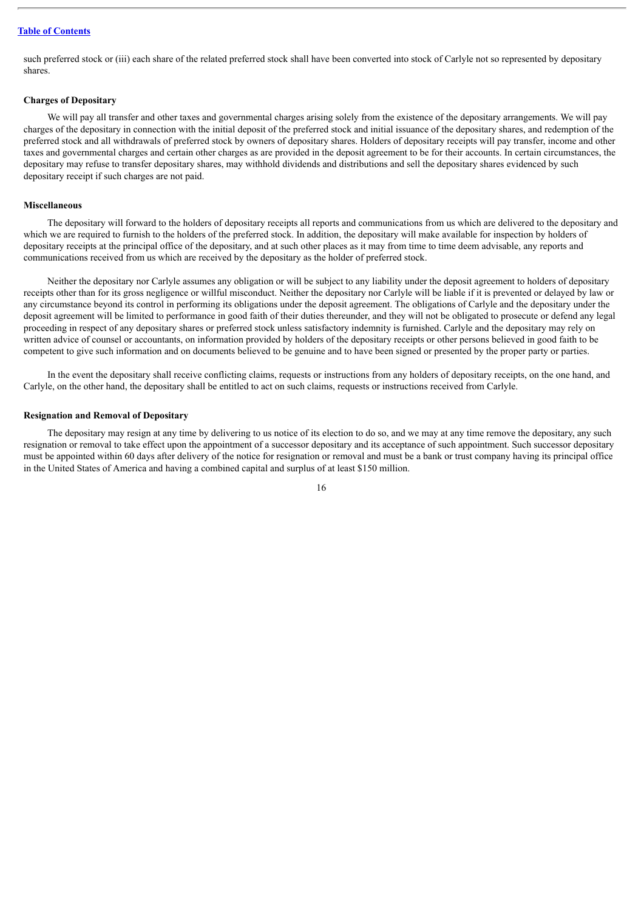such preferred stock or (iii) each share of the related preferred stock shall have been converted into stock of Carlyle not so represented by depositary shares.

**Charges of Depositary**

We will pay all transfer and other taxes and governmental charges arising solely from the existence of the depositary arrangements. We will pay charges of the depositary in connection with the initial deposit of the preferred stock and initial issuance of the depositary shares, and redemption of the preferred stock and all withdrawals of preferred stock by owners of depositary shares. Holders of depositary receipts will pay transfer, income and other taxes and governmental charges and certain other charges as are provided in the deposit agreement to be for their accounts. In certain circumstances, the depositary may refuse to transfer depositary shares, may withhold dividends and distributions and sell the depositary shares evidenced by such depositary receipt if such charges are not paid.

**Miscellaneous**

The depositary will forward to the holders of depositary receipts all reports and communications from us which are delivered to the depositary and which we are required to furnish to the holders of the preferred stock. In addition, the depositary will make available for inspection by holders of depositary receipts at the principal office of the depositary, and at such other places as it may from time to time deem advisable, any reports and communications received from us which are received by the depositary as the holder of preferred stock.

Neither the depositary nor Carlyle assumes any obligation or will be subject to any liability under the deposit agreement to holders of depositary receipts other than for its gross negligence or willful misconduct. Neither the depositary nor Carlyle will be liable if it is prevented or delayed by law or any circumstance beyond its control in performing its obligations under the deposit agreement. The obligations of Carlyle and the depositary under the deposit agreement will be limited to performance in good faith of their duties thereunder, and they will not be obligated to prosecute or defend any legal proceeding in respect of any depositary shares or preferred stock unless satisfactory indemnity is furnished. Carlyle and the depositary may rely on written advice of counsel or accountants, on information provided by holders of the depositary receipts or other persons believed in good faith to be competent to give such information and on documents believed to be genuine and to have been signed or presented by the proper party or parties.

In the event the depositary shall receive conflicting claims, requests or instructions from any holders of depositary receipts, on the one hand, and Carlyle, on the other hand, the depositary shall be entitled to act on such claims, requests or instructions received from Carlyle.

**Resignation and Removal of Depositary**

The depositary may resign at any time by delivering to us notice of its election to do so, and we may at any time remove the depositary, any such resignation or removal to take effect upon the appointment of a successor depositary and its acceptance of such appointment. Such successor depositary must be appointed within 60 days after delivery of the notice for resignation or removal and must be a bank or trust company having its principal office in the United States of America and having a combined capital and surplus of at least $150 million.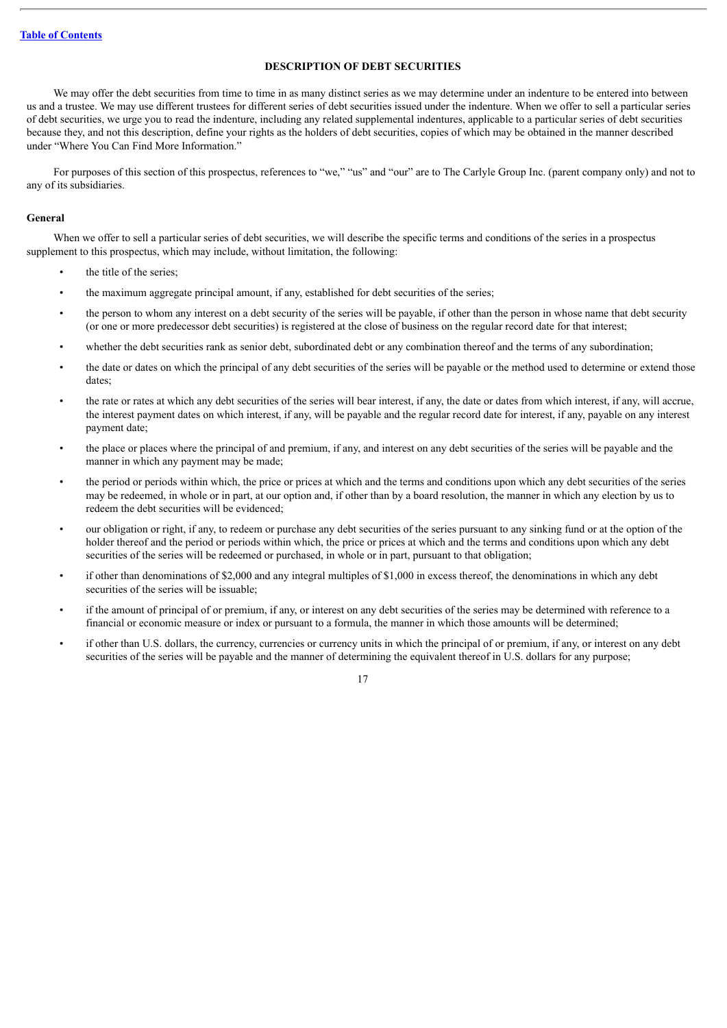## DESCRIPTION OF DEBT SECURITIES

We may offer the debt securities from time to time in as many distinct series as we may determine under an indenture to be entered into between us and a trustee. We may use different trustees for different series of debt securities issued under the indenture. When we offer to sell a particular series of debt securities, we urge you to read the indenture, including any related supplemental indentures, applicable to a particular series of debt securities because they, and not this description, define your rights as the holders of debt securities, copies of which may be obtained in the manner described under "Where You Can Find More Information."

For purposes of this section of this prospectus, references to "we," "us" and "our" are to The Carlyle Group Inc. (parent company only) and not to any of its subsidiaries.

### General

When we offer to sell a particular series of debt securities, we will describe the specific terms and conditions of the series in a prospectus supplement to this prospectus, which may include, without limitation, the following:

- the title of the series;
- the maximum aggregate principal amount, if any, established for debt securities of the series;
- the person to whom any interest on a debt security of the series will be payable, if other than the person in whose name that debt security (or one or more predecessor debt securities) is registered at the close of business on the regular record date for that interest;
- whether the debt securities rank as senior debt, subordinated debt or any combination thereof and the terms of any subordination;
- the date or dates on which the principal of any debt securities of the series will be payable or the method used to determine or extend those dates;
- the rate or rates at which any debt securities of the series will bear interest, if any, the date or dates from which interest, if any, will accrue, the interest payment dates on which interest, if any, will be payable and the regular record date for interest, if any, payable on any interest payment date;
- the place or places where the principal of and premium, if any, and interest on any debt securities of the series will be payable and the manner in which any payment may be made;
- the period or periods within which, the price or prices at which and the terms and conditions upon which any debt securities of the series may be redeemed, in whole or in part, at our option and, if other than by a board resolution, the manner in which any election by us to redeem the debt securities will be evidenced;
- our obligation or right, if any, to redeem or purchase any debt securities of the series pursuant to any sinking fund or at the option of the holder thereof and the period or periods within which, the price or prices at which and the terms and conditions upon which any debt securities of the series will be redeemed or purchased, in whole or in part, pursuant to that obligation;
- if other than denominations of $2,000 and any integral multiples of $1,000 in excess thereof, the denominations in which any debt securities of the series will be issuable;
- if the amount of principal of or premium, if any, or interest on any debt securities of the series may be determined with reference to a financial or economic measure or index or pursuant to a formula, the manner in which those amounts will be determined;
- if other than U.S. dollars, the currency, currencies or currency units in which the principal of or premium, if any, or interest on any debt securities of the series will be payable and the manner of determining the equivalent thereof in U.S. dollars for any purpose;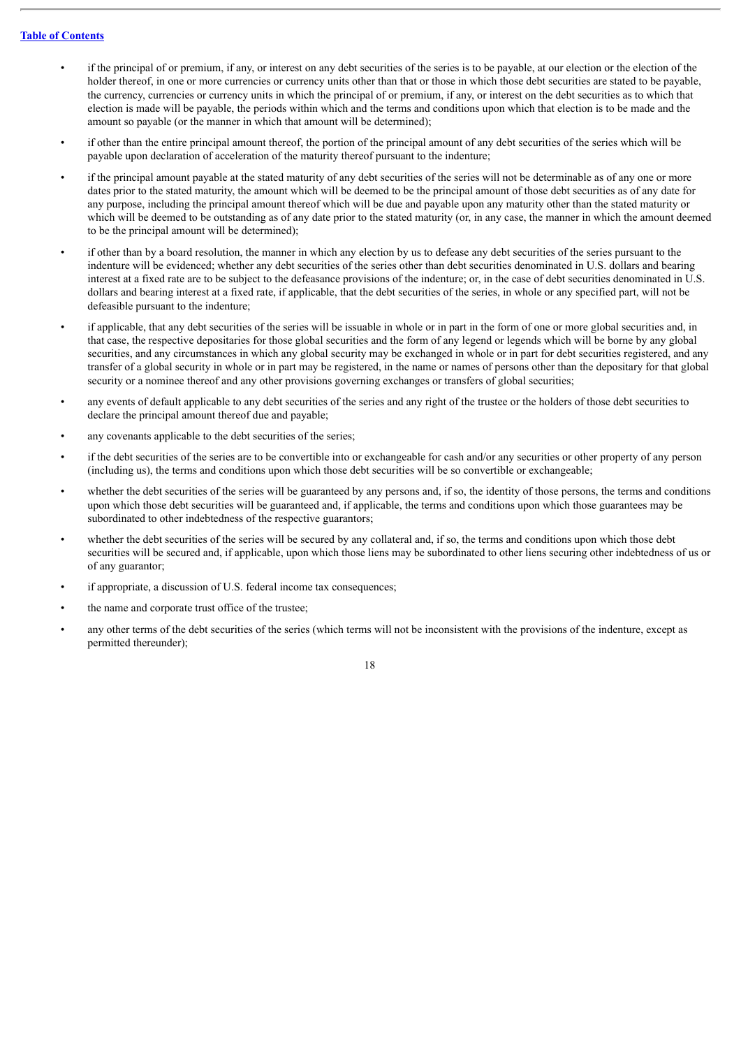- if the principal of or premium, if any, or interest on any debt securities of the series is to be payable, at our election or the election of the holder thereof, in one or more currencies or currency units other than that or those in which those debt securities are stated to be payable, the currency, currencies or currency units in which the principal of or premium, if any, or interest on the debt securities as to which that election is made will be payable, the periods within which and the terms and conditions upon which that election is to be made and the amount so payable (or the manner in which that amount will be determined);
- if other than the entire principal amount thereof, the portion of the principal amount of any debt securities of the series which will be payable upon declaration of acceleration of the maturity thereof pursuant to the indenture;
- if the principal amount payable at the stated maturity of any debt securities of the series will not be determinable as of any one or more dates prior to the stated maturity, the amount which will be deemed to be the principal amount of those debt securities as of any date for any purpose, including the principal amount thereof which will be due and payable upon any maturity other than the stated maturity or which will be deemed to be outstanding as of any date prior to the stated maturity (or, in any case, the manner in which the amount deemed to be the principal amount will be determined);
- if other than by a board resolution, the manner in which any election by us to defease any debt securities of the series pursuant to the indenture will be evidenced; whether any debt securities of the series other than debt securities denominated in U.S. dollars and bearing interest at a fixed rate are to be subject to the defeasance provisions of the indenture; or, in the case of debt securities denominated in U.S. dollars and bearing interest at a fixed rate, if applicable, that the debt securities of the series, in whole or any specified part, will not be defeasible pursuant to the indenture;
- if applicable, that any debt securities of the series will be issuable in whole or in part in the form of one or more global securities and, in that case, the respective depositaries for those global securities and the form of any legend or legends which will be borne by any global securities, and any circumstances in which any global security may be exchanged in whole or in part for debt securities registered, and any transfer of a global security in whole or in part may be registered, in the name or names of persons other than the depositary for that global security or a nominee thereof and any other provisions governing exchanges or transfers of global securities;
- any events of default applicable to any debt securities of the series and any right of the trustee or the holders of those debt securities to declare the principal amount thereof due and payable;
- any covenants applicable to the debt securities of the series;
- if the debt securities of the series are to be convertible into or exchangeable for cash and/or any securities or other property of any person (including us), the terms and conditions upon which those debt securities will be so convertible or exchangeable;
- whether the debt securities of the series will be guaranteed by any persons and, if so, the identity of those persons, the terms and conditions upon which those debt securities will be guaranteed and, if applicable, the terms and conditions upon which those guarantees may be subordinated to other indebtedness of the respective guarantors;
- whether the debt securities of the series will be secured by any collateral and, if so, the terms and conditions upon which those debt securities will be secured and, if applicable, upon which those liens may be subordinated to other liens securing other indebtedness of us or of any guarantor;
- if appropriate, a discussion of U.S. federal income tax consequences;
- the name and corporate trust office of the trustee;
- any other terms of the debt securities of the series (which terms will not be inconsistent with the provisions of the indenture, except as permitted thereunder);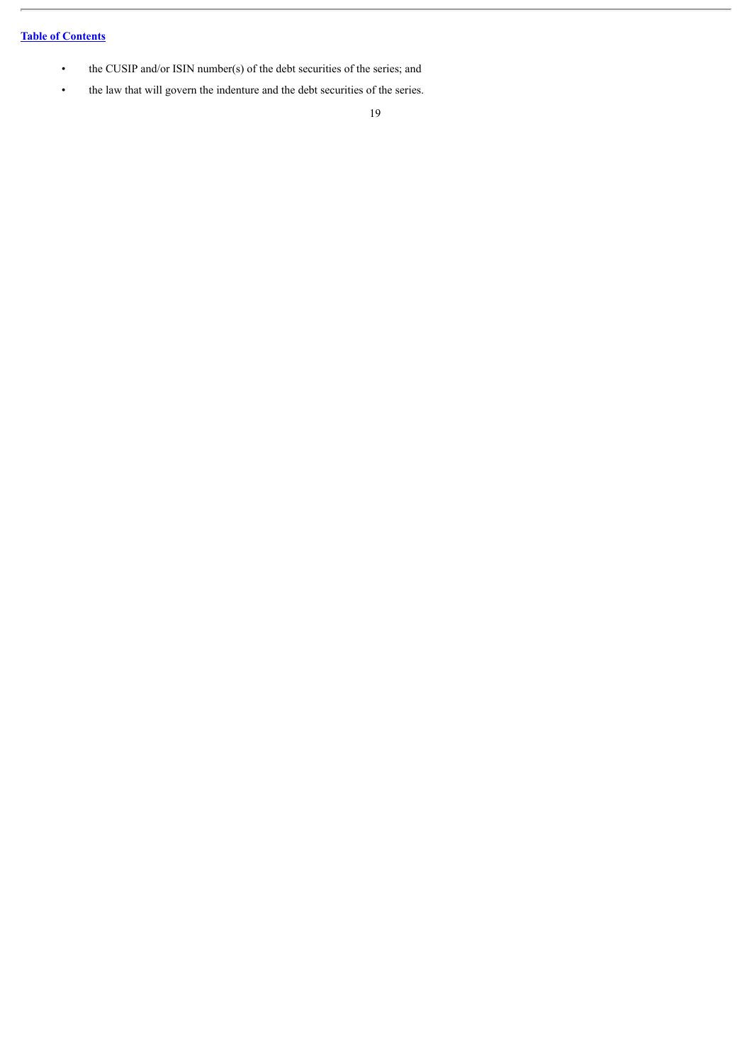- the CUSIP and/or ISIN number(s) of the debt securities of the series; and
- the law that will govern the indenture and the debt securities of the series.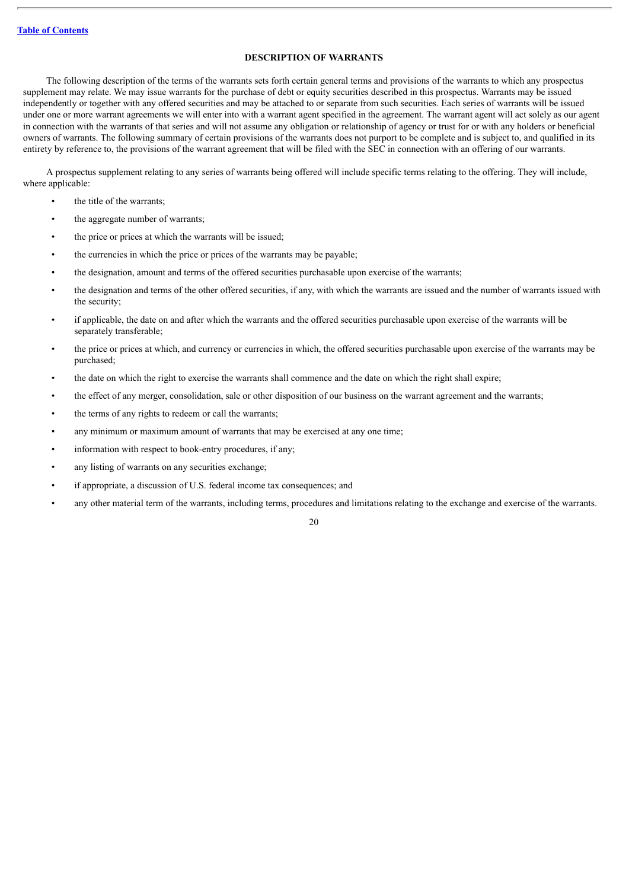## DESCRIPTION OF WARRANTS

The following description of the terms of the warrants sets forth certain general terms and provisions of the warrants to which any prospectus supplement may relate. We may issue warrants for the purchase of debt or equity securities described in this prospectus. Warrants may be issued independently or together with any offered securities and may be attached to or separate from such securities. Each series of warrants will be issued under one or more warrant agreements we will enter into with a warrant agent specified in the agreement. The warrant agent will act solely as our agent in connection with the warrants of that series and will not assume any obligation or relationship of agency or trust for or with any holders or beneficial owners of warrants. The following summary of certain provisions of the warrants does not purport to be complete and is subject to, and qualified in its entirety by reference to, the provisions of the warrant agreement that will be filed with the SEC in connection with an offering of our warrants.

A prospectus supplement relating to any series of warrants being offered will include specific terms relating to the offering. They will include, where applicable:

- the title of the warrants;
- the aggregate number of warrants;
- the price or prices at which the warrants will be issued;
- the currencies in which the price or prices of the warrants may be payable;
- the designation, amount and terms of the offered securities purchasable upon exercise of the warrants;
- the designation and terms of the other offered securities, if any, with which the warrants are issued and the number of warrants issued with the security;
- if applicable, the date on and after which the warrants and the offered securities purchasable upon exercise of the warrants will be separately transferable;
- the price or prices at which, and currency or currencies in which, the offered securities purchasable upon exercise of the warrants may be purchased;
- the date on which the right to exercise the warrants shall commence and the date on which the right shall expire;
- the effect of any merger, consolidation, sale or other disposition of our business on the warrant agreement and the warrants;
- the terms of any rights to redeem or call the warrants;
- any minimum or maximum amount of warrants that may be exercised at any one time;
- information with respect to book-entry procedures, if any;
- any listing of warrants on any securities exchange;
- if appropriate, a discussion of U.S. federal income tax consequences; and
- any other material term of the warrants, including terms, procedures and limitations relating to the exchange and exercise of the warrants.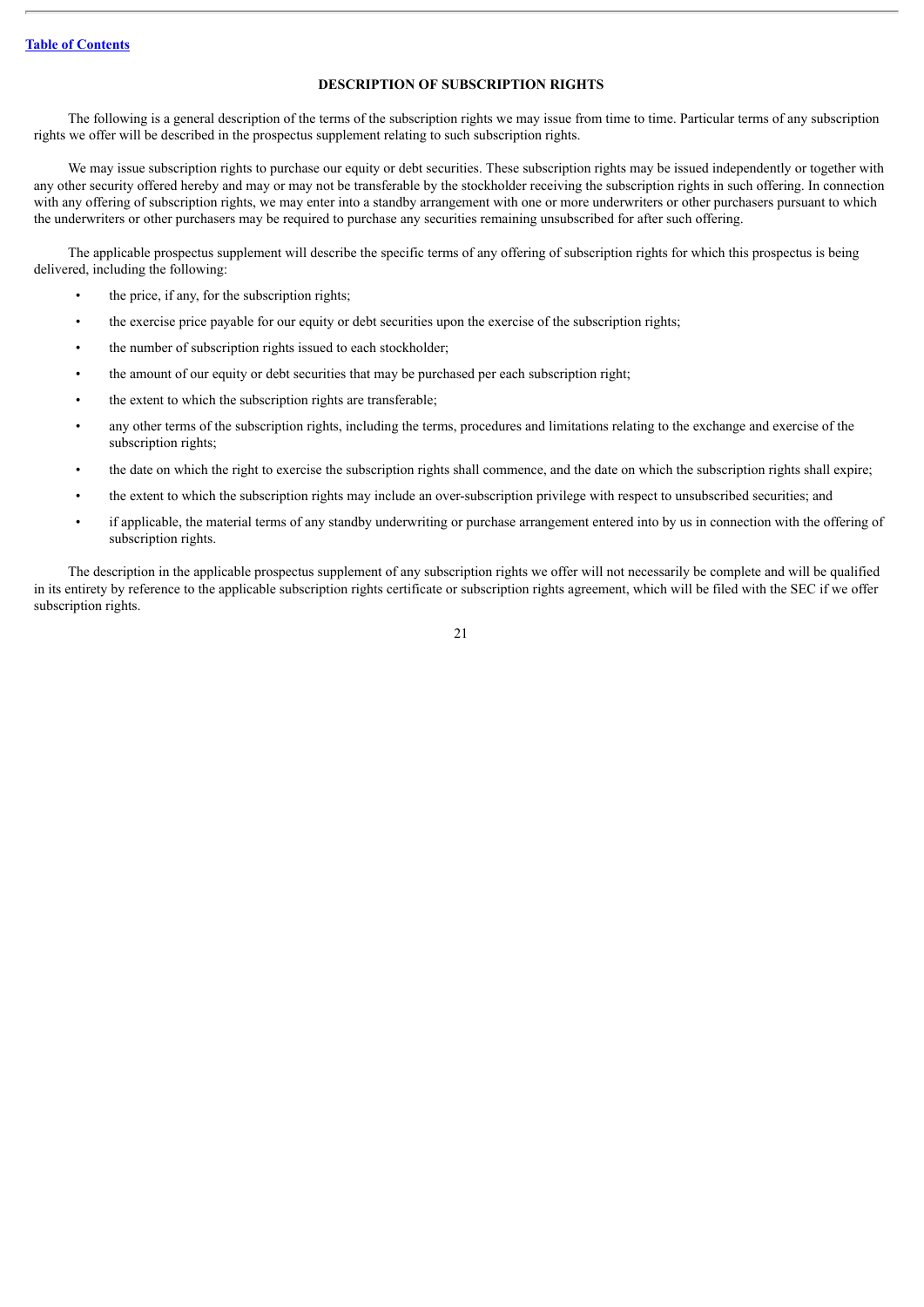## DESCRIPTION OF SUBSCRIPTION RIGHTS

The following is a general description of the terms of the subscription rights we may issue from time to time. Particular terms of any subscription rights we offer will be described in the prospectus supplement relating to such subscription rights.

We may issue subscription rights to purchase our equity or debt securities. These subscription rights may be issued independently or together with any other security offered hereby and may or may not be transferable by the stockholder receiving the subscription rights in such offering. In connection with any offering of subscription rights, we may enter into a standby arrangement with one or more underwriters or other purchasers pursuant to which the underwriters or other purchasers may be required to purchase any securities remaining unsubscribed for after such offering.

The applicable prospectus supplement will describe the specific terms of any offering of subscription rights for which this prospectus is being delivered, including the following:

- the price, if any, for the subscription rights;
- the exercise price payable for our equity or debt securities upon the exercise of the subscription rights;
- the number of subscription rights issued to each stockholder;
- the amount of our equity or debt securities that may be purchased per each subscription right;
- the extent to which the subscription rights are transferable;
- any other terms of the subscription rights, including the terms, procedures and limitations relating to the exchange and exercise of the subscription rights;
- the date on which the right to exercise the subscription rights shall commence, and the date on which the subscription rights shall expire;
- the extent to which the subscription rights may include an over-subscription privilege with respect to unsubscribed securities; and
- if applicable, the material terms of any standby underwriting or purchase arrangement entered into by us in connection with the offering of subscription rights.

The description in the applicable prospectus supplement of any subscription rights we offer will not necessarily be complete and will be qualified in its entirety by reference to the applicable subscription rights certificate or subscription rights agreement, which will be filed with the SEC if we offer subscription rights.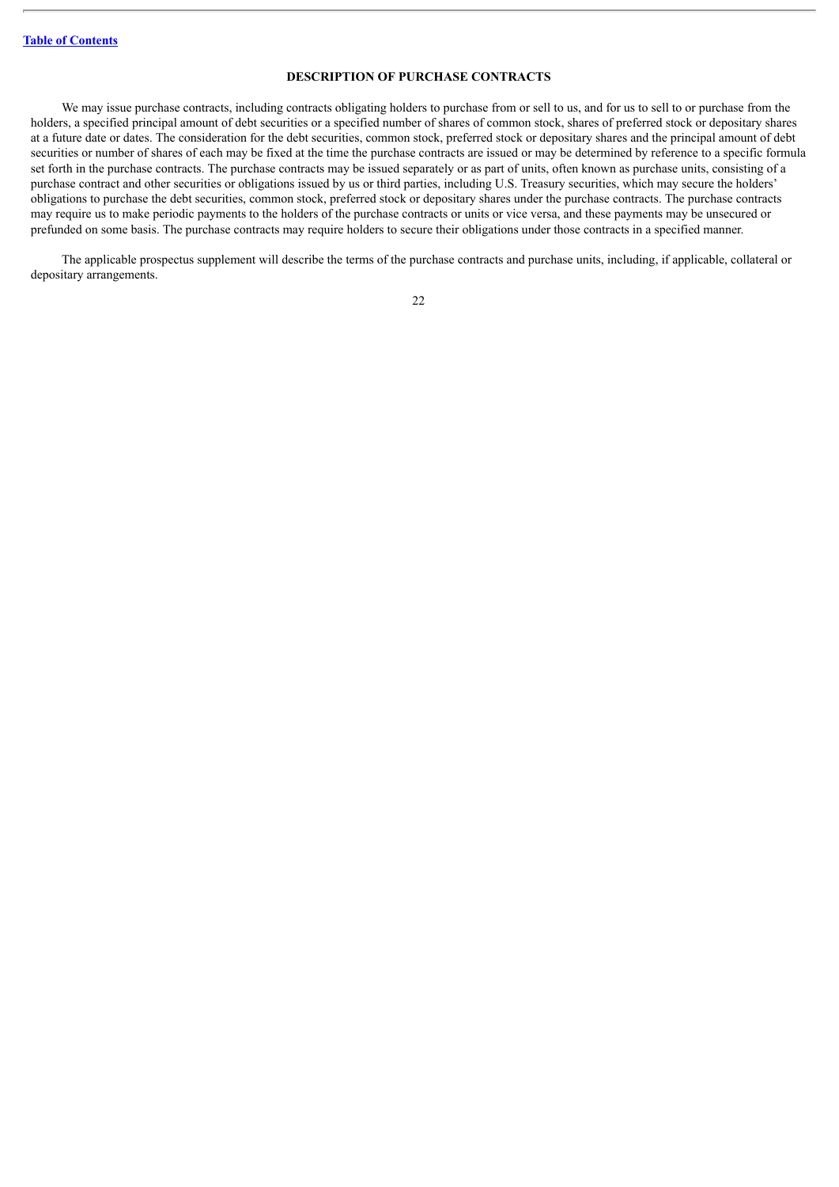## DESCRIPTION OF PURCHASE CONTRACTS

We may issue purchase contracts, including contracts obligating holders to purchase from or sell to us, and for us to sell to or purchase from the holders, a specified principal amount of debt securities or a specified number of shares of common stock, shares of preferred stock or depositary shares at a future date or dates. The consideration for the debt securities, common stock, preferred stock or depositary shares and the principal amount of debt securities or number of shares of each may be fixed at the time the purchase contracts are issued or may be determined by reference to a specific formula set forth in the purchase contracts. The purchase contracts may be issued separately or as part of units, often known as purchase units, consisting of a purchase contract and other securities or obligations issued by us or third parties, including U.S. Treasury securities, which may secure the holders' obligations to purchase the debt securities, common stock, preferred stock or depositary shares under the purchase contracts. The purchase contracts may require us to make periodic payments to the holders of the purchase contracts or units or vice versa, and these payments may be unsecured or prefunded on some basis. The purchase contracts may require holders to secure their obligations under those contracts in a specified manner.

The applicable prospectus supplement will describe the terms of the purchase contracts and purchase units, including, if applicable, collateral or depositary arrangements.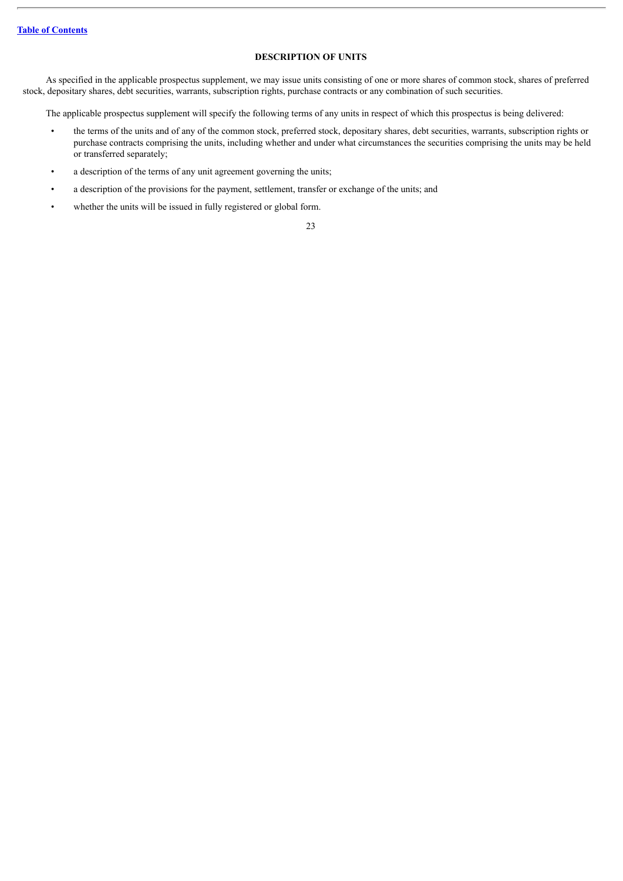## DESCRIPTION OF UNITS

As specified in the applicable prospectus supplement, we may issue units consisting of one or more shares of common stock, shares of preferred stock, depositary shares, debt securities, warrants, subscription rights, purchase contracts or any combination of such securities.

The applicable prospectus supplement will specify the following terms of any units in respect of which this prospectus is being delivered:

- the terms of the units and of any of the common stock, preferred stock, depositary shares, debt securities, warrants, subscription rights or purchase contracts comprising the units, including whether and under what circumstances the securities comprising the units may be held or transferred separately;
- a description of the terms of any unit agreement governing the units;
- a description of the provisions for the payment, settlement, transfer or exchange of the units; and
- whether the units will be issued in fully registered or global form.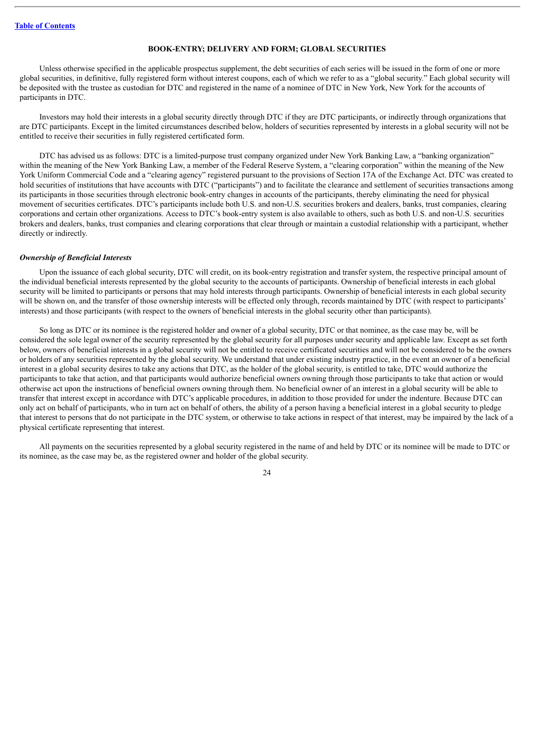## BOOK-ENTRY; DELIVERY AND FORM; GLOBAL SECURITIES

Unless otherwise specified in the applicable prospectus supplement, the debt securities of each series will be issued in the form of one or more global securities, in definitive, fully registered form without interest coupons, each of which we refer to as a "global security." Each global security will be deposited with the trustee as custodian for DTC and registered in the name of a nominee of DTC in New York, New York for the accounts of participants in DTC.

Investors may hold their interests in a global security directly through DTC if they are DTC participants, or indirectly through organizations that are DTC participants. Except in the limited circumstances described below, holders of securities represented by interests in a global security will not be entitled to receive their securities in fully registered certificated form.

DTC has advised us as follows: DTC is a limited-purpose trust company organized under New York Banking Law, a "banking organization" within the meaning of the New York Banking Law, a member of the Federal Reserve System, a "clearing corporation" within the meaning of the New York Uniform Commercial Code and a "clearing agency" registered pursuant to the provisions of Section 17A of the Exchange Act. DTC was created to hold securities of institutions that have accounts with DTC ("participants") and to facilitate the clearance and settlement of securities transactions among its participants in those securities through electronic book-entry changes in accounts of the participants, thereby eliminating the need for physical movement of securities certificates. DTC's participants include both U.S. and non-U.S. securities brokers and dealers, banks, trust companies, clearing corporations and certain other organizations. Access to DTC's book-entry system is also available to others, such as both U.S. and non-U.S. securities brokers and dealers, banks, trust companies and clearing corporations that clear through or maintain a custodial relationship with a participant, whether directly or indirectly.

### *Ownership of Beneficial Interests*

Upon the issuance of each global security, DTC will credit, on its book-entry registration and transfer system, the respective principal amount of the individual beneficial interests represented by the global security to the accounts of participants. Ownership of beneficial interests in each global security will be limited to participants or persons that may hold interests through participants. Ownership of beneficial interests in each global security will be shown on, and the transfer of those ownership interests will be effected only through, records maintained by DTC (with respect to participants' interests) and those participants (with respect to the owners of beneficial interests in the global security other than participants).

So long as DTC or its nominee is the registered holder and owner of a global security, DTC or that nominee, as the case may be, will be considered the sole legal owner of the security represented by the global security for all purposes under security and applicable law. Except as set forth below, owners of beneficial interests in a global security will not be entitled to receive certificated securities and will not be considered to be the owners or holders of any securities represented by the global security. We understand that under existing industry practice, in the event an owner of a beneficial interest in a global security desires to take any actions that DTC, as the holder of the global security, is entitled to take, DTC would authorize the participants to take that action, and that participants would authorize beneficial owners owning through those participants to take that action or would otherwise act upon the instructions of beneficial owners owning through them. No beneficial owner of an interest in a global security will be able to transfer that interest except in accordance with DTC's applicable procedures, in addition to those provided for under the indenture. Because DTC can only act on behalf of participants, who in turn act on behalf of others, the ability of a person having a beneficial interest in a global security to pledge that interest to persons that do not participate in the DTC system, or otherwise to take actions in respect of that interest, may be impaired by the lack of a physical certificate representing that interest.

All payments on the securities represented by a global security registered in the name of and held by DTC or its nominee will be made to DTC or its nominee, as the case may be, as the registered owner and holder of the global security.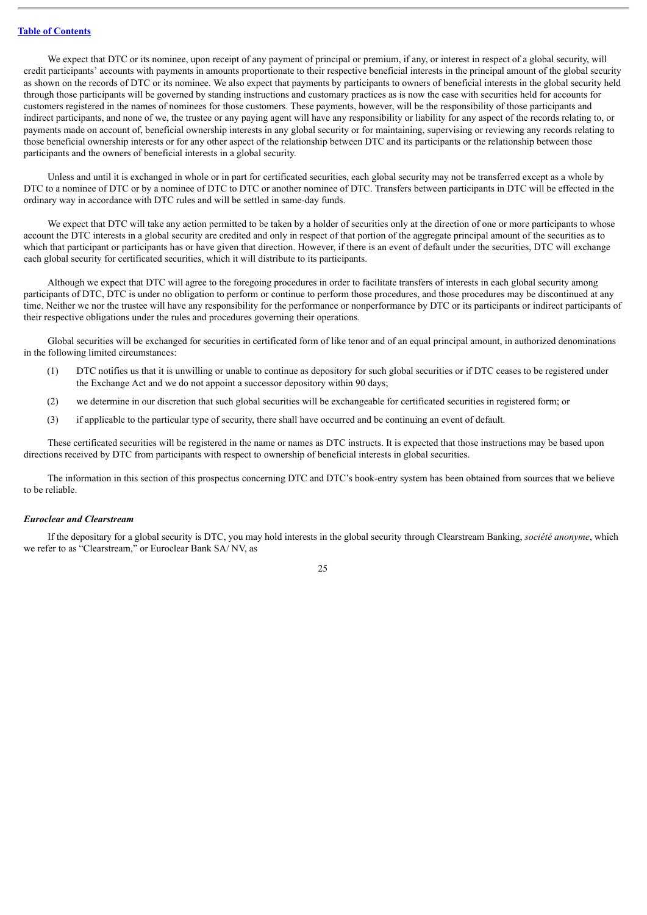We expect that DTC or its nominee, upon receipt of any payment of principal or premium, if any, or interest in respect of a global security, will credit participants' accounts with payments in amounts proportionate to their respective beneficial interests in the principal amount of the global security as shown on the records of DTC or its nominee. We also expect that payments by participants to owners of beneficial interests in the global security held through those participants will be governed by standing instructions and customary practices as is now the case with securities held for accounts for customers registered in the names of nominees for those customers. These payments, however, will be the responsibility of those participants and indirect participants, and none of we, the trustee or any paying agent will have any responsibility or liability for any aspect of the records relating to, or payments made on account of, beneficial ownership interests in any global security or for maintaining, supervising or reviewing any records relating to those beneficial ownership interests or for any other aspect of the relationship between DTC and its participants or the relationship between those participants and the owners of beneficial interests in a global security.

Unless and until it is exchanged in whole or in part for certificated securities, each global security may not be transferred except as a whole by DTC to a nominee of DTC or by a nominee of DTC to DTC or another nominee of DTC. Transfers between participants in DTC will be effected in the ordinary way in accordance with DTC rules and will be settled in same-day funds.

We expect that DTC will take any action permitted to be taken by a holder of securities only at the direction of one or more participants to whose account the DTC interests in a global security are credited and only in respect of that portion of the aggregate principal amount of the securities as to which that participant or participants has or have given that direction. However, if there is an event of default under the securities, DTC will exchange each global security for certificated securities, which it will distribute to its participants.

Although we expect that DTC will agree to the foregoing procedures in order to facilitate transfers of interests in each global security among participants of DTC, DTC is under no obligation to perform or continue to perform those procedures, and those procedures may be discontinued at any time. Neither we nor the trustee will have any responsibility for the performance or nonperformance by DTC or its participants or indirect participants of their respective obligations under the rules and procedures governing their operations.

Global securities will be exchanged for securities in certificated form of like tenor and of an equal principal amount, in authorized denominations in the following limited circumstances:

(1) DTC notifies us that it is unwilling or unable to continue as depository for such global securities or if DTC ceases to be registered under the Exchange Act and we do not appoint a successor depository within 90 days;

(2) we determine in our discretion that such global securities will be exchangeable for certificated securities in registered form; or

(3) if applicable to the particular type of security, there shall have occurred and be continuing an event of default.

These certificated securities will be registered in the name or names as DTC instructs. It is expected that those instructions may be based upon directions received by DTC from participants with respect to ownership of beneficial interests in global securities.

The information in this section of this prospectus concerning DTC and DTC's book-entry system has been obtained from sources that we believe to be reliable.

***Euroclear and Clearstream***

If the depositary for a global security is DTC, you may hold interests in the global security through Clearstream Banking, *société anonyme*, which we refer to as "Clearstream," or Euroclear Bank SA/ NV, as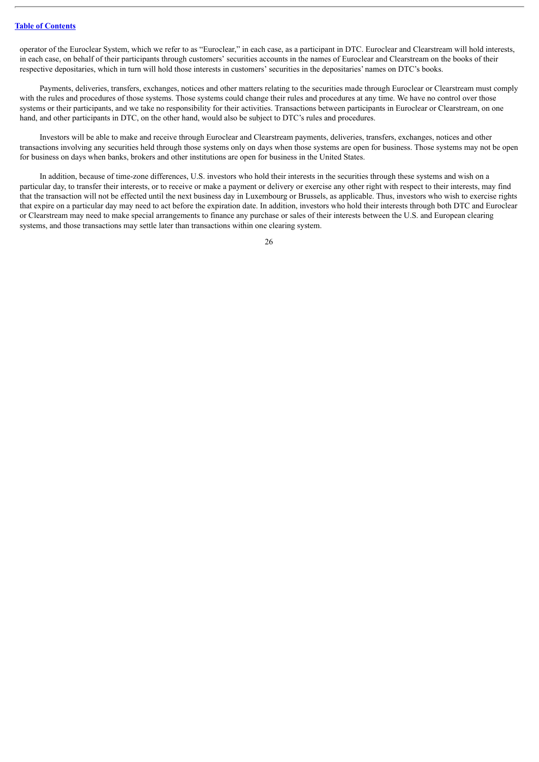operator of the Euroclear System, which we refer to as "Euroclear," in each case, as a participant in DTC. Euroclear and Clearstream will hold interests, in each case, on behalf of their participants through customers' securities accounts in the names of Euroclear and Clearstream on the books of their respective depositaries, which in turn will hold those interests in customers' securities in the depositaries' names on DTC's books.

Payments, deliveries, transfers, exchanges, notices and other matters relating to the securities made through Euroclear or Clearstream must comply with the rules and procedures of those systems. Those systems could change their rules and procedures at any time. We have no control over those systems or their participants, and we take no responsibility for their activities. Transactions between participants in Euroclear or Clearstream, on one hand, and other participants in DTC, on the other hand, would also be subject to DTC's rules and procedures.

Investors will be able to make and receive through Euroclear and Clearstream payments, deliveries, transfers, exchanges, notices and other transactions involving any securities held through those systems only on days when those systems are open for business. Those systems may not be open for business on days when banks, brokers and other institutions are open for business in the United States.

In addition, because of time-zone differences, U.S. investors who hold their interests in the securities through these systems and wish on a particular day, to transfer their interests, or to receive or make a payment or delivery or exercise any other right with respect to their interests, may find that the transaction will not be effected until the next business day in Luxembourg or Brussels, as applicable. Thus, investors who wish to exercise rights that expire on a particular day may need to act before the expiration date. In addition, investors who hold their interests through both DTC and Euroclear or Clearstream may need to make special arrangements to finance any purchase or sales of their interests between the U.S. and European clearing systems, and those transactions may settle later than transactions within one clearing system.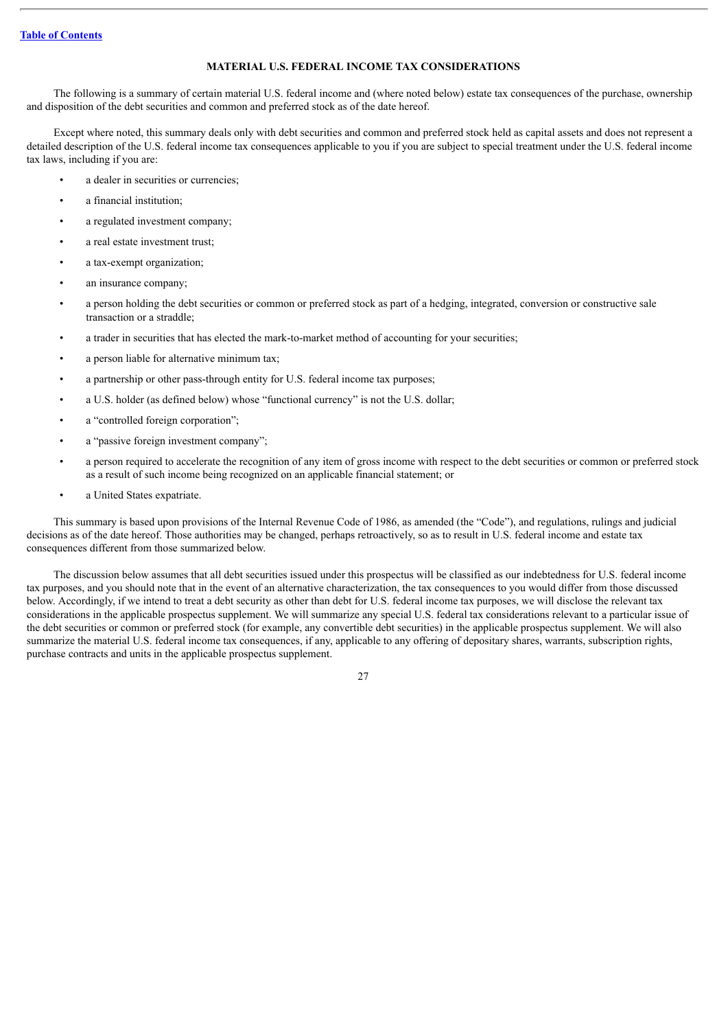## MATERIAL U.S. FEDERAL INCOME TAX CONSIDERATIONS

The following is a summary of certain material U.S. federal income and (where noted below) estate tax consequences of the purchase, ownership and disposition of the debt securities and common and preferred stock as of the date hereof.

Except where noted, this summary deals only with debt securities and common and preferred stock held as capital assets and does not represent a detailed description of the U.S. federal income tax consequences applicable to you if you are subject to special treatment under the U.S. federal income tax laws, including if you are:

- a dealer in securities or currencies;
- a financial institution;
- a regulated investment company;
- a real estate investment trust;
- a tax-exempt organization;
- an insurance company;
- a person holding the debt securities or common or preferred stock as part of a hedging, integrated, conversion or constructive sale transaction or a straddle;
- a trader in securities that has elected the mark-to-market method of accounting for your securities;
- a person liable for alternative minimum tax;
- a partnership or other pass-through entity for U.S. federal income tax purposes;
- a U.S. holder (as defined below) whose "functional currency" is not the U.S. dollar;
- a "controlled foreign corporation";
- a "passive foreign investment company";
- a person required to accelerate the recognition of any item of gross income with respect to the debt securities or common or preferred stock as a result of such income being recognized on an applicable financial statement; or
- a United States expatriate.

This summary is based upon provisions of the Internal Revenue Code of 1986, as amended (the "Code"), and regulations, rulings and judicial decisions as of the date hereof. Those authorities may be changed, perhaps retroactively, so as to result in U.S. federal income and estate tax consequences different from those summarized below.

The discussion below assumes that all debt securities issued under this prospectus will be classified as our indebtedness for U.S. federal income tax purposes, and you should note that in the event of an alternative characterization, the tax consequences to you would differ from those discussed below. Accordingly, if we intend to treat a debt security as other than debt for U.S. federal income tax purposes, we will disclose the relevant tax considerations in the applicable prospectus supplement. We will summarize any special U.S. federal tax considerations relevant to a particular issue of the debt securities or common or preferred stock (for example, any convertible debt securities) in the applicable prospectus supplement. We will also summarize the material U.S. federal income tax consequences, if any, applicable to any offering of depositary shares, warrants, subscription rights, purchase contracts and units in the applicable prospectus supplement.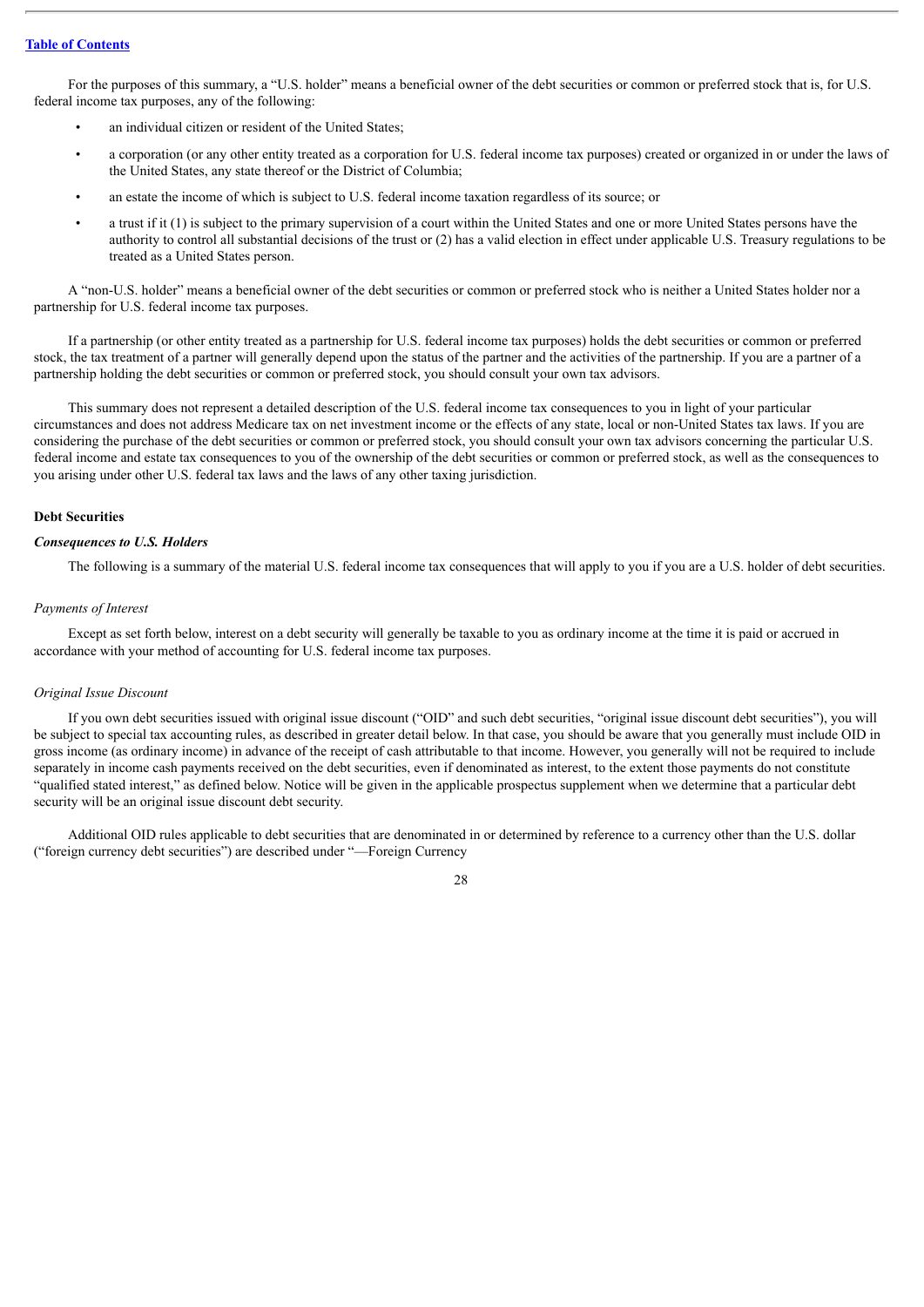For the purposes of this summary, a "U.S. holder" means a beneficial owner of the debt securities or common or preferred stock that is, for U.S. federal income tax purposes, any of the following:

- an individual citizen or resident of the United States;
- a corporation (or any other entity treated as a corporation for U.S. federal income tax purposes) created or organized in or under the laws of the United States, any state thereof or the District of Columbia;
- an estate the income of which is subject to U.S. federal income taxation regardless of its source; or
- a trust if it (1) is subject to the primary supervision of a court within the United States and one or more United States persons have the authority to control all substantial decisions of the trust or (2) has a valid election in effect under applicable U.S. Treasury regulations to be treated as a United States person.

A "non-U.S. holder" means a beneficial owner of the debt securities or common or preferred stock who is neither a United States holder nor a partnership for U.S. federal income tax purposes.

If a partnership (or other entity treated as a partnership for U.S. federal income tax purposes) holds the debt securities or common or preferred stock, the tax treatment of a partner will generally depend upon the status of the partner and the activities of the partnership. If you are a partner of a partnership holding the debt securities or common or preferred stock, you should consult your own tax advisors.

This summary does not represent a detailed description of the U.S. federal income tax consequences to you in light of your particular circumstances and does not address Medicare tax on net investment income or the effects of any state, local or non-United States tax laws. If you are considering the purchase of the debt securities or common or preferred stock, you should consult your own tax advisors concerning the particular U.S. federal income and estate tax consequences to you of the ownership of the debt securities or common or preferred stock, as well as the consequences to you arising under other U.S. federal tax laws and the laws of any other taxing jurisdiction.

**Debt Securities**

***Consequences to U.S. Holders***

The following is a summary of the material U.S. federal income tax consequences that will apply to you if you are a U.S. holder of debt securities.

*Payments of Interest*

Except as set forth below, interest on a debt security will generally be taxable to you as ordinary income at the time it is paid or accrued in accordance with your method of accounting for U.S. federal income tax purposes.

*Original Issue Discount*

If you own debt securities issued with original issue discount ("OID" and such debt securities, "original issue discount debt securities"), you will be subject to special tax accounting rules, as described in greater detail below. In that case, you should be aware that you generally must include OID in gross income (as ordinary income) in advance of the receipt of cash attributable to that income. However, you generally will not be required to include separately in income cash payments received on the debt securities, even if denominated as interest, to the extent those payments do not constitute "qualified stated interest," as defined below. Notice will be given in the applicable prospectus supplement when we determine that a particular debt security will be an original issue discount debt security.

Additional OID rules applicable to debt securities that are denominated in or determined by reference to a currency other than the U.S. dollar ("foreign currency debt securities") are described under "—Foreign Currency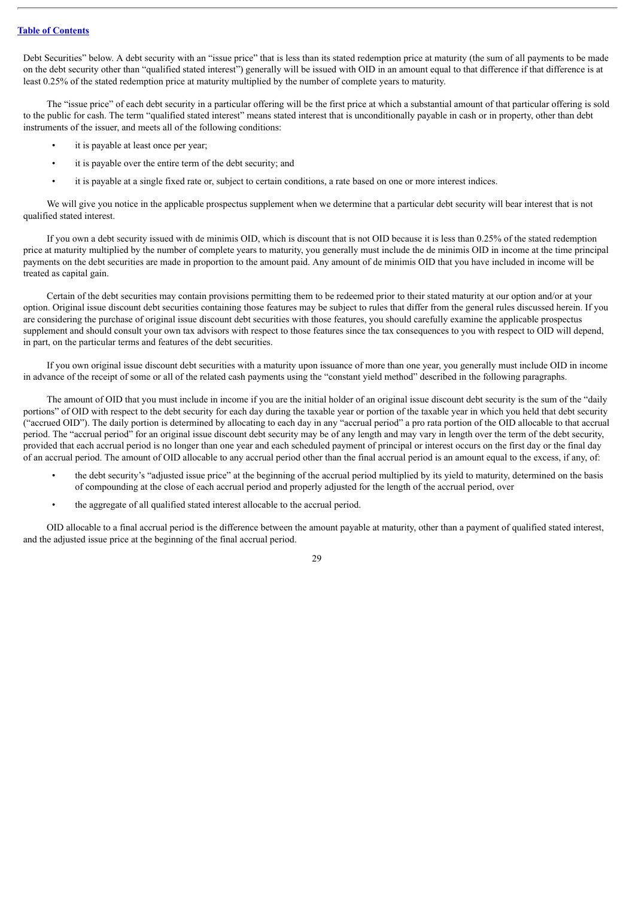Debt Securities" below. A debt security with an "issue price" that is less than its stated redemption price at maturity (the sum of all payments to be made on the debt security other than "qualified stated interest") generally will be issued with OID in an amount equal to that difference if that difference is at least 0.25% of the stated redemption price at maturity multiplied by the number of complete years to maturity.

The "issue price" of each debt security in a particular offering will be the first price at which a substantial amount of that particular offering is sold to the public for cash. The term "qualified stated interest" means stated interest that is unconditionally payable in cash or in property, other than debt instruments of the issuer, and meets all of the following conditions:

- it is payable at least once per year;
- it is payable over the entire term of the debt security; and
- it is payable at a single fixed rate or, subject to certain conditions, a rate based on one or more interest indices.

We will give you notice in the applicable prospectus supplement when we determine that a particular debt security will bear interest that is not qualified stated interest.

If you own a debt security issued with de minimis OID, which is discount that is not OID because it is less than 0.25% of the stated redemption price at maturity multiplied by the number of complete years to maturity, you generally must include the de minimis OID in income at the time principal payments on the debt securities are made in proportion to the amount paid. Any amount of de minimis OID that you have included in income will be treated as capital gain.

Certain of the debt securities may contain provisions permitting them to be redeemed prior to their stated maturity at our option and/or at your option. Original issue discount debt securities containing those features may be subject to rules that differ from the general rules discussed herein. If you are considering the purchase of original issue discount debt securities with those features, you should carefully examine the applicable prospectus supplement and should consult your own tax advisors with respect to those features since the tax consequences to you with respect to OID will depend, in part, on the particular terms and features of the debt securities.

If you own original issue discount debt securities with a maturity upon issuance of more than one year, you generally must include OID in income in advance of the receipt of some or all of the related cash payments using the "constant yield method" described in the following paragraphs.

The amount of OID that you must include in income if you are the initial holder of an original issue discount debt security is the sum of the "daily portions" of OID with respect to the debt security for each day during the taxable year or portion of the taxable year in which you held that debt security ("accrued OID"). The daily portion is determined by allocating to each day in any "accrual period" a pro rata portion of the OID allocable to that accrual period. The "accrual period" for an original issue discount debt security may be of any length and may vary in length over the term of the debt security, provided that each accrual period is no longer than one year and each scheduled payment of principal or interest occurs on the first day or the final day of an accrual period. The amount of OID allocable to any accrual period other than the final accrual period is an amount equal to the excess, if any, of:

- the debt security's "adjusted issue price" at the beginning of the accrual period multiplied by its yield to maturity, determined on the basis of compounding at the close of each accrual period and properly adjusted for the length of the accrual period, over
- the aggregate of all qualified stated interest allocable to the accrual period.

OID allocable to a final accrual period is the difference between the amount payable at maturity, other than a payment of qualified stated interest, and the adjusted issue price at the beginning of the final accrual period.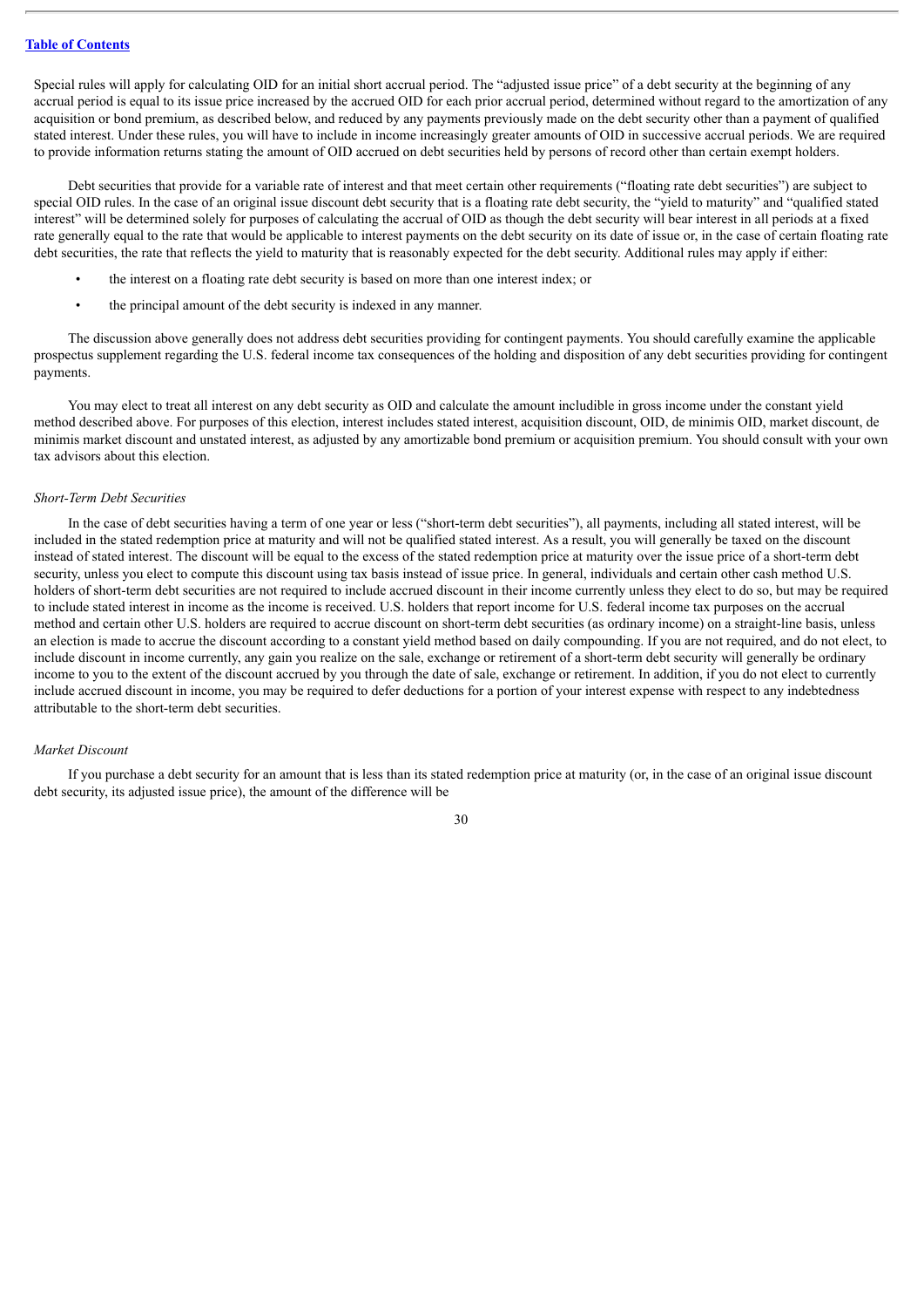Special rules will apply for calculating OID for an initial short accrual period. The "adjusted issue price" of a debt security at the beginning of any accrual period is equal to its issue price increased by the accrued OID for each prior accrual period, determined without regard to the amortization of any acquisition or bond premium, as described below, and reduced by any payments previously made on the debt security other than a payment of qualified stated interest. Under these rules, you will have to include in income increasingly greater amounts of OID in successive accrual periods. We are required to provide information returns stating the amount of OID accrued on debt securities held by persons of record other than certain exempt holders.

Debt securities that provide for a variable rate of interest and that meet certain other requirements ("floating rate debt securities") are subject to special OID rules. In the case of an original issue discount debt security that is a floating rate debt security, the "yield to maturity" and "qualified stated interest" will be determined solely for purposes of calculating the accrual of OID as though the debt security will bear interest in all periods at a fixed rate generally equal to the rate that would be applicable to interest payments on the debt security on its date of issue or, in the case of certain floating rate debt securities, the rate that reflects the yield to maturity that is reasonably expected for the debt security. Additional rules may apply if either:

- the interest on a floating rate debt security is based on more than one interest index; or
- the principal amount of the debt security is indexed in any manner.

The discussion above generally does not address debt securities providing for contingent payments. You should carefully examine the applicable prospectus supplement regarding the U.S. federal income tax consequences of the holding and disposition of any debt securities providing for contingent payments.

You may elect to treat all interest on any debt security as OID and calculate the amount includible in gross income under the constant yield method described above. For purposes of this election, interest includes stated interest, acquisition discount, OID, de minimis OID, market discount, de minimis market discount and unstated interest, as adjusted by any amortizable bond premium or acquisition premium. You should consult with your own tax advisors about this election.

*Short-Term Debt Securities*

In the case of debt securities having a term of one year or less ("short-term debt securities"), all payments, including all stated interest, will be included in the stated redemption price at maturity and will not be qualified stated interest. As a result, you will generally be taxed on the discount instead of stated interest. The discount will be equal to the excess of the stated redemption price at maturity over the issue price of a short-term debt security, unless you elect to compute this discount using tax basis instead of issue price. In general, individuals and certain other cash method U.S. holders of short-term debt securities are not required to include accrued discount in their income currently unless they elect to do so, but may be required to include stated interest in income as the income is received. U.S. holders that report income for U.S. federal income tax purposes on the accrual method and certain other U.S. holders are required to accrue discount on short-term debt securities (as ordinary income) on a straight-line basis, unless an election is made to accrue the discount according to a constant yield method based on daily compounding. If you are not required, and do not elect, to include discount in income currently, any gain you realize on the sale, exchange or retirement of a short-term debt security will generally be ordinary income to you to the extent of the discount accrued by you through the date of sale, exchange or retirement. In addition, if you do not elect to currently include accrued discount in income, you may be required to defer deductions for a portion of your interest expense with respect to any indebtedness attributable to the short-term debt securities.

*Market Discount*

If you purchase a debt security for an amount that is less than its stated redemption price at maturity (or, in the case of an original issue discount debt security, its adjusted issue price), the amount of the difference will be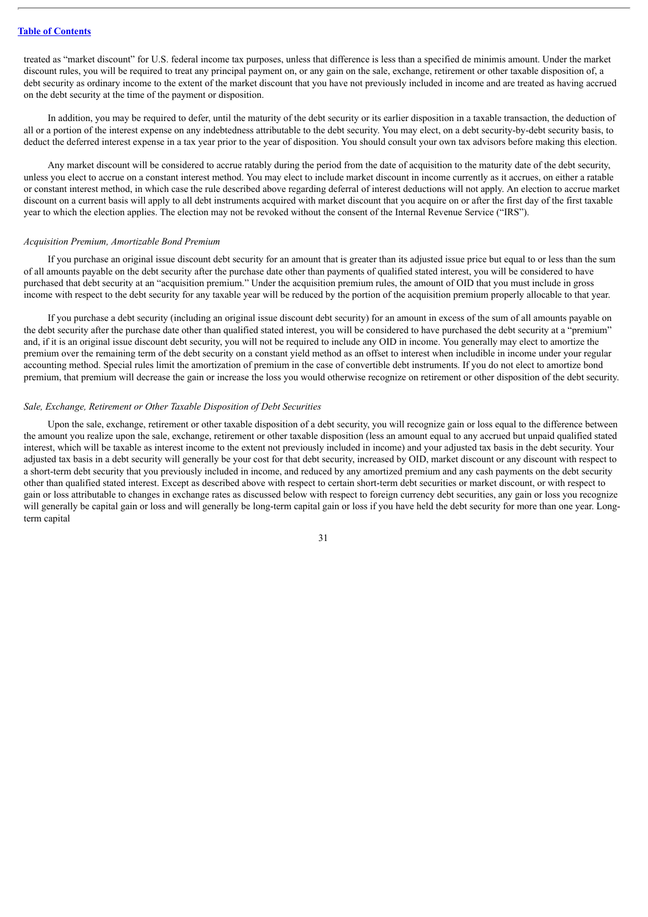treated as "market discount" for U.S. federal income tax purposes, unless that difference is less than a specified de minimis amount. Under the market discount rules, you will be required to treat any principal payment on, or any gain on the sale, exchange, retirement or other taxable disposition of, a debt security as ordinary income to the extent of the market discount that you have not previously included in income and are treated as having accrued on the debt security at the time of the payment or disposition.

In addition, you may be required to defer, until the maturity of the debt security or its earlier disposition in a taxable transaction, the deduction of all or a portion of the interest expense on any indebtedness attributable to the debt security. You may elect, on a debt security-by-debt security basis, to deduct the deferred interest expense in a tax year prior to the year of disposition. You should consult your own tax advisors before making this election.

Any market discount will be considered to accrue ratably during the period from the date of acquisition to the maturity date of the debt security, unless you elect to accrue on a constant interest method. You may elect to include market discount in income currently as it accrues, on either a ratable or constant interest method, in which case the rule described above regarding deferral of interest deductions will not apply. An election to accrue market discount on a current basis will apply to all debt instruments acquired with market discount that you acquire on or after the first day of the first taxable year to which the election applies. The election may not be revoked without the consent of the Internal Revenue Service ("IRS").

*Acquisition Premium, Amortizable Bond Premium*

If you purchase an original issue discount debt security for an amount that is greater than its adjusted issue price but equal to or less than the sum of all amounts payable on the debt security after the purchase date other than payments of qualified stated interest, you will be considered to have purchased that debt security at an "acquisition premium." Under the acquisition premium rules, the amount of OID that you must include in gross income with respect to the debt security for any taxable year will be reduced by the portion of the acquisition premium properly allocable to that year.

If you purchase a debt security (including an original issue discount debt security) for an amount in excess of the sum of all amounts payable on the debt security after the purchase date other than qualified stated interest, you will be considered to have purchased the debt security at a "premium" and, if it is an original issue discount debt security, you will not be required to include any OID in income. You generally may elect to amortize the premium over the remaining term of the debt security on a constant yield method as an offset to interest when includible in income under your regular accounting method. Special rules limit the amortization of premium in the case of convertible debt instruments. If you do not elect to amortize bond premium, that premium will decrease the gain or increase the loss you would otherwise recognize on retirement or other disposition of the debt security.

*Sale, Exchange, Retirement or Other Taxable Disposition of Debt Securities*

Upon the sale, exchange, retirement or other taxable disposition of a debt security, you will recognize gain or loss equal to the difference between the amount you realize upon the sale, exchange, retirement or other taxable disposition (less an amount equal to any accrued but unpaid qualified stated interest, which will be taxable as interest income to the extent not previously included in income) and your adjusted tax basis in the debt security. Your adjusted tax basis in a debt security will generally be your cost for that debt security, increased by OID, market discount or any discount with respect to a short-term debt security that you previously included in income, and reduced by any amortized premium and any cash payments on the debt security other than qualified stated interest. Except as described above with respect to certain short-term debt securities or market discount, or with respect to gain or loss attributable to changes in exchange rates as discussed below with respect to foreign currency debt securities, any gain or loss you recognize will generally be capital gain or loss and will generally be long-term capital gain or loss if you have held the debt security for more than one year. Long-term capital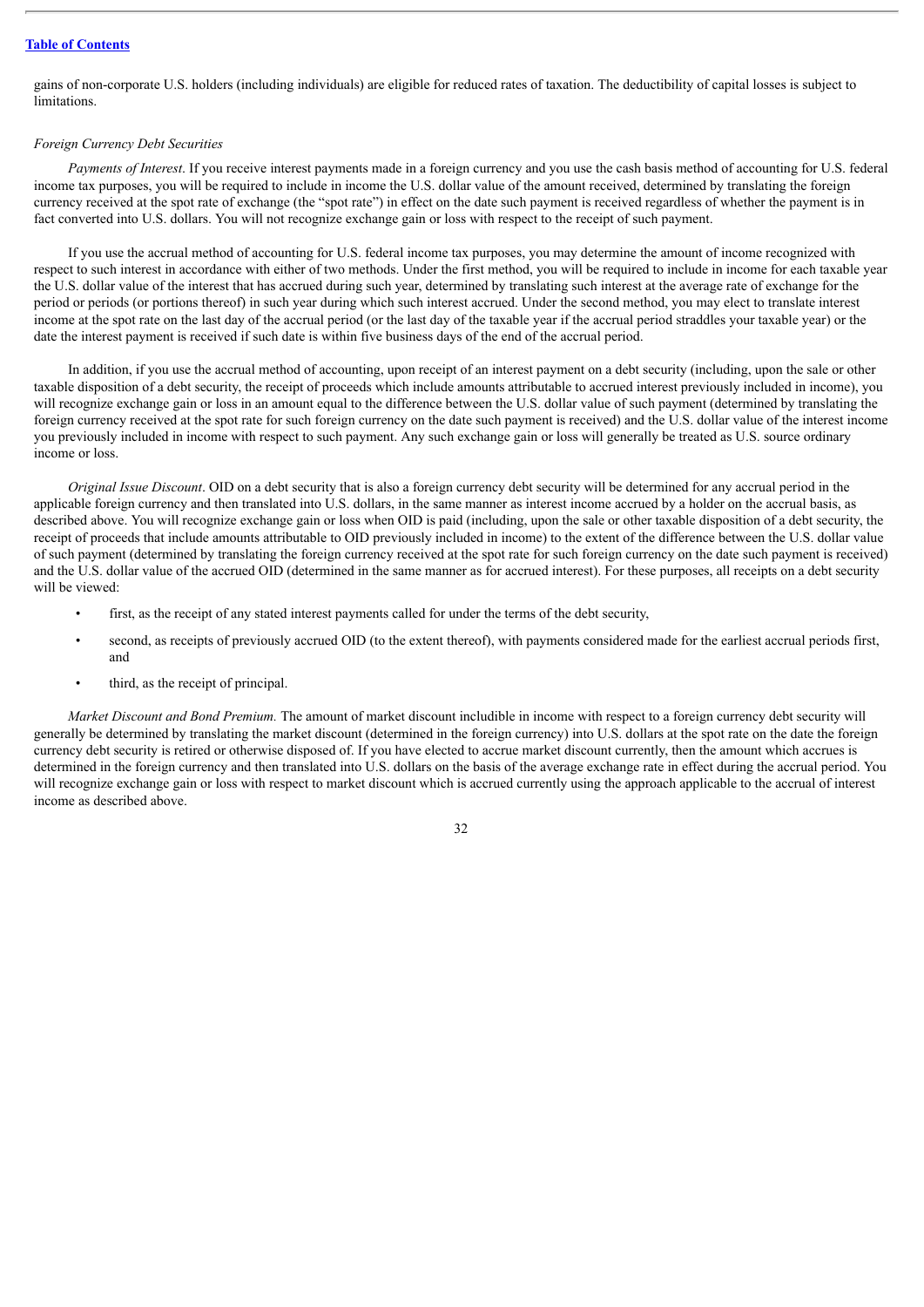gains of non-corporate U.S. holders (including individuals) are eligible for reduced rates of taxation. The deductibility of capital losses is subject to limitations.

*Foreign Currency Debt Securities*

*Payments of Interest*. If you receive interest payments made in a foreign currency and you use the cash basis method of accounting for U.S. federal income tax purposes, you will be required to include in income the U.S. dollar value of the amount received, determined by translating the foreign currency received at the spot rate of exchange (the "spot rate") in effect on the date such payment is received regardless of whether the payment is in fact converted into U.S. dollars. You will not recognize exchange gain or loss with respect to the receipt of such payment.

If you use the accrual method of accounting for U.S. federal income tax purposes, you may determine the amount of income recognized with respect to such interest in accordance with either of two methods. Under the first method, you will be required to include in income for each taxable year the U.S. dollar value of the interest that has accrued during such year, determined by translating such interest at the average rate of exchange for the period or periods (or portions thereof) in such year during which such interest accrued. Under the second method, you may elect to translate interest income at the spot rate on the last day of the accrual period (or the last day of the taxable year if the accrual period straddles your taxable year) or the date the interest payment is received if such date is within five business days of the end of the accrual period.

In addition, if you use the accrual method of accounting, upon receipt of an interest payment on a debt security (including, upon the sale or other taxable disposition of a debt security, the receipt of proceeds which include amounts attributable to accrued interest previously included in income), you will recognize exchange gain or loss in an amount equal to the difference between the U.S. dollar value of such payment (determined by translating the foreign currency received at the spot rate for such foreign currency on the date such payment is received) and the U.S. dollar value of the interest income you previously included in income with respect to such payment. Any such exchange gain or loss will generally be treated as U.S. source ordinary income or loss.

*Original Issue Discount*. OID on a debt security that is also a foreign currency debt security will be determined for any accrual period in the applicable foreign currency and then translated into U.S. dollars, in the same manner as interest income accrued by a holder on the accrual basis, as described above. You will recognize exchange gain or loss when OID is paid (including, upon the sale or other taxable disposition of a debt security, the receipt of proceeds that include amounts attributable to OID previously included in income) to the extent of the difference between the U.S. dollar value of such payment (determined by translating the foreign currency received at the spot rate for such foreign currency on the date such payment is received) and the U.S. dollar value of the accrued OID (determined in the same manner as for accrued interest). For these purposes, all receipts on a debt security will be viewed:

- first, as the receipt of any stated interest payments called for under the terms of the debt security,
- second, as receipts of previously accrued OID (to the extent thereof), with payments considered made for the earliest accrual periods first, and
- third, as the receipt of principal.

*Market Discount and Bond Premium.* The amount of market discount includible in income with respect to a foreign currency debt security will generally be determined by translating the market discount (determined in the foreign currency) into U.S. dollars at the spot rate on the date the foreign currency debt security is retired or otherwise disposed of. If you have elected to accrue market discount currently, then the amount which accrues is determined in the foreign currency and then translated into U.S. dollars on the basis of the average exchange rate in effect during the accrual period. You will recognize exchange gain or loss with respect to market discount which is accrued currently using the approach applicable to the accrual of interest income as described above.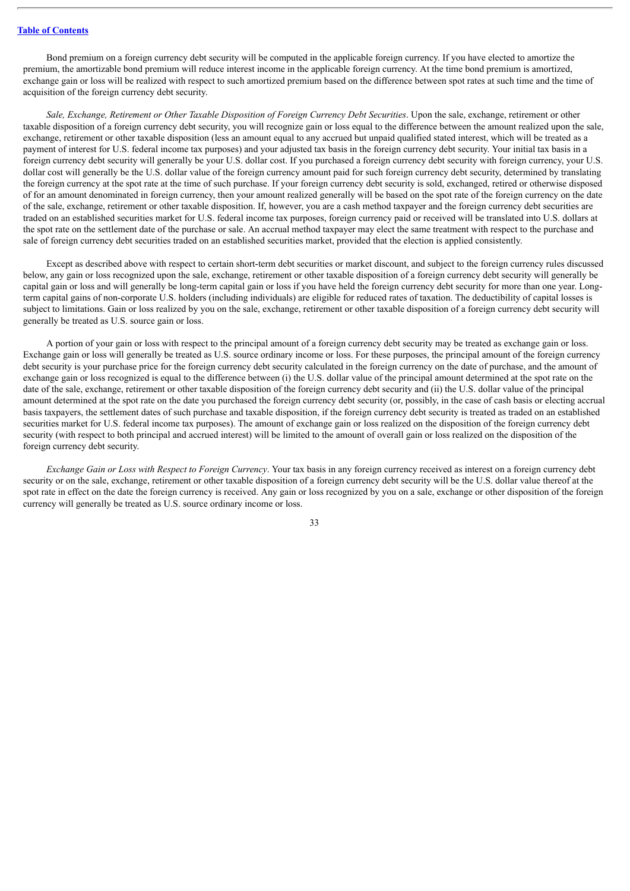Bond premium on a foreign currency debt security will be computed in the applicable foreign currency. If you have elected to amortize the premium, the amortizable bond premium will reduce interest income in the applicable foreign currency. At the time bond premium is amortized, exchange gain or loss will be realized with respect to such amortized premium based on the difference between spot rates at such time and the time of acquisition of the foreign currency debt security.

*Sale, Exchange, Retirement or Other Taxable Disposition of Foreign Currency Debt Securities*. Upon the sale, exchange, retirement or other taxable disposition of a foreign currency debt security, you will recognize gain or loss equal to the difference between the amount realized upon the sale, exchange, retirement or other taxable disposition (less an amount equal to any accrued but unpaid qualified stated interest, which will be treated as a payment of interest for U.S. federal income tax purposes) and your adjusted tax basis in the foreign currency debt security. Your initial tax basis in a foreign currency debt security will generally be your U.S. dollar cost. If you purchased a foreign currency debt security with foreign currency, your U.S. dollar cost will generally be the U.S. dollar value of the foreign currency amount paid for such foreign currency debt security, determined by translating the foreign currency at the spot rate at the time of such purchase. If your foreign currency debt security is sold, exchanged, retired or otherwise disposed of for an amount denominated in foreign currency, then your amount realized generally will be based on the spot rate of the foreign currency on the date of the sale, exchange, retirement or other taxable disposition. If, however, you are a cash method taxpayer and the foreign currency debt securities are traded on an established securities market for U.S. federal income tax purposes, foreign currency paid or received will be translated into U.S. dollars at the spot rate on the settlement date of the purchase or sale. An accrual method taxpayer may elect the same treatment with respect to the purchase and sale of foreign currency debt securities traded on an established securities market, provided that the election is applied consistently.

Except as described above with respect to certain short-term debt securities or market discount, and subject to the foreign currency rules discussed below, any gain or loss recognized upon the sale, exchange, retirement or other taxable disposition of a foreign currency debt security will generally be capital gain or loss and will generally be long-term capital gain or loss if you have held the foreign currency debt security for more than one year. Long-term capital gains of non-corporate U.S. holders (including individuals) are eligible for reduced rates of taxation. The deductibility of capital losses is subject to limitations. Gain or loss realized by you on the sale, exchange, retirement or other taxable disposition of a foreign currency debt security will generally be treated as U.S. source gain or loss.

A portion of your gain or loss with respect to the principal amount of a foreign currency debt security may be treated as exchange gain or loss. Exchange gain or loss will generally be treated as U.S. source ordinary income or loss. For these purposes, the principal amount of the foreign currency debt security is your purchase price for the foreign currency debt security calculated in the foreign currency on the date of purchase, and the amount of exchange gain or loss recognized is equal to the difference between (i) the U.S. dollar value of the principal amount determined at the spot rate on the date of the sale, exchange, retirement or other taxable disposition of the foreign currency debt security and (ii) the U.S. dollar value of the principal amount determined at the spot rate on the date you purchased the foreign currency debt security (or, possibly, in the case of cash basis or electing accrual basis taxpayers, the settlement dates of such purchase and taxable disposition, if the foreign currency debt security is treated as traded on an established securities market for U.S. federal income tax purposes). The amount of exchange gain or loss realized on the disposition of the foreign currency debt security (with respect to both principal and accrued interest) will be limited to the amount of overall gain or loss realized on the disposition of the foreign currency debt security.

*Exchange Gain or Loss with Respect to Foreign Currency*. Your tax basis in any foreign currency received as interest on a foreign currency debt security or on the sale, exchange, retirement or other taxable disposition of a foreign currency debt security will be the U.S. dollar value thereof at the spot rate in effect on the date the foreign currency is received. Any gain or loss recognized by you on a sale, exchange or other disposition of the foreign currency will generally be treated as U.S. source ordinary income or loss.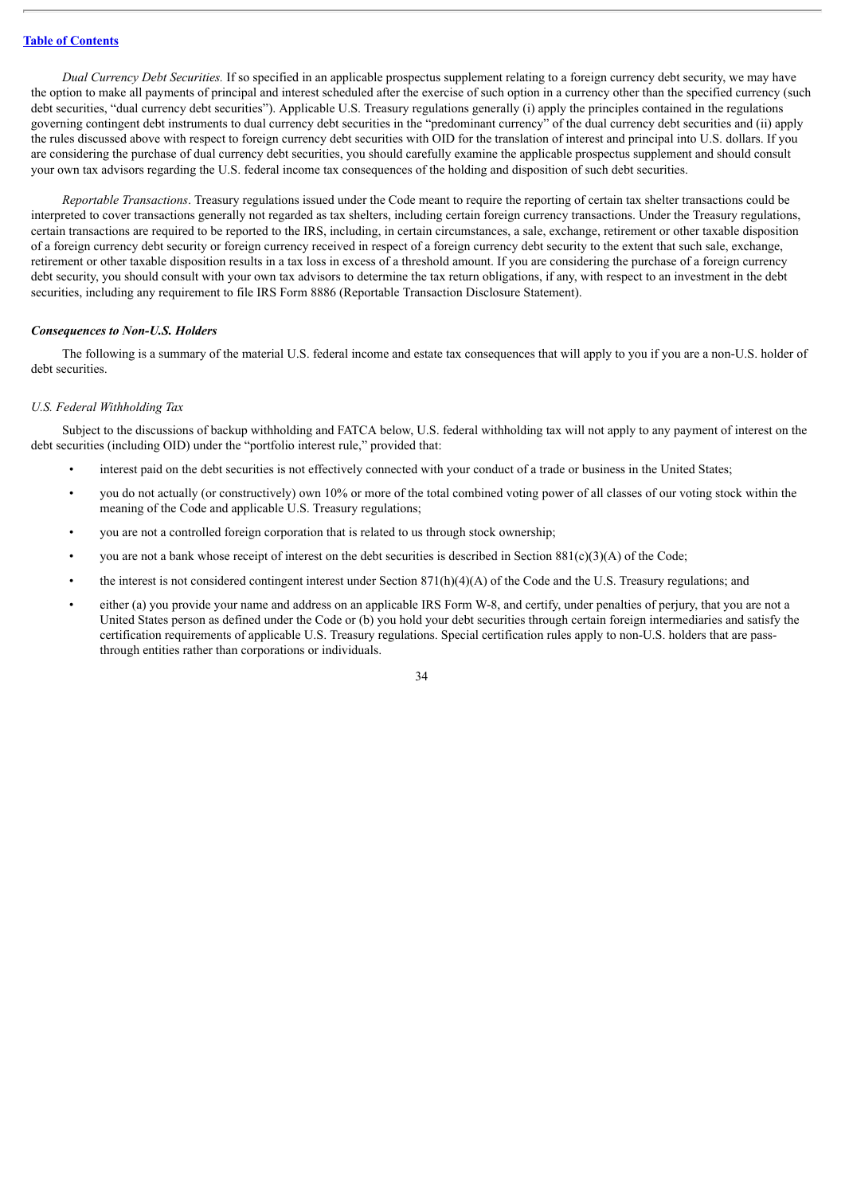*Dual Currency Debt Securities.* If so specified in an applicable prospectus supplement relating to a foreign currency debt security, we may have the option to make all payments of principal and interest scheduled after the exercise of such option in a currency other than the specified currency (such debt securities, "dual currency debt securities"). Applicable U.S. Treasury regulations generally (i) apply the principles contained in the regulations governing contingent debt instruments to dual currency debt securities in the "predominant currency" of the dual currency debt securities and (ii) apply the rules discussed above with respect to foreign currency debt securities with OID for the translation of interest and principal into U.S. dollars. If you are considering the purchase of dual currency debt securities, you should carefully examine the applicable prospectus supplement and should consult your own tax advisors regarding the U.S. federal income tax consequences of the holding and disposition of such debt securities.

*Reportable Transactions*. Treasury regulations issued under the Code meant to require the reporting of certain tax shelter transactions could be interpreted to cover transactions generally not regarded as tax shelters, including certain foreign currency transactions. Under the Treasury regulations, certain transactions are required to be reported to the IRS, including, in certain circumstances, a sale, exchange, retirement or other taxable disposition of a foreign currency debt security or foreign currency received in respect of a foreign currency debt security to the extent that such sale, exchange, retirement or other taxable disposition results in a tax loss in excess of a threshold amount. If you are considering the purchase of a foreign currency debt security, you should consult with your own tax advisors to determine the tax return obligations, if any, with respect to an investment in the debt securities, including any requirement to file IRS Form 8886 (Reportable Transaction Disclosure Statement).

### *Consequences to Non-U.S. Holders*

The following is a summary of the material U.S. federal income and estate tax consequences that will apply to you if you are a non-U.S. holder of debt securities.

#### *U.S. Federal Withholding Tax*

Subject to the discussions of backup withholding and FATCA below, U.S. federal withholding tax will not apply to any payment of interest on the debt securities (including OID) under the "portfolio interest rule," provided that:

- interest paid on the debt securities is not effectively connected with your conduct of a trade or business in the United States;
- you do not actually (or constructively) own 10% or more of the total combined voting power of all classes of our voting stock within the meaning of the Code and applicable U.S. Treasury regulations;
- you are not a controlled foreign corporation that is related to us through stock ownership;
- you are not a bank whose receipt of interest on the debt securities is described in Section 881(c)(3)(A) of the Code;
- the interest is not considered contingent interest under Section 871(h)(4)(A) of the Code and the U.S. Treasury regulations; and
- either (a) you provide your name and address on an applicable IRS Form W-8, and certify, under penalties of perjury, that you are not a United States person as defined under the Code or (b) you hold your debt securities through certain foreign intermediaries and satisfy the certification requirements of applicable U.S. Treasury regulations. Special certification rules apply to non-U.S. holders that are pass-through entities rather than corporations or individuals.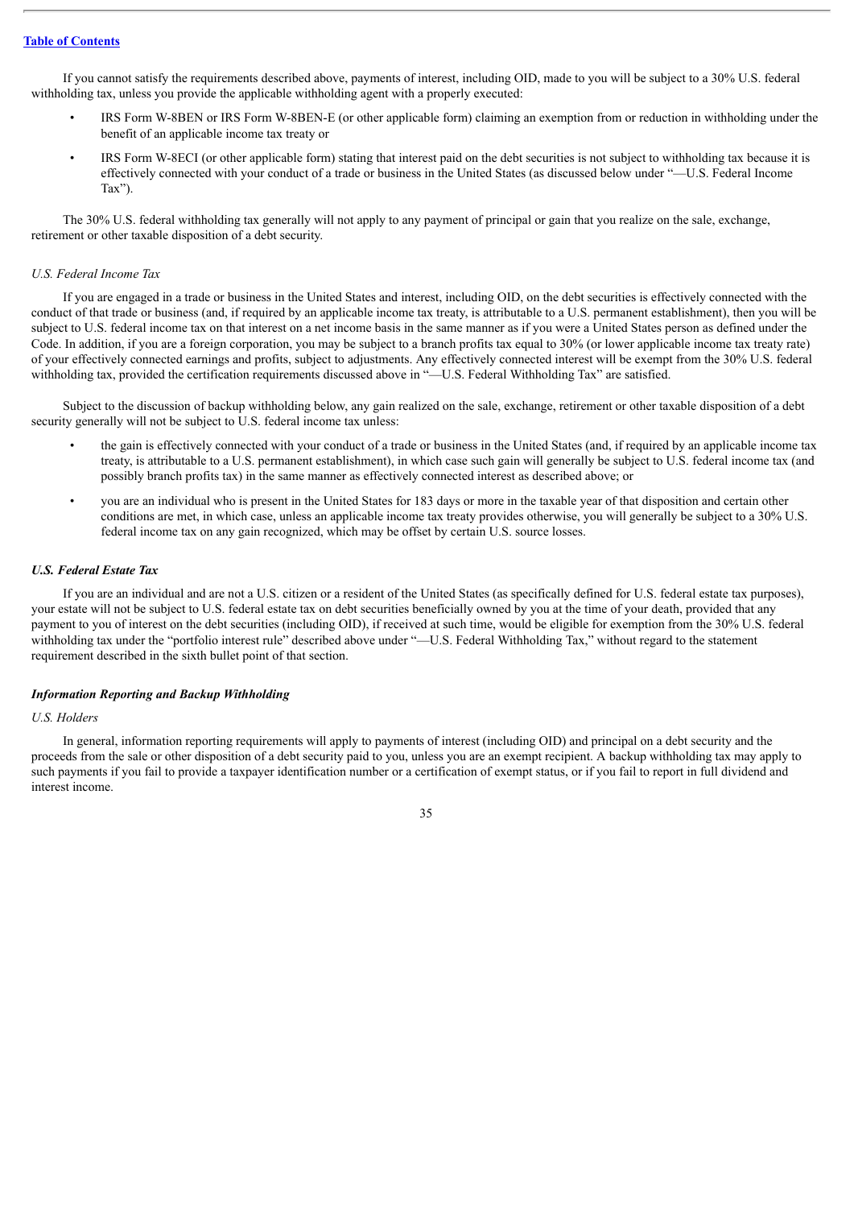If you cannot satisfy the requirements described above, payments of interest, including OID, made to you will be subject to a 30% U.S. federal withholding tax, unless you provide the applicable withholding agent with a properly executed:

- IRS Form W-8BEN or IRS Form W-8BEN-E (or other applicable form) claiming an exemption from or reduction in withholding under the benefit of an applicable income tax treaty or
- IRS Form W-8ECI (or other applicable form) stating that interest paid on the debt securities is not subject to withholding tax because it is effectively connected with your conduct of a trade or business in the United States (as discussed below under "—U.S. Federal Income Tax").

The 30% U.S. federal withholding tax generally will not apply to any payment of principal or gain that you realize on the sale, exchange, retirement or other taxable disposition of a debt security.

*U.S. Federal Income Tax*

If you are engaged in a trade or business in the United States and interest, including OID, on the debt securities is effectively connected with the conduct of that trade or business (and, if required by an applicable income tax treaty, is attributable to a U.S. permanent establishment), then you will be subject to U.S. federal income tax on that interest on a net income basis in the same manner as if you were a United States person as defined under the Code. In addition, if you are a foreign corporation, you may be subject to a branch profits tax equal to 30% (or lower applicable income tax treaty rate) of your effectively connected earnings and profits, subject to adjustments. Any effectively connected interest will be exempt from the 30% U.S. federal withholding tax, provided the certification requirements discussed above in "—U.S. Federal Withholding Tax" are satisfied.

Subject to the discussion of backup withholding below, any gain realized on the sale, exchange, retirement or other taxable disposition of a debt security generally will not be subject to U.S. federal income tax unless:

- the gain is effectively connected with your conduct of a trade or business in the United States (and, if required by an applicable income tax treaty, is attributable to a U.S. permanent establishment), in which case such gain will generally be subject to U.S. federal income tax (and possibly branch profits tax) in the same manner as effectively connected interest as described above; or
- you are an individual who is present in the United States for 183 days or more in the taxable year of that disposition and certain other conditions are met, in which case, unless an applicable income tax treaty provides otherwise, you will generally be subject to a 30% U.S. federal income tax on any gain recognized, which may be offset by certain U.S. source losses.

***U.S. Federal Estate Tax***

If you are an individual and are not a U.S. citizen or a resident of the United States (as specifically defined for U.S. federal estate tax purposes), your estate will not be subject to U.S. federal estate tax on debt securities beneficially owned by you at the time of your death, provided that any payment to you of interest on the debt securities (including OID), if received at such time, would be eligible for exemption from the 30% U.S. federal withholding tax under the "portfolio interest rule" described above under "—U.S. Federal Withholding Tax," without regard to the statement requirement described in the sixth bullet point of that section.

***Information Reporting and Backup Withholding***

*U.S. Holders*

In general, information reporting requirements will apply to payments of interest (including OID) and principal on a debt security and the proceeds from the sale or other disposition of a debt security paid to you, unless you are an exempt recipient. A backup withholding tax may apply to such payments if you fail to provide a taxpayer identification number or a certification of exempt status, or if you fail to report in full dividend and interest income.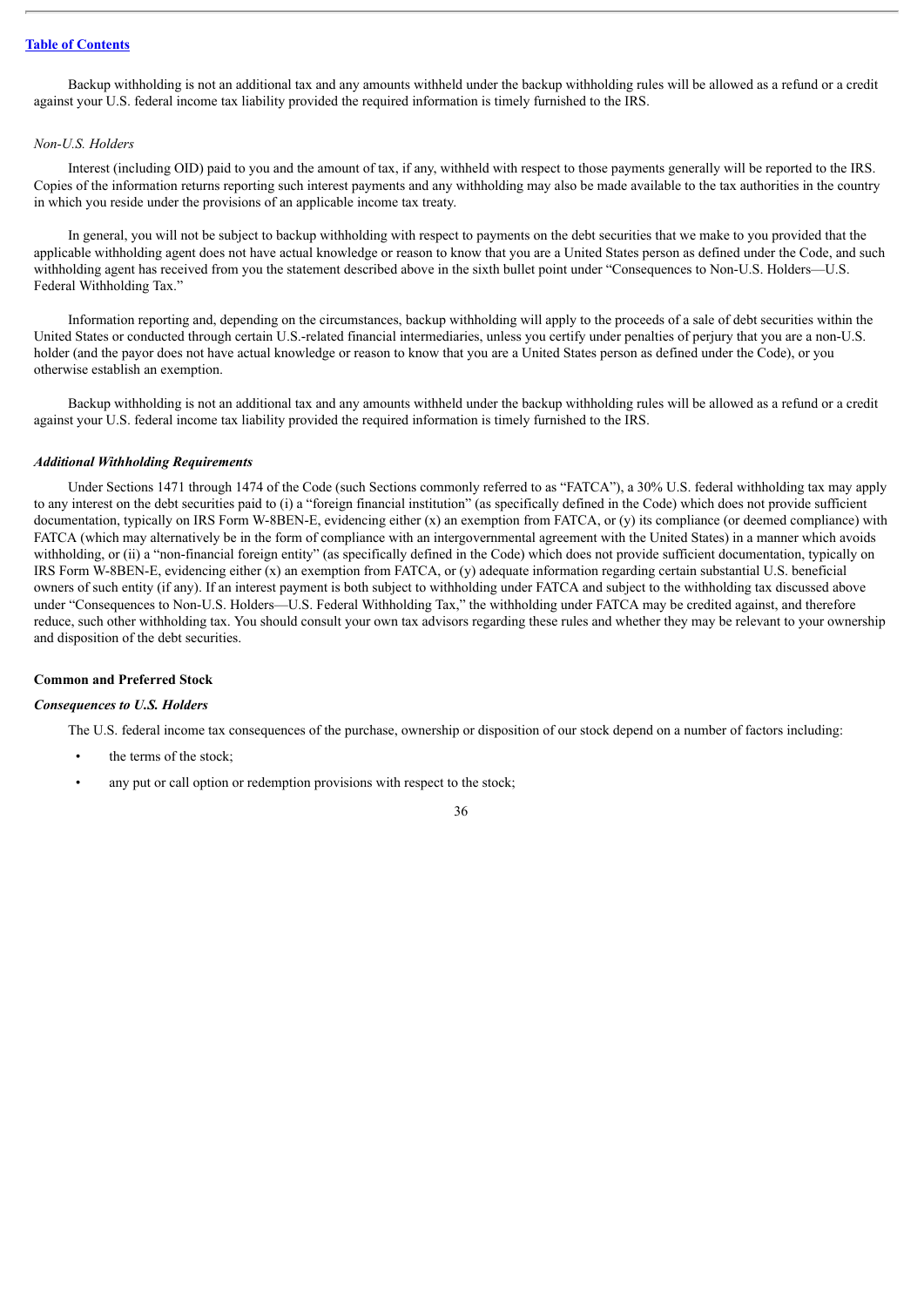Backup withholding is not an additional tax and any amounts withheld under the backup withholding rules will be allowed as a refund or a credit against your U.S. federal income tax liability provided the required information is timely furnished to the IRS.

*Non-U.S. Holders*

Interest (including OID) paid to you and the amount of tax, if any, withheld with respect to those payments generally will be reported to the IRS. Copies of the information returns reporting such interest payments and any withholding may also be made available to the tax authorities in the country in which you reside under the provisions of an applicable income tax treaty.

In general, you will not be subject to backup withholding with respect to payments on the debt securities that we make to you provided that the applicable withholding agent does not have actual knowledge or reason to know that you are a United States person as defined under the Code, and such withholding agent has received from you the statement described above in the sixth bullet point under "Consequences to Non-U.S. Holders—U.S. Federal Withholding Tax."

Information reporting and, depending on the circumstances, backup withholding will apply to the proceeds of a sale of debt securities within the United States or conducted through certain U.S.-related financial intermediaries, unless you certify under penalties of perjury that you are a non-U.S. holder (and the payor does not have actual knowledge or reason to know that you are a United States person as defined under the Code), or you otherwise establish an exemption.

Backup withholding is not an additional tax and any amounts withheld under the backup withholding rules will be allowed as a refund or a credit against your U.S. federal income tax liability provided the required information is timely furnished to the IRS.

***Additional Withholding Requirements***

Under Sections 1471 through 1474 of the Code (such Sections commonly referred to as "FATCA"), a 30% U.S. federal withholding tax may apply to any interest on the debt securities paid to (i) a "foreign financial institution" (as specifically defined in the Code) which does not provide sufficient documentation, typically on IRS Form W-8BEN-E, evidencing either (x) an exemption from FATCA, or (y) its compliance (or deemed compliance) with FATCA (which may alternatively be in the form of compliance with an intergovernmental agreement with the United States) in a manner which avoids withholding, or (ii) a "non-financial foreign entity" (as specifically defined in the Code) which does not provide sufficient documentation, typically on IRS Form W-8BEN-E, evidencing either (x) an exemption from FATCA, or (y) adequate information regarding certain substantial U.S. beneficial owners of such entity (if any). If an interest payment is both subject to withholding under FATCA and subject to the withholding tax discussed above under "Consequences to Non-U.S. Holders—U.S. Federal Withholding Tax," the withholding under FATCA may be credited against, and therefore reduce, such other withholding tax. You should consult your own tax advisors regarding these rules and whether they may be relevant to your ownership and disposition of the debt securities.

**Common and Preferred Stock**

***Consequences to U.S. Holders***

The U.S. federal income tax consequences of the purchase, ownership or disposition of our stock depend on a number of factors including:

- the terms of the stock;
- any put or call option or redemption provisions with respect to the stock;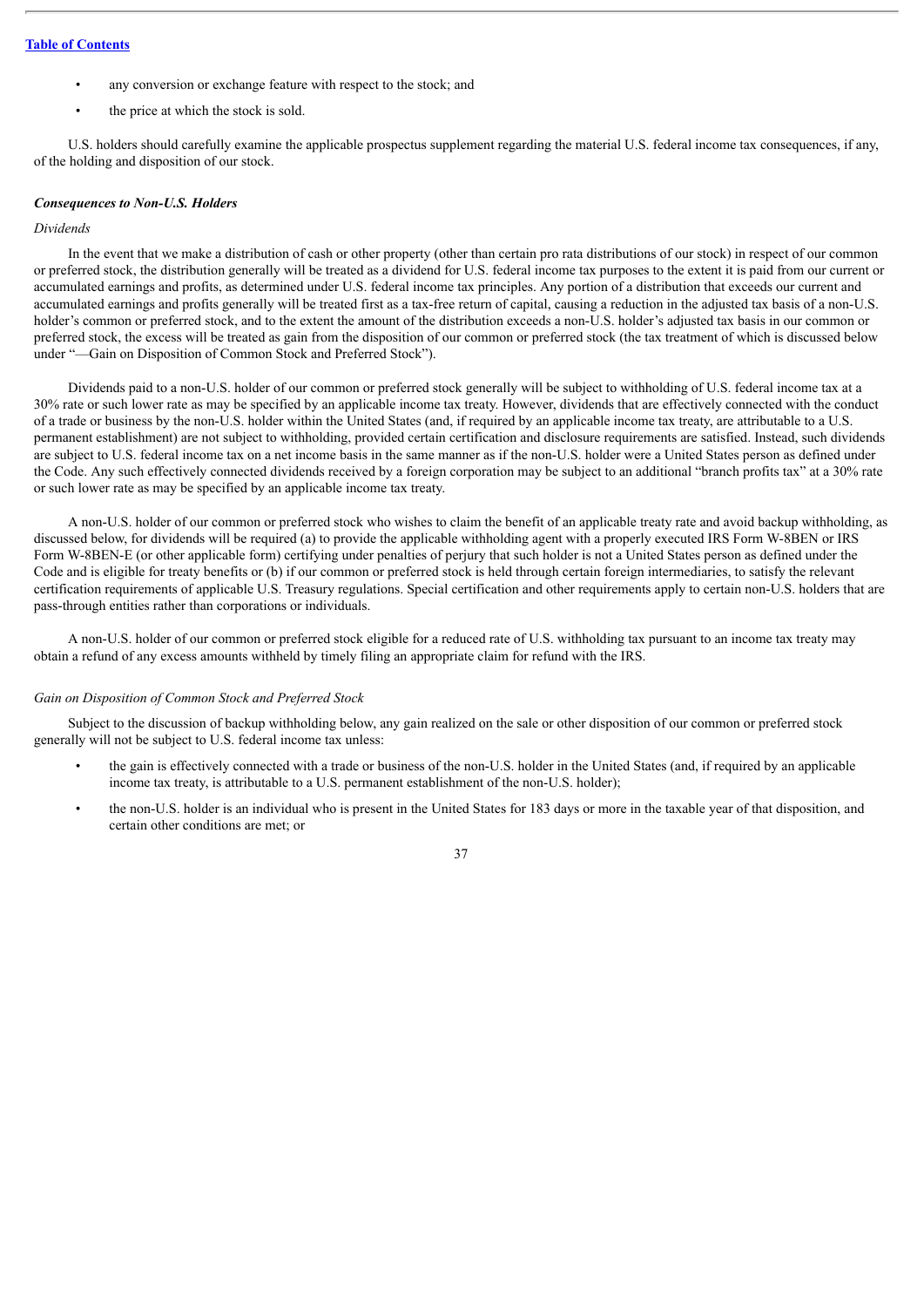- any conversion or exchange feature with respect to the stock; and
- the price at which the stock is sold.

U.S. holders should carefully examine the applicable prospectus supplement regarding the material U.S. federal income tax consequences, if any, of the holding and disposition of our stock.

***Consequences to Non-U.S. Holders***

*Dividends*

In the event that we make a distribution of cash or other property (other than certain pro rata distributions of our stock) in respect of our common or preferred stock, the distribution generally will be treated as a dividend for U.S. federal income tax purposes to the extent it is paid from our current or accumulated earnings and profits, as determined under U.S. federal income tax principles. Any portion of a distribution that exceeds our current and accumulated earnings and profits generally will be treated first as a tax-free return of capital, causing a reduction in the adjusted tax basis of a non-U.S. holder's common or preferred stock, and to the extent the amount of the distribution exceeds a non-U.S. holder's adjusted tax basis in our common or preferred stock, the excess will be treated as gain from the disposition of our common or preferred stock (the tax treatment of which is discussed below under "—Gain on Disposition of Common Stock and Preferred Stock").

Dividends paid to a non-U.S. holder of our common or preferred stock generally will be subject to withholding of U.S. federal income tax at a 30% rate or such lower rate as may be specified by an applicable income tax treaty. However, dividends that are effectively connected with the conduct of a trade or business by the non-U.S. holder within the United States (and, if required by an applicable income tax treaty, are attributable to a U.S. permanent establishment) are not subject to withholding, provided certain certification and disclosure requirements are satisfied. Instead, such dividends are subject to U.S. federal income tax on a net income basis in the same manner as if the non-U.S. holder were a United States person as defined under the Code. Any such effectively connected dividends received by a foreign corporation may be subject to an additional "branch profits tax" at a 30% rate or such lower rate as may be specified by an applicable income tax treaty.

A non-U.S. holder of our common or preferred stock who wishes to claim the benefit of an applicable treaty rate and avoid backup withholding, as discussed below, for dividends will be required (a) to provide the applicable withholding agent with a properly executed IRS Form W-8BEN or IRS Form W-8BEN-E (or other applicable form) certifying under penalties of perjury that such holder is not a United States person as defined under the Code and is eligible for treaty benefits or (b) if our common or preferred stock is held through certain foreign intermediaries, to satisfy the relevant certification requirements of applicable U.S. Treasury regulations. Special certification and other requirements apply to certain non-U.S. holders that are pass-through entities rather than corporations or individuals.

A non-U.S. holder of our common or preferred stock eligible for a reduced rate of U.S. withholding tax pursuant to an income tax treaty may obtain a refund of any excess amounts withheld by timely filing an appropriate claim for refund with the IRS.

*Gain on Disposition of Common Stock and Preferred Stock*

Subject to the discussion of backup withholding below, any gain realized on the sale or other disposition of our common or preferred stock generally will not be subject to U.S. federal income tax unless:

- the gain is effectively connected with a trade or business of the non-U.S. holder in the United States (and, if required by an applicable income tax treaty, is attributable to a U.S. permanent establishment of the non-U.S. holder);
- the non-U.S. holder is an individual who is present in the United States for 183 days or more in the taxable year of that disposition, and certain other conditions are met; or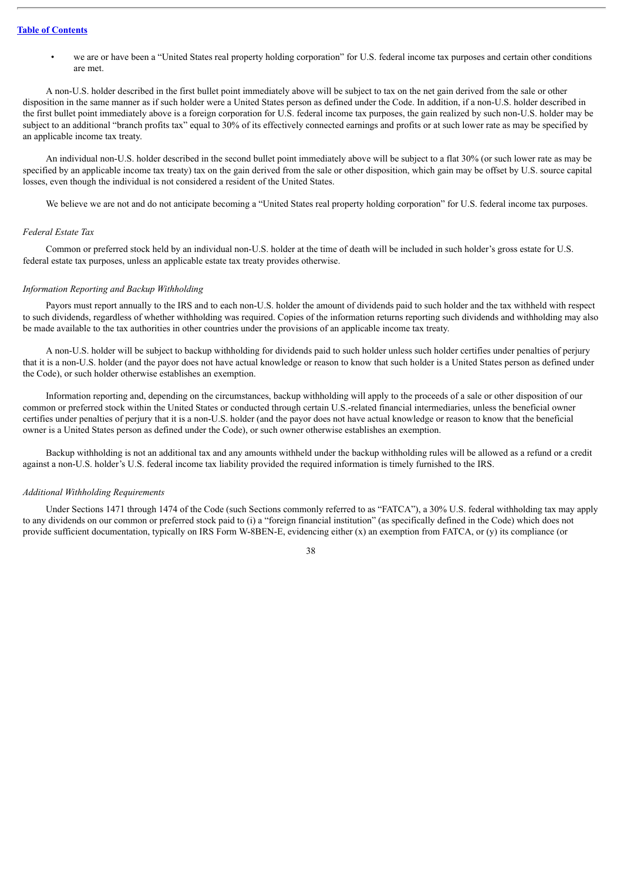- we are or have been a "United States real property holding corporation" for U.S. federal income tax purposes and certain other conditions are met.

A non-U.S. holder described in the first bullet point immediately above will be subject to tax on the net gain derived from the sale or other disposition in the same manner as if such holder were a United States person as defined under the Code. In addition, if a non-U.S. holder described in the first bullet point immediately above is a foreign corporation for U.S. federal income tax purposes, the gain realized by such non-U.S. holder may be subject to an additional "branch profits tax" equal to 30% of its effectively connected earnings and profits or at such lower rate as may be specified by an applicable income tax treaty.

An individual non-U.S. holder described in the second bullet point immediately above will be subject to a flat 30% (or such lower rate as may be specified by an applicable income tax treaty) tax on the gain derived from the sale or other disposition, which gain may be offset by U.S. source capital losses, even though the individual is not considered a resident of the United States.

We believe we are not and do not anticipate becoming a "United States real property holding corporation" for U.S. federal income tax purposes.

*Federal Estate Tax*

Common or preferred stock held by an individual non-U.S. holder at the time of death will be included in such holder's gross estate for U.S. federal estate tax purposes, unless an applicable estate tax treaty provides otherwise.

*Information Reporting and Backup Withholding*

Payors must report annually to the IRS and to each non-U.S. holder the amount of dividends paid to such holder and the tax withheld with respect to such dividends, regardless of whether withholding was required. Copies of the information returns reporting such dividends and withholding may also be made available to the tax authorities in other countries under the provisions of an applicable income tax treaty.

A non-U.S. holder will be subject to backup withholding for dividends paid to such holder unless such holder certifies under penalties of perjury that it is a non-U.S. holder (and the payor does not have actual knowledge or reason to know that such holder is a United States person as defined under the Code), or such holder otherwise establishes an exemption.

Information reporting and, depending on the circumstances, backup withholding will apply to the proceeds of a sale or other disposition of our common or preferred stock within the United States or conducted through certain U.S.-related financial intermediaries, unless the beneficial owner certifies under penalties of perjury that it is a non-U.S. holder (and the payor does not have actual knowledge or reason to know that the beneficial owner is a United States person as defined under the Code), or such owner otherwise establishes an exemption.

Backup withholding is not an additional tax and any amounts withheld under the backup withholding rules will be allowed as a refund or a credit against a non-U.S. holder's U.S. federal income tax liability provided the required information is timely furnished to the IRS.

*Additional Withholding Requirements*

Under Sections 1471 through 1474 of the Code (such Sections commonly referred to as "FATCA"), a 30% U.S. federal withholding tax may apply to any dividends on our common or preferred stock paid to (i) a "foreign financial institution" (as specifically defined in the Code) which does not provide sufficient documentation, typically on IRS Form W-8BEN-E, evidencing either (x) an exemption from FATCA, or (y) its compliance (or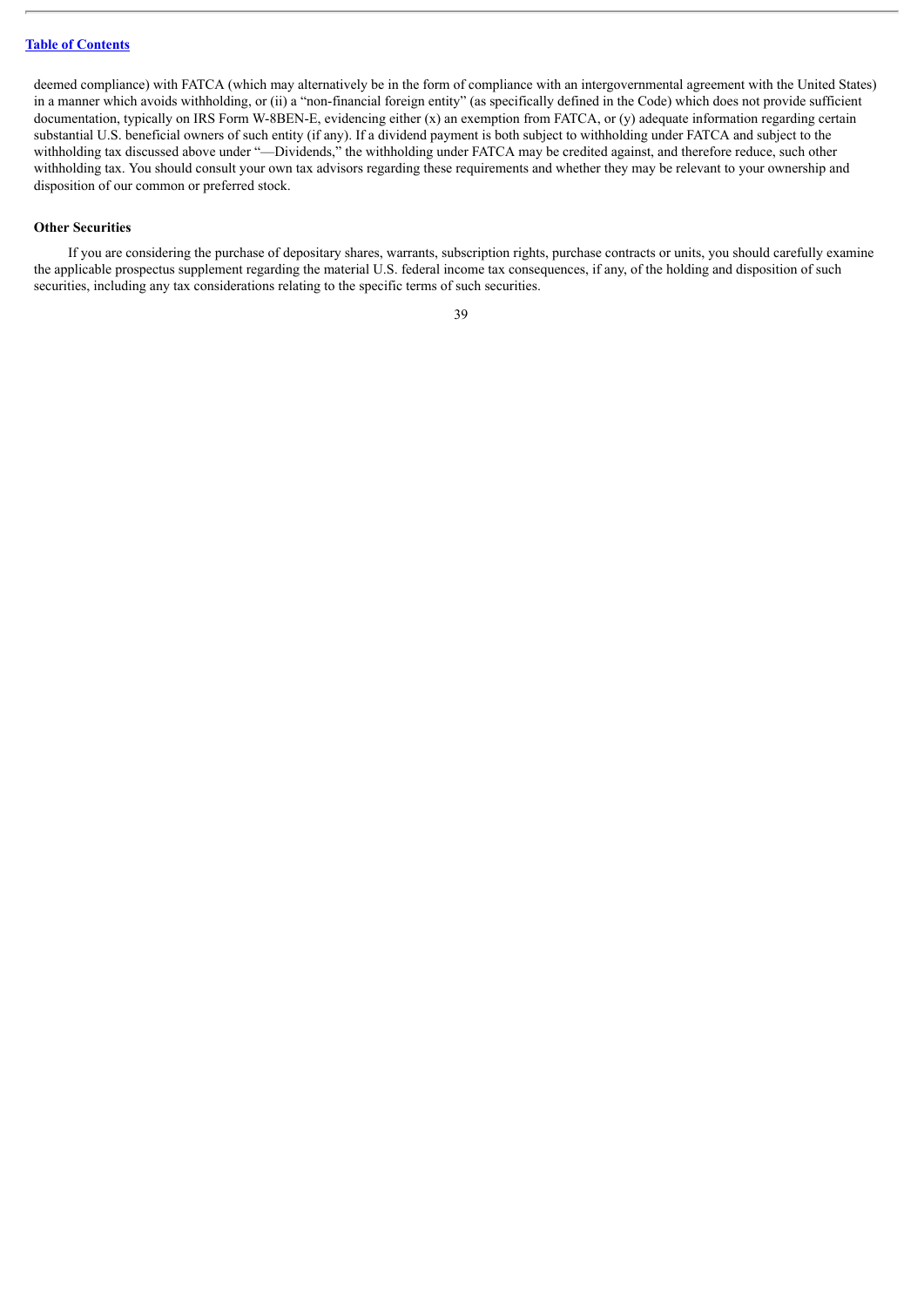deemed compliance) with FATCA (which may alternatively be in the form of compliance with an intergovernmental agreement with the United States) in a manner which avoids withholding, or (ii) a "non-financial foreign entity" (as specifically defined in the Code) which does not provide sufficient documentation, typically on IRS Form W-8BEN-E, evidencing either (x) an exemption from FATCA, or (y) adequate information regarding certain substantial U.S. beneficial owners of such entity (if any). If a dividend payment is both subject to withholding under FATCA and subject to the withholding tax discussed above under "—Dividends," the withholding under FATCA may be credited against, and therefore reduce, such other withholding tax. You should consult your own tax advisors regarding these requirements and whether they may be relevant to your ownership and disposition of our common or preferred stock.

**Other Securities**

If you are considering the purchase of depositary shares, warrants, subscription rights, purchase contracts or units, you should carefully examine the applicable prospectus supplement regarding the material U.S. federal income tax consequences, if any, of the holding and disposition of such securities, including any tax considerations relating to the specific terms of such securities.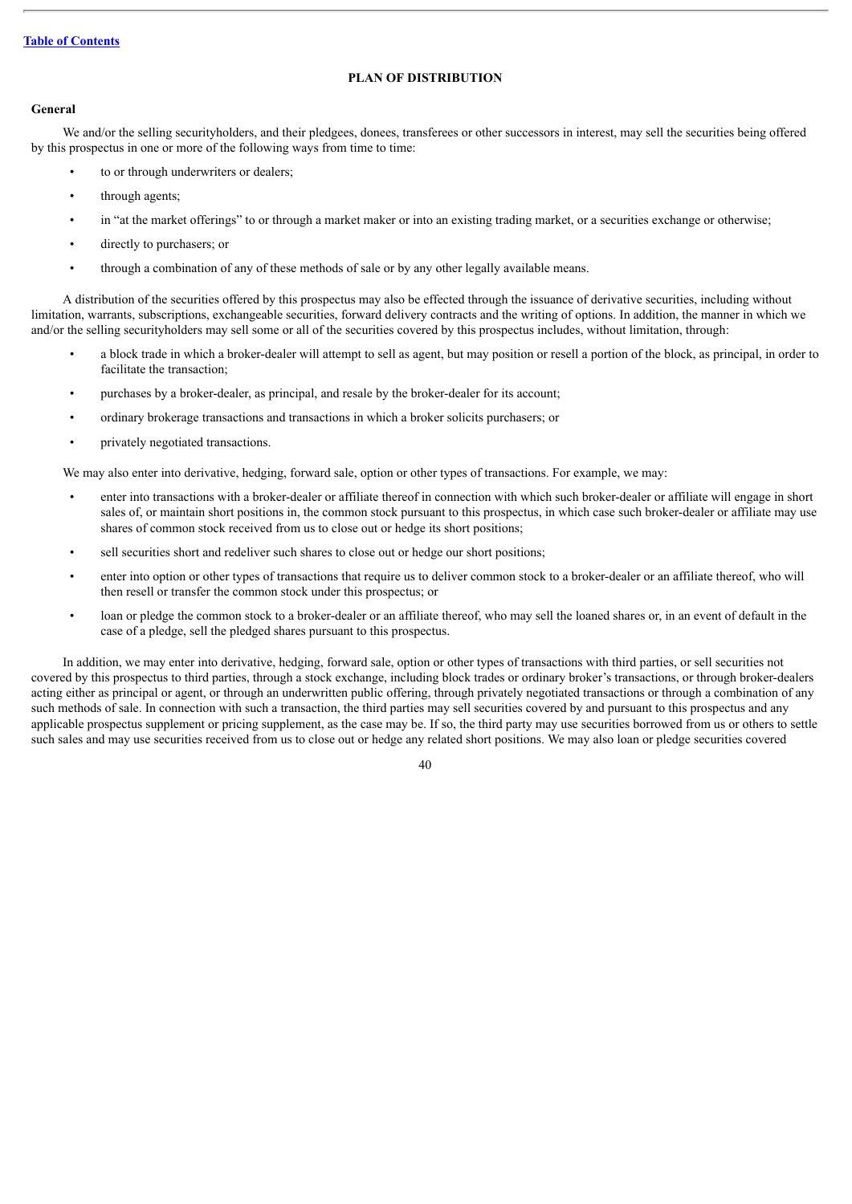## PLAN OF DISTRIBUTION

### General

We and/or the selling securityholders, and their pledgees, donees, transferees or other successors in interest, may sell the securities being offered by this prospectus in one or more of the following ways from time to time:

- to or through underwriters or dealers;
- through agents;
- in "at the market offerings" to or through a market maker or into an existing trading market, or a securities exchange or otherwise;
- directly to purchasers; or
- through a combination of any of these methods of sale or by any other legally available means.

A distribution of the securities offered by this prospectus may also be effected through the issuance of derivative securities, including without limitation, warrants, subscriptions, exchangeable securities, forward delivery contracts and the writing of options. In addition, the manner in which we and/or the selling securityholders may sell some or all of the securities covered by this prospectus includes, without limitation, through:

- a block trade in which a broker-dealer will attempt to sell as agent, but may position or resell a portion of the block, as principal, in order to facilitate the transaction;
- purchases by a broker-dealer, as principal, and resale by the broker-dealer for its account;
- ordinary brokerage transactions and transactions in which a broker solicits purchasers; or
- privately negotiated transactions.

We may also enter into derivative, hedging, forward sale, option or other types of transactions. For example, we may:

- enter into transactions with a broker-dealer or affiliate thereof in connection with which such broker-dealer or affiliate will engage in short sales of, or maintain short positions in, the common stock pursuant to this prospectus, in which case such broker-dealer or affiliate may use shares of common stock received from us to close out or hedge its short positions;
- sell securities short and redeliver such shares to close out or hedge our short positions;
- enter into option or other types of transactions that require us to deliver common stock to a broker-dealer or an affiliate thereof, who will then resell or transfer the common stock under this prospectus; or
- loan or pledge the common stock to a broker-dealer or an affiliate thereof, who may sell the loaned shares or, in an event of default in the case of a pledge, sell the pledged shares pursuant to this prospectus.

In addition, we may enter into derivative, hedging, forward sale, option or other types of transactions with third parties, or sell securities not covered by this prospectus to third parties, through a stock exchange, including block trades or ordinary broker's transactions, or through broker-dealers acting either as principal or agent, or through an underwritten public offering, through privately negotiated transactions or through a combination of any such methods of sale. In connection with such a transaction, the third parties may sell securities covered by and pursuant to this prospectus and any applicable prospectus supplement or pricing supplement, as the case may be. If so, the third party may use securities borrowed from us or others to settle such sales and may use securities received from us to close out or hedge any related short positions. We may also loan or pledge securities covered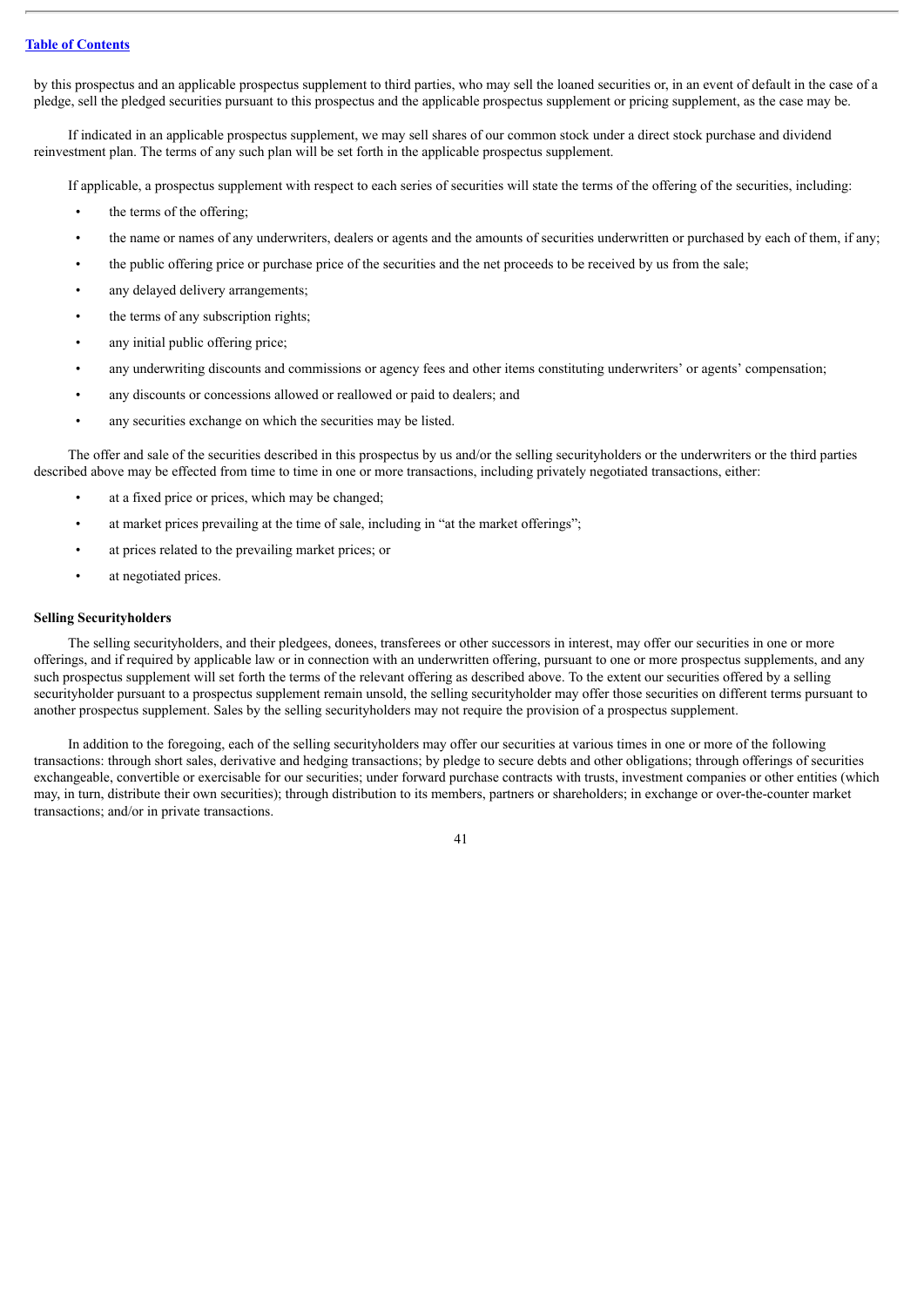by this prospectus and an applicable prospectus supplement to third parties, who may sell the loaned securities or, in an event of default in the case of a pledge, sell the pledged securities pursuant to this prospectus and the applicable prospectus supplement or pricing supplement, as the case may be.

If indicated in an applicable prospectus supplement, we may sell shares of our common stock under a direct stock purchase and dividend reinvestment plan. The terms of any such plan will be set forth in the applicable prospectus supplement.

If applicable, a prospectus supplement with respect to each series of securities will state the terms of the offering of the securities, including:

- the terms of the offering;
- the name or names of any underwriters, dealers or agents and the amounts of securities underwritten or purchased by each of them, if any;
- the public offering price or purchase price of the securities and the net proceeds to be received by us from the sale;
- any delayed delivery arrangements;
- the terms of any subscription rights;
- any initial public offering price;
- any underwriting discounts and commissions or agency fees and other items constituting underwriters' or agents' compensation;
- any discounts or concessions allowed or reallowed or paid to dealers; and
- any securities exchange on which the securities may be listed.

The offer and sale of the securities described in this prospectus by us and/or the selling securityholders or the underwriters or the third parties described above may be effected from time to time in one or more transactions, including privately negotiated transactions, either:

- at a fixed price or prices, which may be changed;
- at market prices prevailing at the time of sale, including in "at the market offerings";
- at prices related to the prevailing market prices; or
- at negotiated prices.

**Selling Securityholders**

The selling securityholders, and their pledgees, donees, transferees or other successors in interest, may offer our securities in one or more offerings, and if required by applicable law or in connection with an underwritten offering, pursuant to one or more prospectus supplements, and any such prospectus supplement will set forth the terms of the relevant offering as described above. To the extent our securities offered by a selling securityholder pursuant to a prospectus supplement remain unsold, the selling securityholder may offer those securities on different terms pursuant to another prospectus supplement. Sales by the selling securityholders may not require the provision of a prospectus supplement.

In addition to the foregoing, each of the selling securityholders may offer our securities at various times in one or more of the following transactions: through short sales, derivative and hedging transactions; by pledge to secure debts and other obligations; through offerings of securities exchangeable, convertible or exercisable for our securities; under forward purchase contracts with trusts, investment companies or other entities (which may, in turn, distribute their own securities); through distribution to its members, partners or shareholders; in exchange or over-the-counter market transactions; and/or in private transactions.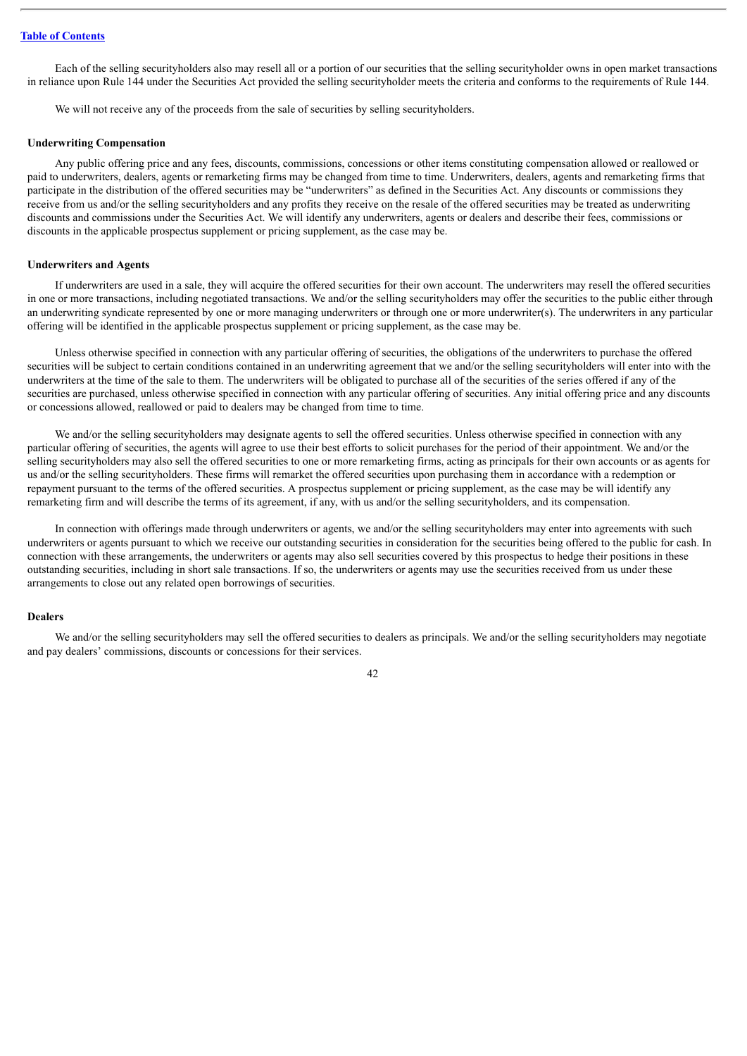Each of the selling securityholders also may resell all or a portion of our securities that the selling securityholder owns in open market transactions in reliance upon Rule 144 under the Securities Act provided the selling securityholder meets the criteria and conforms to the requirements of Rule 144.

We will not receive any of the proceeds from the sale of securities by selling securityholders.

**Underwriting Compensation**

Any public offering price and any fees, discounts, commissions, concessions or other items constituting compensation allowed or reallowed or paid to underwriters, dealers, agents or remarketing firms may be changed from time to time. Underwriters, dealers, agents and remarketing firms that participate in the distribution of the offered securities may be "underwriters" as defined in the Securities Act. Any discounts or commissions they receive from us and/or the selling securityholders and any profits they receive on the resale of the offered securities may be treated as underwriting discounts and commissions under the Securities Act. We will identify any underwriters, agents or dealers and describe their fees, commissions or discounts in the applicable prospectus supplement or pricing supplement, as the case may be.

**Underwriters and Agents**

If underwriters are used in a sale, they will acquire the offered securities for their own account. The underwriters may resell the offered securities in one or more transactions, including negotiated transactions. We and/or the selling securityholders may offer the securities to the public either through an underwriting syndicate represented by one or more managing underwriters or through one or more underwriter(s). The underwriters in any particular offering will be identified in the applicable prospectus supplement or pricing supplement, as the case may be.

Unless otherwise specified in connection with any particular offering of securities, the obligations of the underwriters to purchase the offered securities will be subject to certain conditions contained in an underwriting agreement that we and/or the selling securityholders will enter into with the underwriters at the time of the sale to them. The underwriters will be obligated to purchase all of the securities of the series offered if any of the securities are purchased, unless otherwise specified in connection with any particular offering of securities. Any initial offering price and any discounts or concessions allowed, reallowed or paid to dealers may be changed from time to time.

We and/or the selling securityholders may designate agents to sell the offered securities. Unless otherwise specified in connection with any particular offering of securities, the agents will agree to use their best efforts to solicit purchases for the period of their appointment. We and/or the selling securityholders may also sell the offered securities to one or more remarketing firms, acting as principals for their own accounts or as agents for us and/or the selling securityholders. These firms will remarket the offered securities upon purchasing them in accordance with a redemption or repayment pursuant to the terms of the offered securities. A prospectus supplement or pricing supplement, as the case may be will identify any remarketing firm and will describe the terms of its agreement, if any, with us and/or the selling securityholders, and its compensation.

In connection with offerings made through underwriters or agents, we and/or the selling securityholders may enter into agreements with such underwriters or agents pursuant to which we receive our outstanding securities in consideration for the securities being offered to the public for cash. In connection with these arrangements, the underwriters or agents may also sell securities covered by this prospectus to hedge their positions in these outstanding securities, including in short sale transactions. If so, the underwriters or agents may use the securities received from us under these arrangements to close out any related open borrowings of securities.

**Dealers**

We and/or the selling securityholders may sell the offered securities to dealers as principals. We and/or the selling securityholders may negotiate and pay dealers' commissions, discounts or concessions for their services.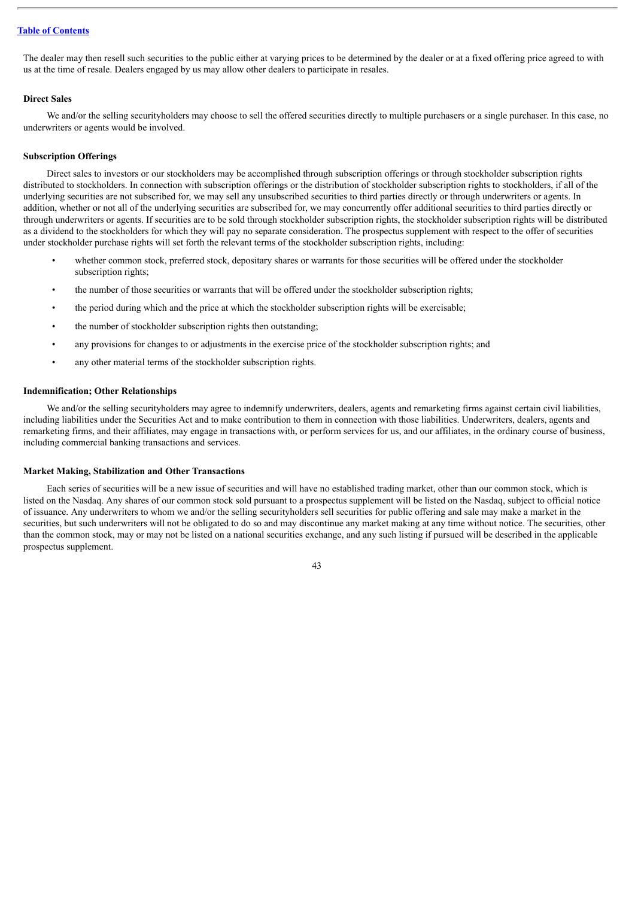The dealer may then resell such securities to the public either at varying prices to be determined by the dealer or at a fixed offering price agreed to with us at the time of resale. Dealers engaged by us may allow other dealers to participate in resales.

### Direct Sales

We and/or the selling securityholders may choose to sell the offered securities directly to multiple purchasers or a single purchaser. In this case, no underwriters or agents would be involved.

### Subscription Offerings

Direct sales to investors or our stockholders may be accomplished through subscription offerings or through stockholder subscription rights distributed to stockholders. In connection with subscription offerings or the distribution of stockholder subscription rights to stockholders, if all of the underlying securities are not subscribed for, we may sell any unsubscribed securities to third parties directly or through underwriters or agents. In addition, whether or not all of the underlying securities are subscribed for, we may concurrently offer additional securities to third parties directly or through underwriters or agents. If securities are to be sold through stockholder subscription rights, the stockholder subscription rights will be distributed as a dividend to the stockholders for which they will pay no separate consideration. The prospectus supplement with respect to the offer of securities under stockholder purchase rights will set forth the relevant terms of the stockholder subscription rights, including:

- whether common stock, preferred stock, depositary shares or warrants for those securities will be offered under the stockholder subscription rights;
- the number of those securities or warrants that will be offered under the stockholder subscription rights;
- the period during which and the price at which the stockholder subscription rights will be exercisable;
- the number of stockholder subscription rights then outstanding;
- any provisions for changes to or adjustments in the exercise price of the stockholder subscription rights; and
- any other material terms of the stockholder subscription rights.

### Indemnification; Other Relationships

We and/or the selling securityholders may agree to indemnify underwriters, dealers, agents and remarketing firms against certain civil liabilities, including liabilities under the Securities Act and to make contribution to them in connection with those liabilities. Underwriters, dealers, agents and remarketing firms, and their affiliates, may engage in transactions with, or perform services for us, and our affiliates, in the ordinary course of business, including commercial banking transactions and services.

### Market Making, Stabilization and Other Transactions

Each series of securities will be a new issue of securities and will have no established trading market, other than our common stock, which is listed on the Nasdaq. Any shares of our common stock sold pursuant to a prospectus supplement will be listed on the Nasdaq, subject to official notice of issuance. Any underwriters to whom we and/or the selling securityholders sell securities for public offering and sale may make a market in the securities, but such underwriters will not be obligated to do so and may discontinue any market making at any time without notice. The securities, other than the common stock, may or may not be listed on a national securities exchange, and any such listing if pursued will be described in the applicable prospectus supplement.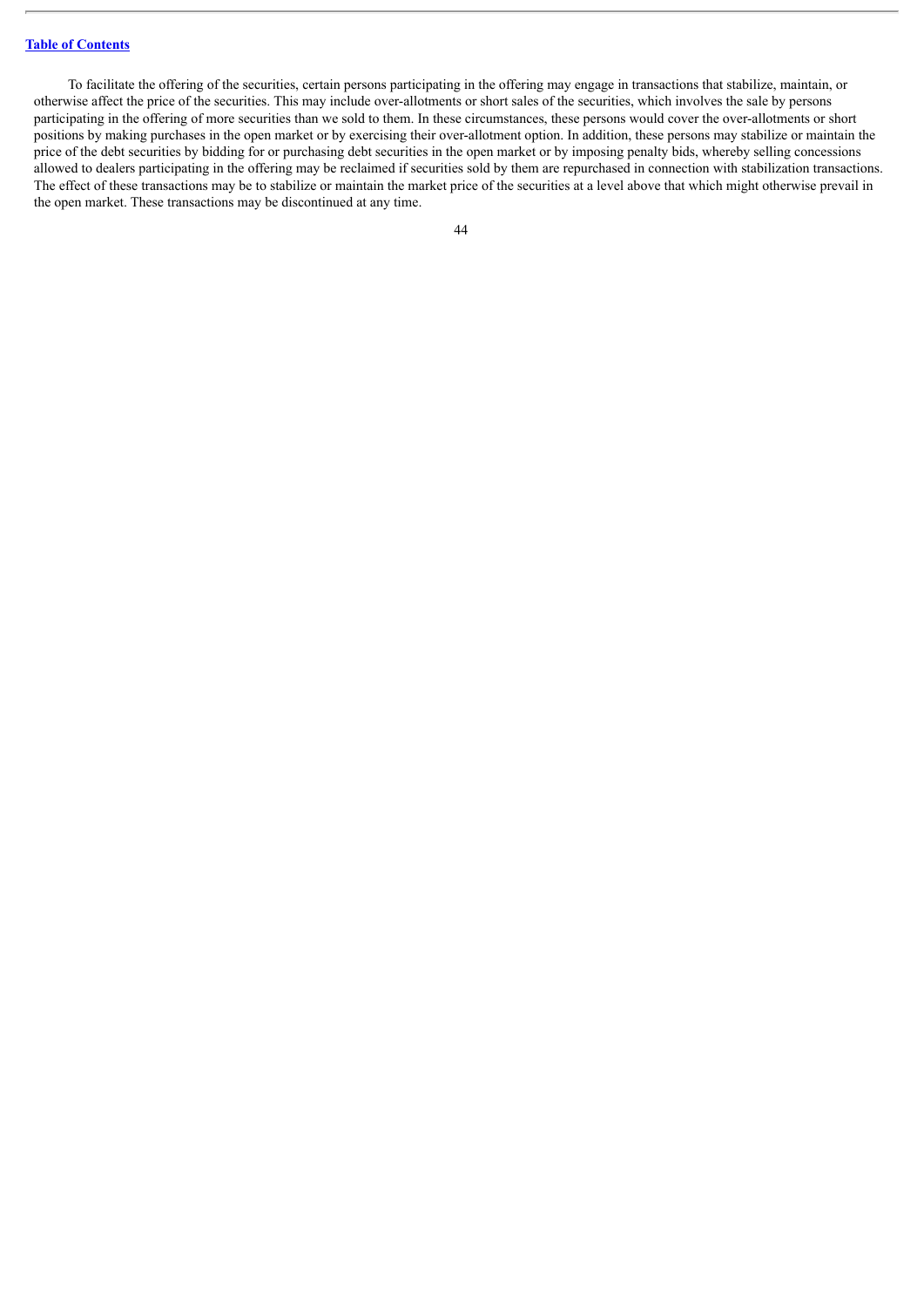To facilitate the offering of the securities, certain persons participating in the offering may engage in transactions that stabilize, maintain, or otherwise affect the price of the securities. This may include over-allotments or short sales of the securities, which involves the sale by persons participating in the offering of more securities than we sold to them. In these circumstances, these persons would cover the over-allotments or short positions by making purchases in the open market or by exercising their over-allotment option. In addition, these persons may stabilize or maintain the price of the debt securities by bidding for or purchasing debt securities in the open market or by imposing penalty bids, whereby selling concessions allowed to dealers participating in the offering may be reclaimed if securities sold by them are repurchased in connection with stabilization transactions. The effect of these transactions may be to stabilize or maintain the market price of the securities at a level above that which might otherwise prevail in the open market. These transactions may be discontinued at any time.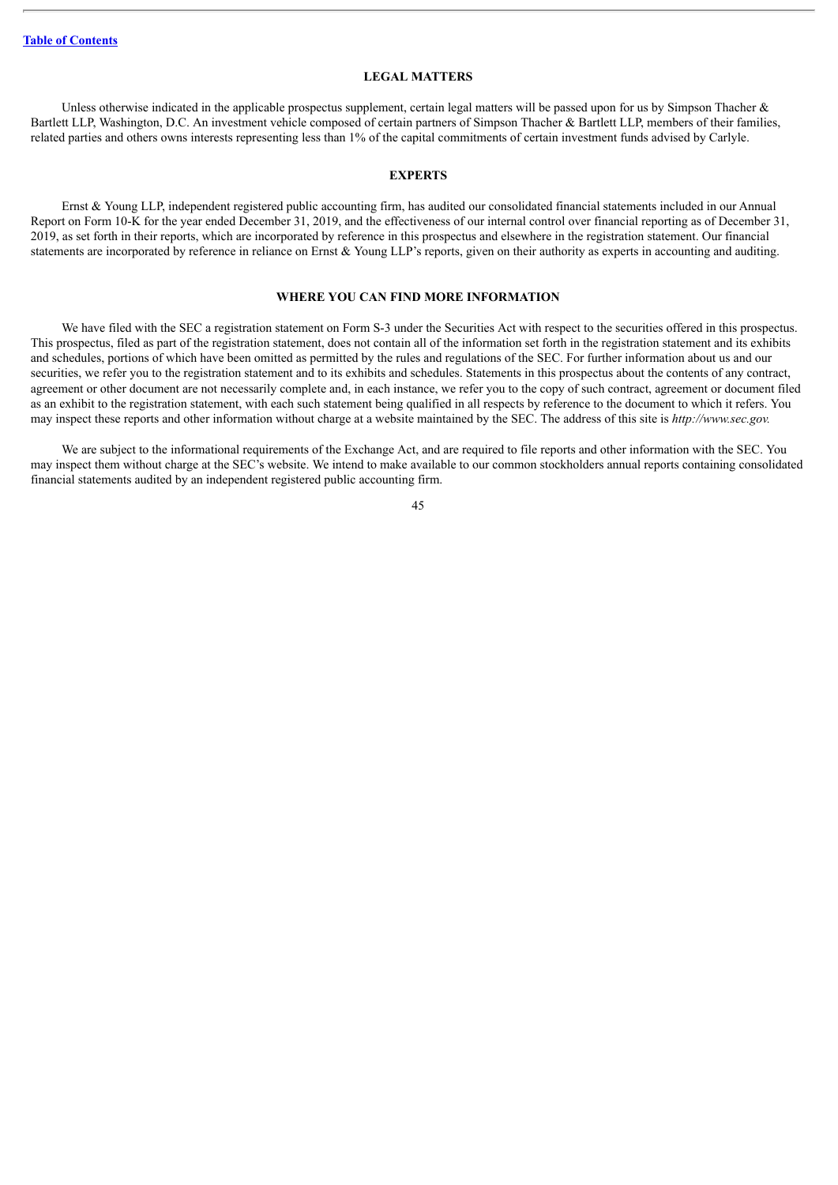## LEGAL MATTERS

Unless otherwise indicated in the applicable prospectus supplement, certain legal matters will be passed upon for us by Simpson Thacher & Bartlett LLP, Washington, D.C. An investment vehicle composed of certain partners of Simpson Thacher & Bartlett LLP, members of their families, related parties and others owns interests representing less than 1% of the capital commitments of certain investment funds advised by Carlyle.

## EXPERTS

Ernst & Young LLP, independent registered public accounting firm, has audited our consolidated financial statements included in our Annual Report on Form 10-K for the year ended December 31, 2019, and the effectiveness of our internal control over financial reporting as of December 31, 2019, as set forth in their reports, which are incorporated by reference in this prospectus and elsewhere in the registration statement. Our financial statements are incorporated by reference in reliance on Ernst & Young LLP's reports, given on their authority as experts in accounting and auditing.

## WHERE YOU CAN FIND MORE INFORMATION

We have filed with the SEC a registration statement on Form S-3 under the Securities Act with respect to the securities offered in this prospectus. This prospectus, filed as part of the registration statement, does not contain all of the information set forth in the registration statement and its exhibits and schedules, portions of which have been omitted as permitted by the rules and regulations of the SEC. For further information about us and our securities, we refer you to the registration statement and to its exhibits and schedules. Statements in this prospectus about the contents of any contract, agreement or other document are not necessarily complete and, in each instance, we refer you to the copy of such contract, agreement or document filed as an exhibit to the registration statement, with each such statement being qualified in all respects by reference to the document to which it refers. You may inspect these reports and other information without charge at a website maintained by the SEC. The address of this site is *http://www.sec.gov.*

We are subject to the informational requirements of the Exchange Act, and are required to file reports and other information with the SEC. You may inspect them without charge at the SEC's website. We intend to make available to our common stockholders annual reports containing consolidated financial statements audited by an independent registered public accounting firm.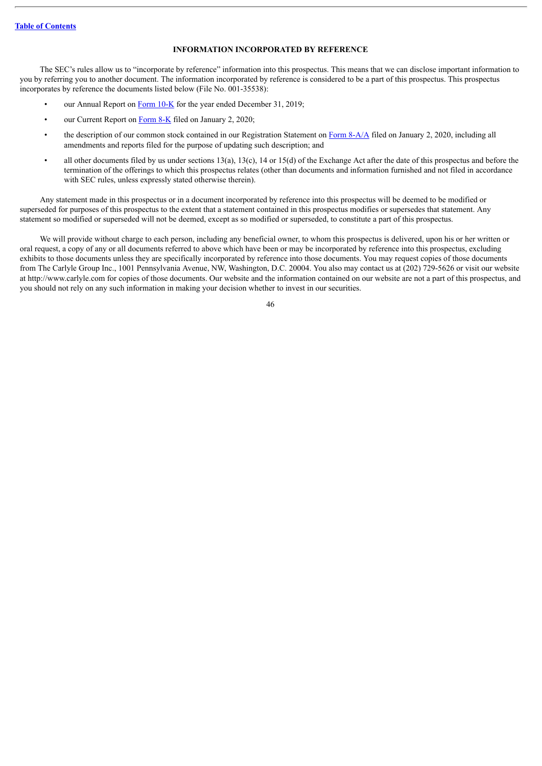# INFORMATION INCORPORATED BY REFERENCE

The SEC's rules allow us to "incorporate by reference" information into this prospectus. This means that we can disclose important information to you by referring you to another document. The information incorporated by reference is considered to be a part of this prospectus. This prospectus incorporates by reference the documents listed below (File No. 001-35538):

- our Annual Report on Form 10-K for the year ended December 31, 2019;
- our Current Report on Form 8-K filed on January 2, 2020;
- the description of our common stock contained in our Registration Statement on Form 8-A/A filed on January 2, 2020, including all amendments and reports filed for the purpose of updating such description; and
- all other documents filed by us under sections 13(a), 13(c), 14 or 15(d) of the Exchange Act after the date of this prospectus and before the termination of the offerings to which this prospectus relates (other than documents and information furnished and not filed in accordance with SEC rules, unless expressly stated otherwise therein).

Any statement made in this prospectus or in a document incorporated by reference into this prospectus will be deemed to be modified or superseded for purposes of this prospectus to the extent that a statement contained in this prospectus modifies or supersedes that statement. Any statement so modified or superseded will not be deemed, except as so modified or superseded, to constitute a part of this prospectus.

We will provide without charge to each person, including any beneficial owner, to whom this prospectus is delivered, upon his or her written or oral request, a copy of any or all documents referred to above which have been or may be incorporated by reference into this prospectus, excluding exhibits to those documents unless they are specifically incorporated by reference into those documents. You may request copies of those documents from The Carlyle Group Inc., 1001 Pennsylvania Avenue, NW, Washington, D.C. 20004. You also may contact us at (202) 729-5626 or visit our website at http://www.carlyle.com for copies of those documents. Our website and the information contained on our website are not a part of this prospectus, and you should not rely on any such information in making your decision whether to invest in our securities.